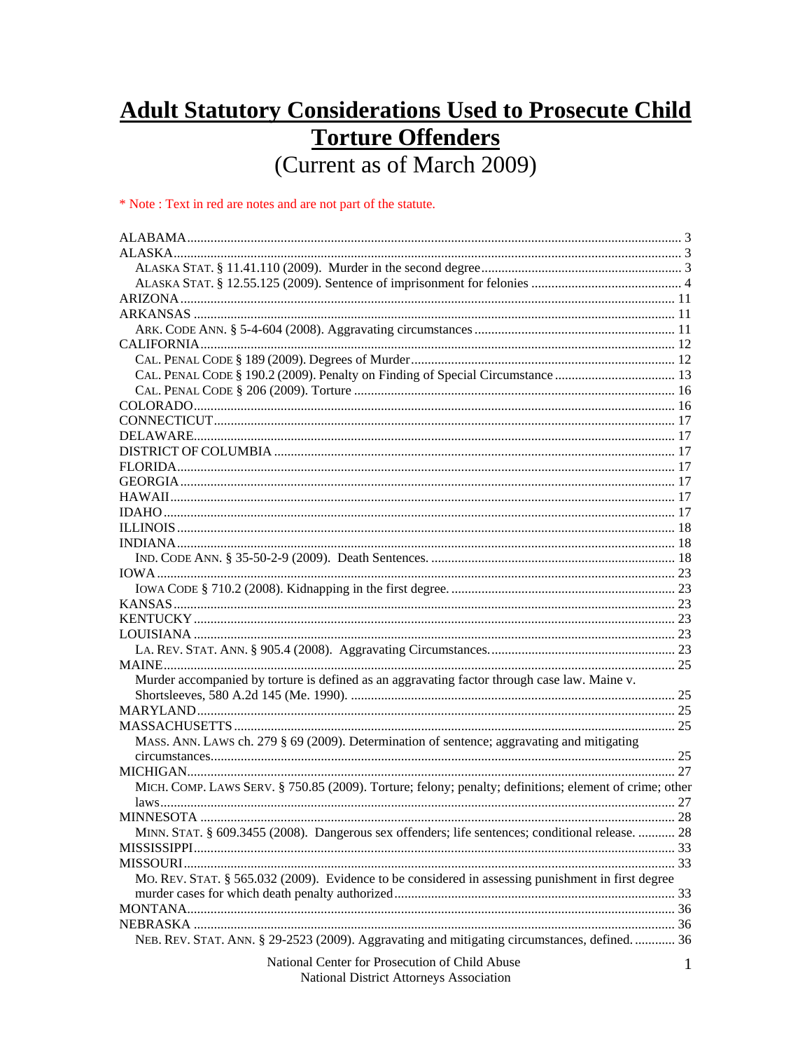# Adult Statutory Considerations Used to Prosecute Child Torture Offenders

(Current as of March 2009)

\* Note : Text in red are notes and are not part of the statute.

ALABAMA ........................................................................................................................ 3
ALASKA .......................................................................................................................... 3
ALASKA STAT. § 11.41.110 (2009). Murder in the second degree ........................................................... 3
ALASKA STAT. § 12.55.125 (2009). Sentence of imprisonment for felonies ............................................ 4
ARIZONA ........................................................................................................................ 11
ARKANSAS ..................................................................................................................... 11
ARK. CODE ANN. § 5-4-604 (2008). Aggravating circumstances ........................................................... 11
CALIFORNIA .................................................................................................................. 12
CAL. PENAL CODE § 189 (2009). Degrees of Murder .............................................................................. 12
CAL. PENAL CODE § 190.2 (2009). Penalty on Finding of Special Circumstance .................................... 13
CAL. PENAL CODE § 206 (2009). Torture .............................................................................................. 16
COLORADO ................................................................................................................... 16
CONNECTICUT .............................................................................................................. 17
DELAWARE .................................................................................................................... 17
DISTRICT OF COLUMBIA ............................................................................................... 17
FLORIDA ........................................................................................................................ 17
GEORGIA ........................................................................................................................ 17
HAWAII ........................................................................................................................... 17
IDAHO ............................................................................................................................. 17
ILLINOIS .......................................................................................................................... 18
INDIANA ......................................................................................................................... 18
IND. CODE ANN. § 35-50-2-9 (2009). Death Sentences. ........................................................................ 18
IOWA ............................................................................................................................... 23
IOWA CODE § 710.2 (2008). Kidnapping in the first degree. .................................................................. 23
KANSAS ........................................................................................................................... 23
KENTUCKY ...................................................................................................................... 23
LOUISIANA ...................................................................................................................... 23
LA. REV. STAT. ANN. § 905.4 (2008). Aggravating Circumstances. ....................................................... 23
MAINE ............................................................................................................................. 25
Murder accompanied by torture is defined as an aggravating factor through case law. Maine v. Shortsleeves, 580 A.2d 145 (Me. 1990). ............................................................................................... 25
MARYLAND ..................................................................................................................... 25
MASSACHUSETTS ........................................................................................................... 25
MASS. ANN. LAWS ch. 279 § 69 (2009). Determination of sentence; aggravating and mitigating circumstances ........................................................................................................................................ 25
MICHIGAN ....................................................................................................................... 27
MICH. COMP. LAWS SERV. § 750.85 (2009). Torture; felony; penalty; definitions; element of crime; other laws ........................................................................................................................................ 27
MINNESOTA .................................................................................................................... 28
MINN. STAT. § 609.3455 (2008). Dangerous sex offenders; life sentences; conditional release. ........... 28
MISSISSIPPI ..................................................................................................................... 33
MISSOURI ........................................................................................................................ 33
MO. REV. STAT. § 565.032 (2009). Evidence to be considered in assessing punishment in first degree murder cases for which death penalty authorized ................................................................................... 33
MONTANA ....................................................................................................................... 36
NEBRASKA ...................................................................................................................... 36
NEB. REV. STAT. ANN. § 29-2523 (2009). Aggravating and mitigating circumstances, defined. ............ 36

National Center for Prosecution of Child Abuse
National District Attorneys Association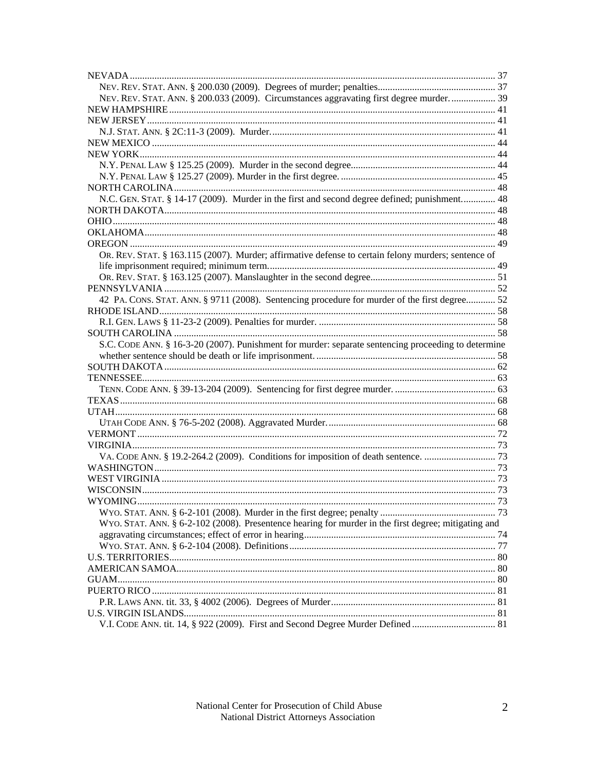NEVADA ........ 37
- NEV. REV. STAT. ANN. § 200.030 (2009). Degrees of murder; penalties........ 37
- NEV. REV. STAT. ANN. § 200.033 (2009). Circumstances aggravating first degree murder. ........ 39

NEW HAMPSHIRE ........ 41

NEW JERSEY ........ 41
- N.J. STAT. ANN. § 2C:11-3 (2009). Murder. ........ 41

NEW MEXICO ........ 44

NEW YORK ........ 44
- N.Y. PENAL LAW § 125.25 (2009). Murder in the second degree........ 44
- N.Y. PENAL LAW § 125.27 (2009). Murder in the first degree. ........ 45

NORTH CAROLINA ........ 48
- N.C. GEN. STAT. § 14-17 (2009). Murder in the first and second degree defined; punishment. ........ 48

NORTH DAKOTA ........ 48

OHIO ........ 48

OKLAHOMA ........ 48

OREGON ........ 49
- OR. REV. STAT. § 163.115 (2007). Murder; affirmative defense to certain felony murders; sentence of life imprisonment required; minimum term. ........ 49
- OR. REV. STAT. § 163.125 (2007). Manslaughter in the second degree........ 51

PENNSYLVANIA ........ 52
- 42 PA. CONS. STAT. ANN. § 9711 (2008). Sentencing procedure for murder of the first degree. ........ 52

RHODE ISLAND ........ 58
- R.I. GEN. LAWS § 11-23-2 (2009). Penalties for murder. ........ 58

SOUTH CAROLINA ........ 58
- S.C. CODE ANN. § 16-3-20 (2007). Punishment for murder: separate sentencing proceeding to determine whether sentence should be death or life imprisonment. ........ 58

SOUTH DAKOTA ........ 62

TENNESSEE ........ 63
- TENN. CODE ANN. § 39-13-204 (2009). Sentencing for first degree murder. ........ 63

TEXAS ........ 68

UTAH ........ 68
- UTAH CODE ANN. § 76-5-202 (2008). Aggravated Murder. ........ 68

VERMONT ........ 72

VIRGINIA ........ 73
- VA. CODE ANN. § 19.2-264.2 (2009). Conditions for imposition of death sentence. ........ 73

WASHINGTON ........ 73

WEST VIRGINIA ........ 73

WISCONSIN ........ 73

WYOMING ........ 73
- WYO. STAT. ANN. § 6-2-101 (2008). Murder in the first degree; penalty ........ 73
- WYO. STAT. ANN. § 6-2-102 (2008). Presentence hearing for murder in the first degree; mitigating and aggravating circumstances; effect of error in hearing ........ 74
- WYO. STAT. ANN. § 6-2-104 (2008). Definitions ........ 77

U.S. TERRITORIES ........ 80

AMERICAN SAMOA ........ 80

GUAM ........ 80

PUERTO RICO ........ 81
- P.R. LAWS ANN. tit. 33, § 4002 (2006). Degrees of Murder ........ 81

U.S. VIRGIN ISLANDS ........ 81
- V.I. CODE ANN. tit. 14, § 922 (2009). First and Second Degree Murder Defined ........ 81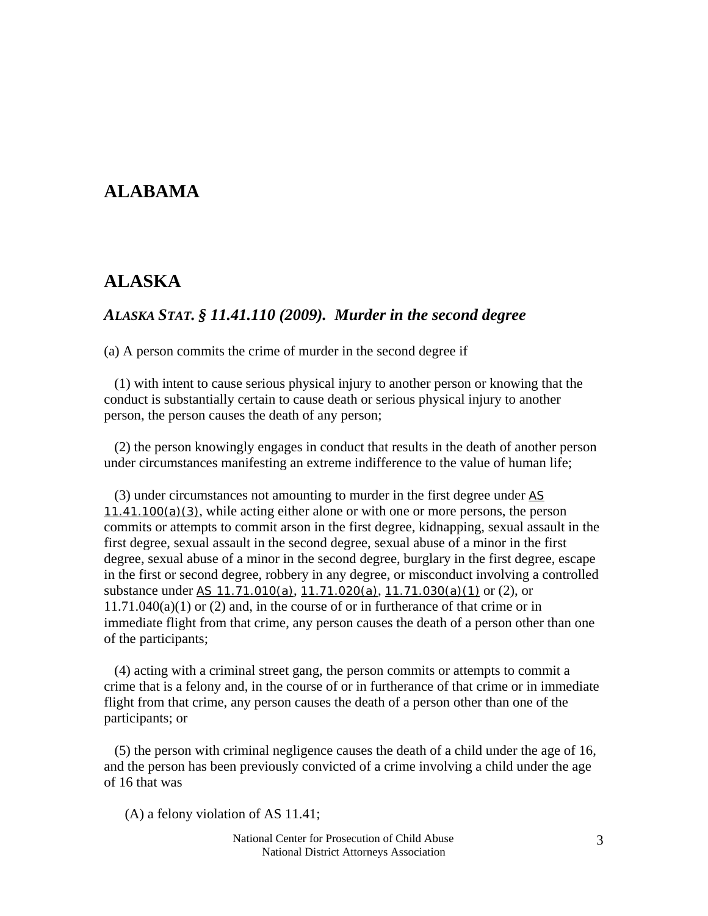## ALABAMA

## ALASKA

### *ALASKA STAT. § 11.41.110 (2009). Murder in the second degree*

(a) A person commits the crime of murder in the second degree if

(1) with intent to cause serious physical injury to another person or knowing that the conduct is substantially certain to cause death or serious physical injury to another person, the person causes the death of any person;

(2) the person knowingly engages in conduct that results in the death of another person under circumstances manifesting an extreme indifference to the value of human life;

(3) under circumstances not amounting to murder in the first degree under AS 11.41.100(a)(3), while acting either alone or with one or more persons, the person commits or attempts to commit arson in the first degree, kidnapping, sexual assault in the first degree, sexual assault in the second degree, sexual abuse of a minor in the first degree, sexual abuse of a minor in the second degree, burglary in the first degree, escape in the first or second degree, robbery in any degree, or misconduct involving a controlled substance under AS 11.71.010(a), 11.71.020(a), 11.71.030(a)(1) or (2), or 11.71.040(a)(1) or (2) and, in the course of or in furtherance of that crime or in immediate flight from that crime, any person causes the death of a person other than one of the participants;

(4) acting with a criminal street gang, the person commits or attempts to commit a crime that is a felony and, in the course of or in furtherance of that crime or in immediate flight from that crime, any person causes the death of a person other than one of the participants; or

(5) the person with criminal negligence causes the death of a child under the age of 16, and the person has been previously convicted of a crime involving a child under the age of 16 that was

(A) a felony violation of AS 11.41;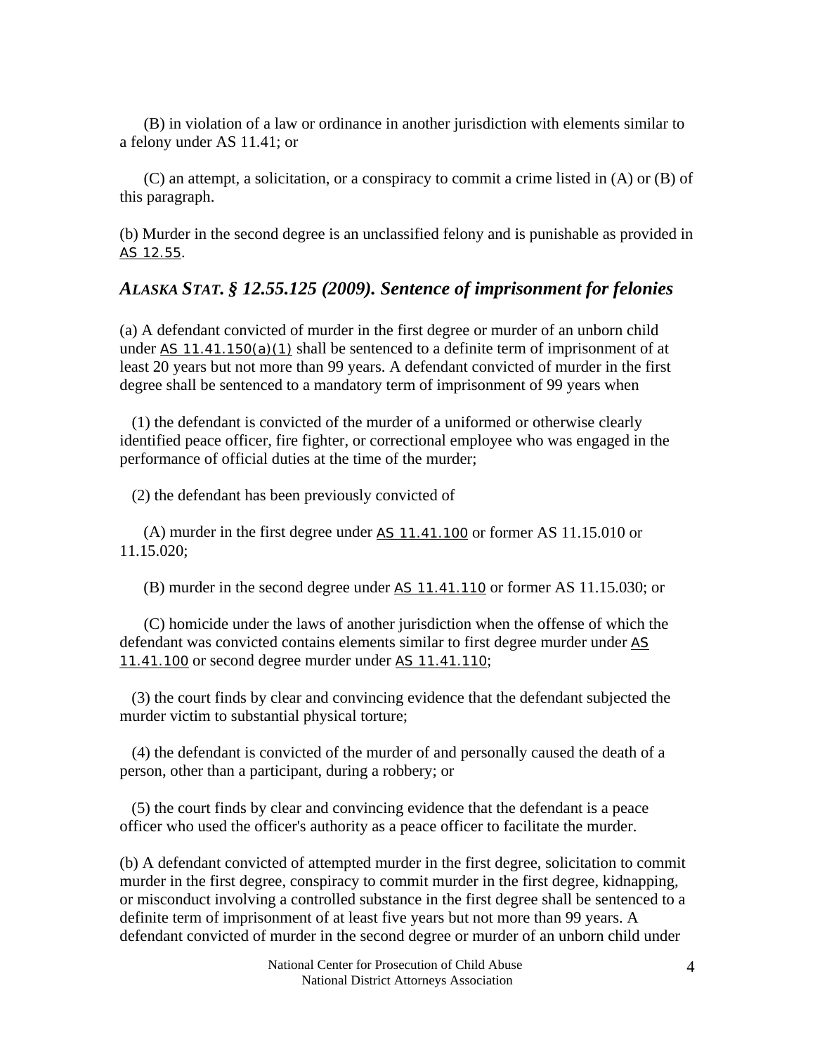(B) in violation of a law or ordinance in another jurisdiction with elements similar to a felony under AS 11.41; or

(C) an attempt, a solicitation, or a conspiracy to commit a crime listed in (A) or (B) of this paragraph.

(b) Murder in the second degree is an unclassified felony and is punishable as provided in AS 12.55.

### *ALASKA STAT. § 12.55.125 (2009). Sentence of imprisonment for felonies*

(a) A defendant convicted of murder in the first degree or murder of an unborn child under AS 11.41.150(a)(1) shall be sentenced to a definite term of imprisonment of at least 20 years but not more than 99 years. A defendant convicted of murder in the first degree shall be sentenced to a mandatory term of imprisonment of 99 years when

(1) the defendant is convicted of the murder of a uniformed or otherwise clearly identified peace officer, fire fighter, or correctional employee who was engaged in the performance of official duties at the time of the murder;

(2) the defendant has been previously convicted of

(A) murder in the first degree under AS 11.41.100 or former AS 11.15.010 or 11.15.020;

(B) murder in the second degree under AS 11.41.110 or former AS 11.15.030; or

(C) homicide under the laws of another jurisdiction when the offense of which the defendant was convicted contains elements similar to first degree murder under AS 11.41.100 or second degree murder under AS 11.41.110;

(3) the court finds by clear and convincing evidence that the defendant subjected the murder victim to substantial physical torture;

(4) the defendant is convicted of the murder of and personally caused the death of a person, other than a participant, during a robbery; or

(5) the court finds by clear and convincing evidence that the defendant is a peace officer who used the officer's authority as a peace officer to facilitate the murder.

(b) A defendant convicted of attempted murder in the first degree, solicitation to commit murder in the first degree, conspiracy to commit murder in the first degree, kidnapping, or misconduct involving a controlled substance in the first degree shall be sentenced to a definite term of imprisonment of at least five years but not more than 99 years. A defendant convicted of murder in the second degree or murder of an unborn child under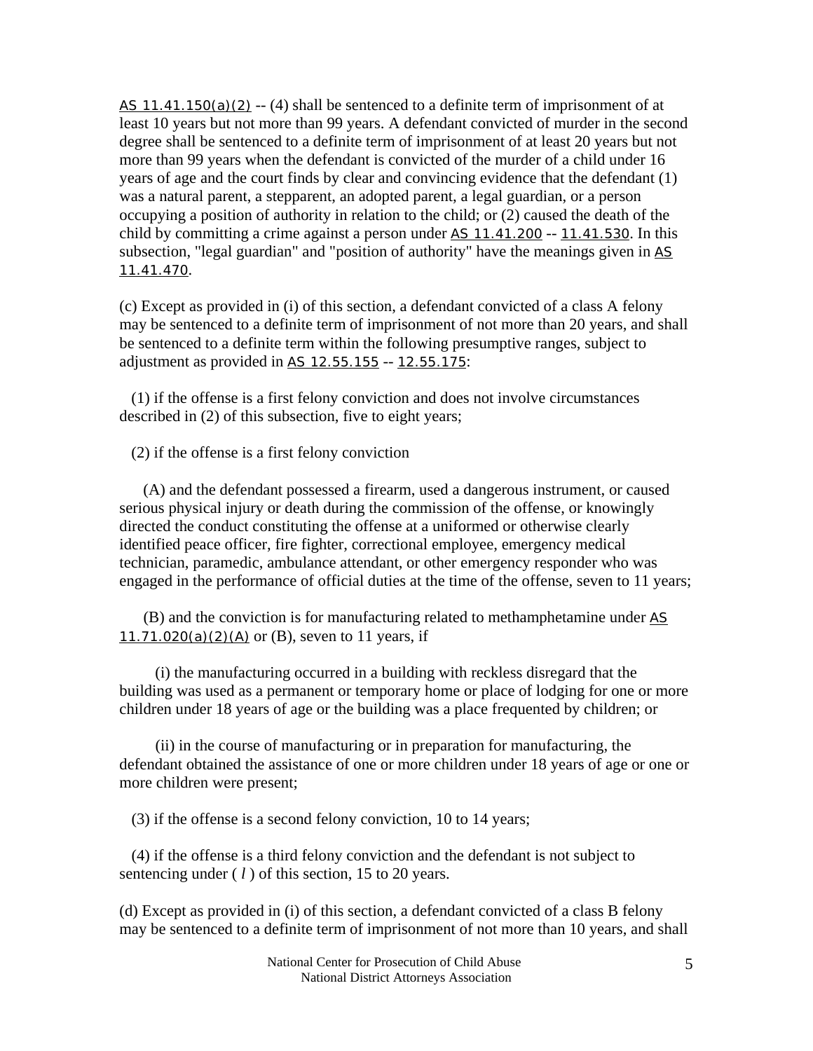AS 11.41.150(a)(2) -- (4) shall be sentenced to a definite term of imprisonment of at least 10 years but not more than 99 years. A defendant convicted of murder in the second degree shall be sentenced to a definite term of imprisonment of at least 20 years but not more than 99 years when the defendant is convicted of the murder of a child under 16 years of age and the court finds by clear and convincing evidence that the defendant (1) was a natural parent, a stepparent, an adopted parent, a legal guardian, or a person occupying a position of authority in relation to the child; or (2) caused the death of the child by committing a crime against a person under AS 11.41.200 -- 11.41.530. In this subsection, "legal guardian" and "position of authority" have the meanings given in AS 11.41.470.

(c) Except as provided in (i) of this section, a defendant convicted of a class A felony may be sentenced to a definite term of imprisonment of not more than 20 years, and shall be sentenced to a definite term within the following presumptive ranges, subject to adjustment as provided in AS 12.55.155 -- 12.55.175:

(1) if the offense is a first felony conviction and does not involve circumstances described in (2) of this subsection, five to eight years;

(2) if the offense is a first felony conviction

(A) and the defendant possessed a firearm, used a dangerous instrument, or caused serious physical injury or death during the commission of the offense, or knowingly directed the conduct constituting the offense at a uniformed or otherwise clearly identified peace officer, fire fighter, correctional employee, emergency medical technician, paramedic, ambulance attendant, or other emergency responder who was engaged in the performance of official duties at the time of the offense, seven to 11 years;

(B) and the conviction is for manufacturing related to methamphetamine under AS 11.71.020(a)(2)(A) or (B), seven to 11 years, if

(i) the manufacturing occurred in a building with reckless disregard that the building was used as a permanent or temporary home or place of lodging for one or more children under 18 years of age or the building was a place frequented by children; or

(ii) in the course of manufacturing or in preparation for manufacturing, the defendant obtained the assistance of one or more children under 18 years of age or one or more children were present;

(3) if the offense is a second felony conviction, 10 to 14 years;

(4) if the offense is a third felony conviction and the defendant is not subject to sentencing under ( *l* ) of this section, 15 to 20 years.

(d) Except as provided in (i) of this section, a defendant convicted of a class B felony may be sentenced to a definite term of imprisonment of not more than 10 years, and shall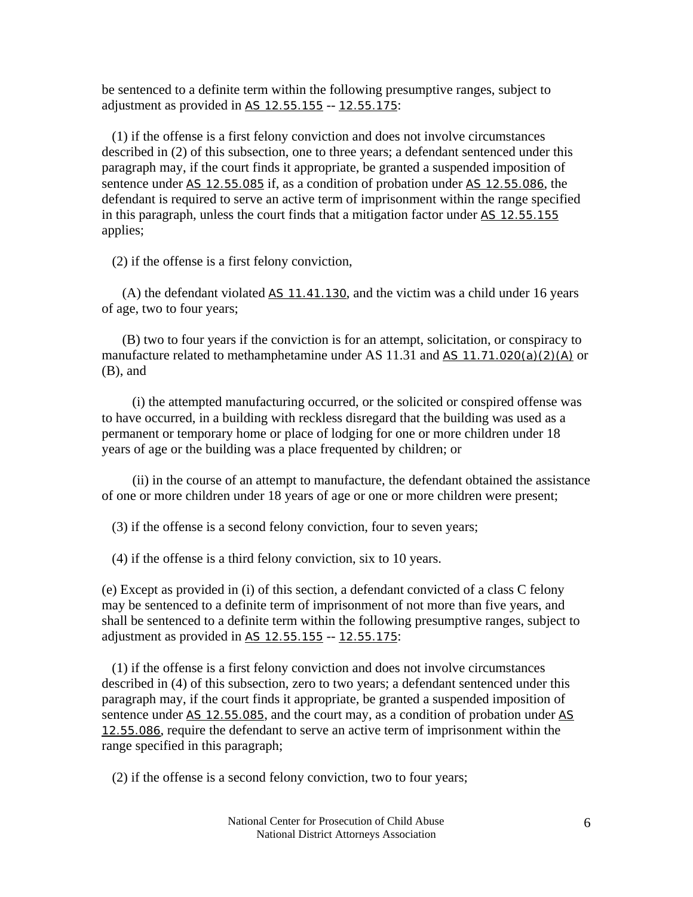be sentenced to a definite term within the following presumptive ranges, subject to adjustment as provided in AS 12.55.155 -- 12.55.175:

(1) if the offense is a first felony conviction and does not involve circumstances described in (2) of this subsection, one to three years; a defendant sentenced under this paragraph may, if the court finds it appropriate, be granted a suspended imposition of sentence under AS 12.55.085 if, as a condition of probation under AS 12.55.086, the defendant is required to serve an active term of imprisonment within the range specified in this paragraph, unless the court finds that a mitigation factor under AS 12.55.155 applies;

(2) if the offense is a first felony conviction,

(A) the defendant violated AS 11.41.130, and the victim was a child under 16 years of age, two to four years;

(B) two to four years if the conviction is for an attempt, solicitation, or conspiracy to manufacture related to methamphetamine under AS 11.31 and AS 11.71.020(a)(2)(A) or (B), and

(i) the attempted manufacturing occurred, or the solicited or conspired offense was to have occurred, in a building with reckless disregard that the building was used as a permanent or temporary home or place of lodging for one or more children under 18 years of age or the building was a place frequented by children; or

(ii) in the course of an attempt to manufacture, the defendant obtained the assistance of one or more children under 18 years of age or one or more children were present;

(3) if the offense is a second felony conviction, four to seven years;

(4) if the offense is a third felony conviction, six to 10 years.

(e) Except as provided in (i) of this section, a defendant convicted of a class C felony may be sentenced to a definite term of imprisonment of not more than five years, and shall be sentenced to a definite term within the following presumptive ranges, subject to adjustment as provided in AS 12.55.155 -- 12.55.175:

(1) if the offense is a first felony conviction and does not involve circumstances described in (4) of this subsection, zero to two years; a defendant sentenced under this paragraph may, if the court finds it appropriate, be granted a suspended imposition of sentence under AS 12.55.085, and the court may, as a condition of probation under AS 12.55.086, require the defendant to serve an active term of imprisonment within the range specified in this paragraph;

(2) if the offense is a second felony conviction, two to four years;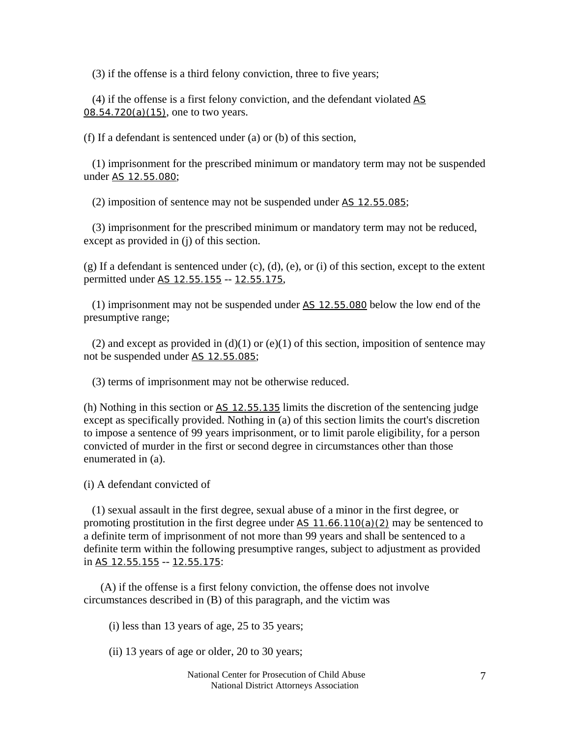(3) if the offense is a third felony conviction, three to five years;

(4) if the offense is a first felony conviction, and the defendant violated AS 08.54.720(a)(15), one to two years.

(f) If a defendant is sentenced under (a) or (b) of this section,

(1) imprisonment for the prescribed minimum or mandatory term may not be suspended under AS 12.55.080;

(2) imposition of sentence may not be suspended under AS 12.55.085;

(3) imprisonment for the prescribed minimum or mandatory term may not be reduced, except as provided in (j) of this section.

(g) If a defendant is sentenced under (c), (d), (e), or (i) of this section, except to the extent permitted under AS 12.55.155 -- 12.55.175,

(1) imprisonment may not be suspended under AS 12.55.080 below the low end of the presumptive range;

(2) and except as provided in (d)(1) or (e)(1) of this section, imposition of sentence may not be suspended under AS 12.55.085;

(3) terms of imprisonment may not be otherwise reduced.

(h) Nothing in this section or AS 12.55.135 limits the discretion of the sentencing judge except as specifically provided. Nothing in (a) of this section limits the court's discretion to impose a sentence of 99 years imprisonment, or to limit parole eligibility, for a person convicted of murder in the first or second degree in circumstances other than those enumerated in (a).

(i) A defendant convicted of

(1) sexual assault in the first degree, sexual abuse of a minor in the first degree, or promoting prostitution in the first degree under AS 11.66.110(a)(2) may be sentenced to a definite term of imprisonment of not more than 99 years and shall be sentenced to a definite term within the following presumptive ranges, subject to adjustment as provided in AS 12.55.155 -- 12.55.175:

(A) if the offense is a first felony conviction, the offense does not involve circumstances described in (B) of this paragraph, and the victim was

(i) less than 13 years of age, 25 to 35 years;

(ii) 13 years of age or older, 20 to 30 years;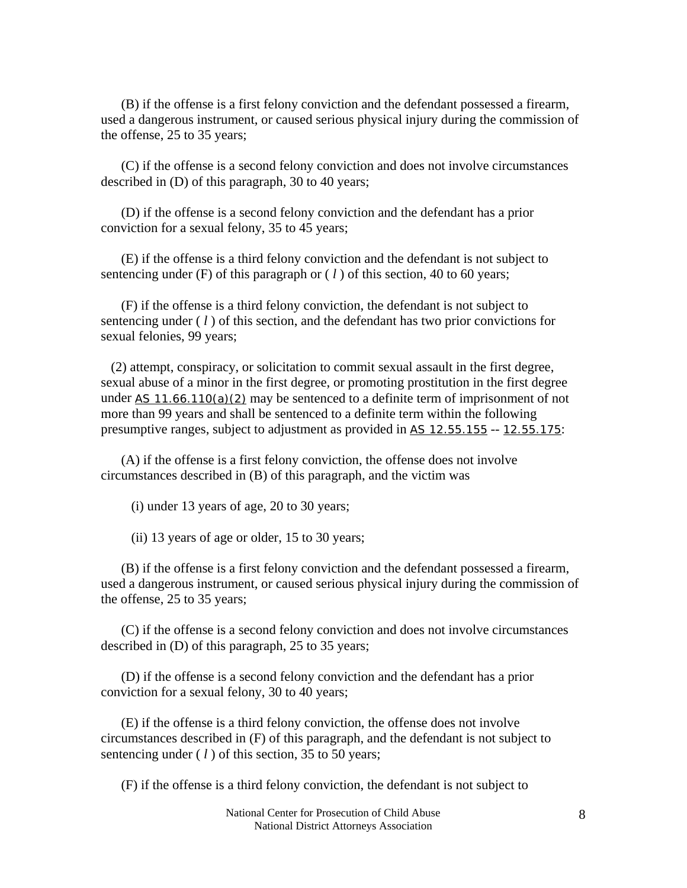(B) if the offense is a first felony conviction and the defendant possessed a firearm, used a dangerous instrument, or caused serious physical injury during the commission of the offense, 25 to 35 years;

(C) if the offense is a second felony conviction and does not involve circumstances described in (D) of this paragraph, 30 to 40 years;

(D) if the offense is a second felony conviction and the defendant has a prior conviction for a sexual felony, 35 to 45 years;

(E) if the offense is a third felony conviction and the defendant is not subject to sentencing under (F) of this paragraph or ( *l* ) of this section, 40 to 60 years;

(F) if the offense is a third felony conviction, the defendant is not subject to sentencing under ( *l* ) of this section, and the defendant has two prior convictions for sexual felonies, 99 years;

(2) attempt, conspiracy, or solicitation to commit sexual assault in the first degree, sexual abuse of a minor in the first degree, or promoting prostitution in the first degree under AS 11.66.110(a)(2) may be sentenced to a definite term of imprisonment of not more than 99 years and shall be sentenced to a definite term within the following presumptive ranges, subject to adjustment as provided in AS 12.55.155 -- 12.55.175:

(A) if the offense is a first felony conviction, the offense does not involve circumstances described in (B) of this paragraph, and the victim was

(i) under 13 years of age, 20 to 30 years;

(ii) 13 years of age or older, 15 to 30 years;

(B) if the offense is a first felony conviction and the defendant possessed a firearm, used a dangerous instrument, or caused serious physical injury during the commission of the offense, 25 to 35 years;

(C) if the offense is a second felony conviction and does not involve circumstances described in (D) of this paragraph, 25 to 35 years;

(D) if the offense is a second felony conviction and the defendant has a prior conviction for a sexual felony, 30 to 40 years;

(E) if the offense is a third felony conviction, the offense does not involve circumstances described in (F) of this paragraph, and the defendant is not subject to sentencing under ( *l* ) of this section, 35 to 50 years;

(F) if the offense is a third felony conviction, the defendant is not subject to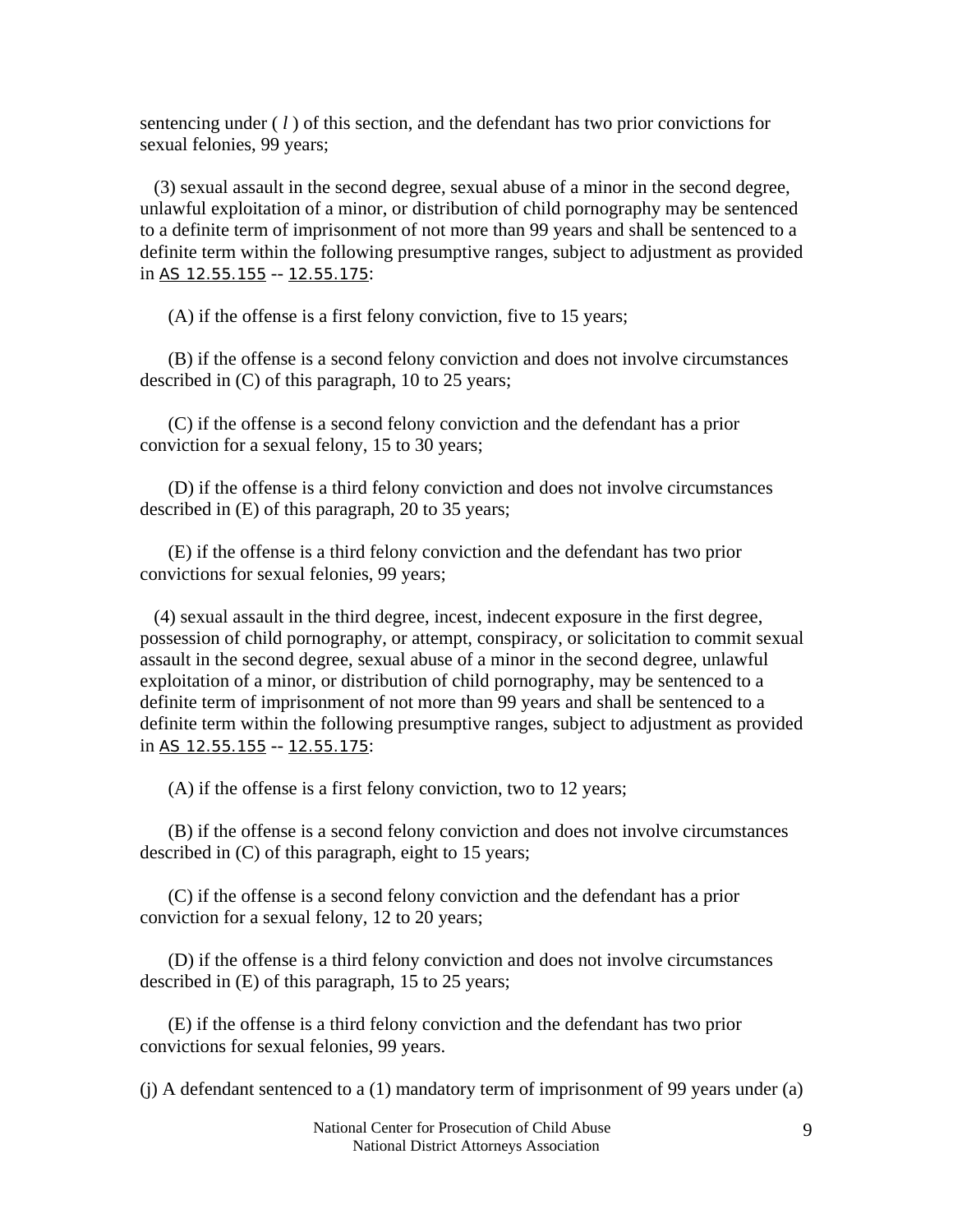sentencing under ( *l* ) of this section, and the defendant has two prior convictions for sexual felonies, 99 years;

(3) sexual assault in the second degree, sexual abuse of a minor in the second degree, unlawful exploitation of a minor, or distribution of child pornography may be sentenced to a definite term of imprisonment of not more than 99 years and shall be sentenced to a definite term within the following presumptive ranges, subject to adjustment as provided in AS 12.55.155 -- 12.55.175:

(A) if the offense is a first felony conviction, five to 15 years;

(B) if the offense is a second felony conviction and does not involve circumstances described in (C) of this paragraph, 10 to 25 years;

(C) if the offense is a second felony conviction and the defendant has a prior conviction for a sexual felony, 15 to 30 years;

(D) if the offense is a third felony conviction and does not involve circumstances described in (E) of this paragraph, 20 to 35 years;

(E) if the offense is a third felony conviction and the defendant has two prior convictions for sexual felonies, 99 years;

(4) sexual assault in the third degree, incest, indecent exposure in the first degree, possession of child pornography, or attempt, conspiracy, or solicitation to commit sexual assault in the second degree, sexual abuse of a minor in the second degree, unlawful exploitation of a minor, or distribution of child pornography, may be sentenced to a definite term of imprisonment of not more than 99 years and shall be sentenced to a definite term within the following presumptive ranges, subject to adjustment as provided in AS 12.55.155 -- 12.55.175:

(A) if the offense is a first felony conviction, two to 12 years;

(B) if the offense is a second felony conviction and does not involve circumstances described in (C) of this paragraph, eight to 15 years;

(C) if the offense is a second felony conviction and the defendant has a prior conviction for a sexual felony, 12 to 20 years;

(D) if the offense is a third felony conviction and does not involve circumstances described in (E) of this paragraph, 15 to 25 years;

(E) if the offense is a third felony conviction and the defendant has two prior convictions for sexual felonies, 99 years.

(j) A defendant sentenced to a (1) mandatory term of imprisonment of 99 years under (a)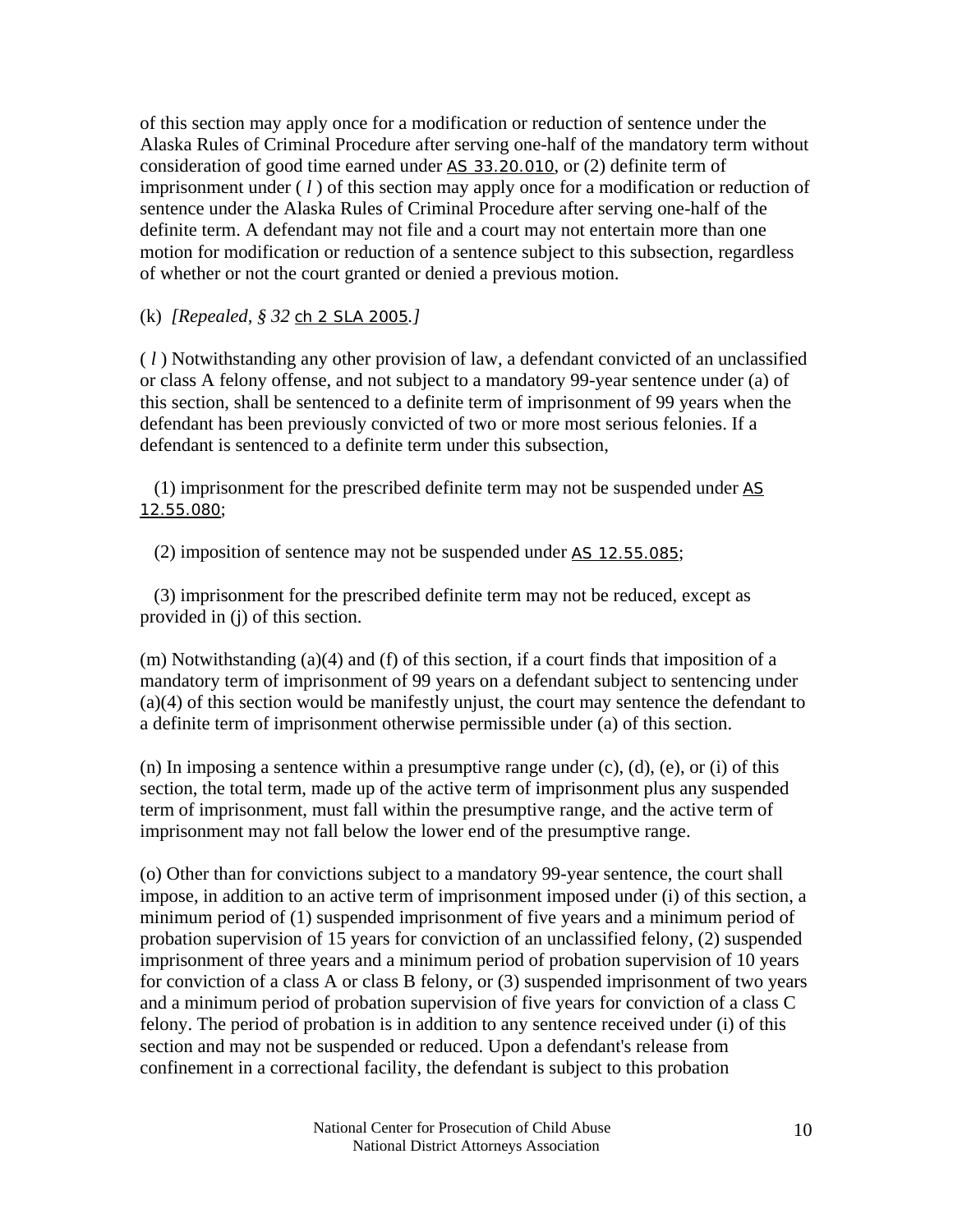of this section may apply once for a modification or reduction of sentence under the Alaska Rules of Criminal Procedure after serving one-half of the mandatory term without consideration of good time earned under AS 33.20.010, or (2) definite term of imprisonment under ( *l* ) of this section may apply once for a modification or reduction of sentence under the Alaska Rules of Criminal Procedure after serving one-half of the definite term. A defendant may not file and a court may not entertain more than one motion for modification or reduction of a sentence subject to this subsection, regardless of whether or not the court granted or denied a previous motion.

(k) *[Repealed, § 32 ch 2 SLA 2005.]*

( *l* ) Notwithstanding any other provision of law, a defendant convicted of an unclassified or class A felony offense, and not subject to a mandatory 99-year sentence under (a) of this section, shall be sentenced to a definite term of imprisonment of 99 years when the defendant has been previously convicted of two or more most serious felonies. If a defendant is sentenced to a definite term under this subsection,

(1) imprisonment for the prescribed definite term may not be suspended under AS 12.55.080;

(2) imposition of sentence may not be suspended under AS 12.55.085;

(3) imprisonment for the prescribed definite term may not be reduced, except as provided in (j) of this section.

(m) Notwithstanding (a)(4) and (f) of this section, if a court finds that imposition of a mandatory term of imprisonment of 99 years on a defendant subject to sentencing under (a)(4) of this section would be manifestly unjust, the court may sentence the defendant to a definite term of imprisonment otherwise permissible under (a) of this section.

(n) In imposing a sentence within a presumptive range under (c), (d), (e), or (i) of this section, the total term, made up of the active term of imprisonment plus any suspended term of imprisonment, must fall within the presumptive range, and the active term of imprisonment may not fall below the lower end of the presumptive range.

(o) Other than for convictions subject to a mandatory 99-year sentence, the court shall impose, in addition to an active term of imprisonment imposed under (i) of this section, a minimum period of (1) suspended imprisonment of five years and a minimum period of probation supervision of 15 years for conviction of an unclassified felony, (2) suspended imprisonment of three years and a minimum period of probation supervision of 10 years for conviction of a class A or class B felony, or (3) suspended imprisonment of two years and a minimum period of probation supervision of five years for conviction of a class C felony. The period of probation is in addition to any sentence received under (i) of this section and may not be suspended or reduced. Upon a defendant's release from confinement in a correctional facility, the defendant is subject to this probation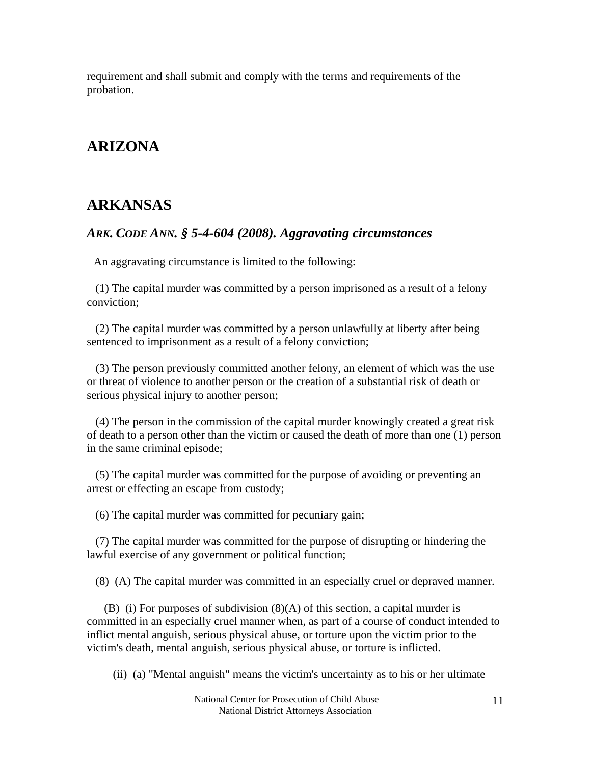requirement and shall submit and comply with the terms and requirements of the probation.

## ARIZONA

## ARKANSAS

### *ARK. CODE ANN. § 5-4-604 (2008). Aggravating circumstances*

An aggravating circumstance is limited to the following:

(1) The capital murder was committed by a person imprisoned as a result of a felony conviction;

(2) The capital murder was committed by a person unlawfully at liberty after being sentenced to imprisonment as a result of a felony conviction;

(3) The person previously committed another felony, an element of which was the use or threat of violence to another person or the creation of a substantial risk of death or serious physical injury to another person;

(4) The person in the commission of the capital murder knowingly created a great risk of death to a person other than the victim or caused the death of more than one (1) person in the same criminal episode;

(5) The capital murder was committed for the purpose of avoiding or preventing an arrest or effecting an escape from custody;

(6) The capital murder was committed for pecuniary gain;

(7) The capital murder was committed for the purpose of disrupting or hindering the lawful exercise of any government or political function;

(8) (A) The capital murder was committed in an especially cruel or depraved manner.

(B) (i) For purposes of subdivision (8)(A) of this section, a capital murder is committed in an especially cruel manner when, as part of a course of conduct intended to inflict mental anguish, serious physical abuse, or torture upon the victim prior to the victim's death, mental anguish, serious physical abuse, or torture is inflicted.

(ii) (a) "Mental anguish" means the victim's uncertainty as to his or her ultimate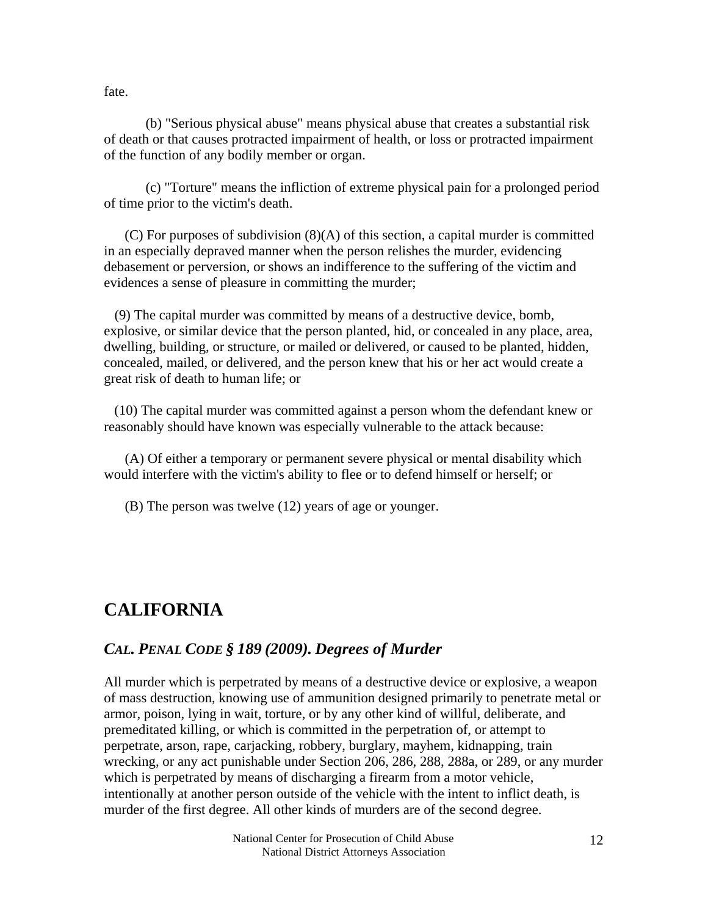fate.

(b) "Serious physical abuse" means physical abuse that creates a substantial risk of death or that causes protracted impairment of health, or loss or protracted impairment of the function of any bodily member or organ.

(c) "Torture" means the infliction of extreme physical pain for a prolonged period of time prior to the victim's death.

(C) For purposes of subdivision (8)(A) of this section, a capital murder is committed in an especially depraved manner when the person relishes the murder, evidencing debasement or perversion, or shows an indifference to the suffering of the victim and evidences a sense of pleasure in committing the murder;

(9) The capital murder was committed by means of a destructive device, bomb, explosive, or similar device that the person planted, hid, or concealed in any place, area, dwelling, building, or structure, or mailed or delivered, or caused to be planted, hidden, concealed, mailed, or delivered, and the person knew that his or her act would create a great risk of death to human life; or

(10) The capital murder was committed against a person whom the defendant knew or reasonably should have known was especially vulnerable to the attack because:

(A) Of either a temporary or permanent severe physical or mental disability which would interfere with the victim's ability to flee or to defend himself or herself; or

(B) The person was twelve (12) years of age or younger.

# CALIFORNIA

## *CAL. PENAL CODE § 189 (2009). Degrees of Murder*

All murder which is perpetrated by means of a destructive device or explosive, a weapon of mass destruction, knowing use of ammunition designed primarily to penetrate metal or armor, poison, lying in wait, torture, or by any other kind of willful, deliberate, and premeditated killing, or which is committed in the perpetration of, or attempt to perpetrate, arson, rape, carjacking, robbery, burglary, mayhem, kidnapping, train wrecking, or any act punishable under Section 206, 286, 288, 288a, or 289, or any murder which is perpetrated by means of discharging a firearm from a motor vehicle, intentionally at another person outside of the vehicle with the intent to inflict death, is murder of the first degree. All other kinds of murders are of the second degree.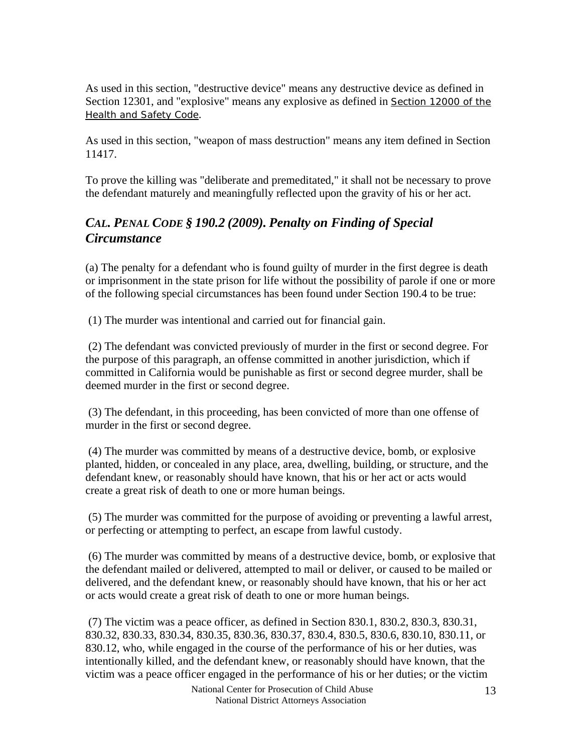As used in this section, "destructive device" means any destructive device as defined in Section 12301, and "explosive" means any explosive as defined in Section 12000 of the Health and Safety Code.

As used in this section, "weapon of mass destruction" means any item defined in Section 11417.

To prove the killing was "deliberate and premeditated," it shall not be necessary to prove the defendant maturely and meaningfully reflected upon the gravity of his or her act.

### *CAL. PENAL CODE § 190.2 (2009). Penalty on Finding of Special Circumstance*

(a) The penalty for a defendant who is found guilty of murder in the first degree is death or imprisonment in the state prison for life without the possibility of parole if one or more of the following special circumstances has been found under Section 190.4 to be true:

(1) The murder was intentional and carried out for financial gain.

(2) The defendant was convicted previously of murder in the first or second degree. For the purpose of this paragraph, an offense committed in another jurisdiction, which if committed in California would be punishable as first or second degree murder, shall be deemed murder in the first or second degree.

(3) The defendant, in this proceeding, has been convicted of more than one offense of murder in the first or second degree.

(4) The murder was committed by means of a destructive device, bomb, or explosive planted, hidden, or concealed in any place, area, dwelling, building, or structure, and the defendant knew, or reasonably should have known, that his or her act or acts would create a great risk of death to one or more human beings.

(5) The murder was committed for the purpose of avoiding or preventing a lawful arrest, or perfecting or attempting to perfect, an escape from lawful custody.

(6) The murder was committed by means of a destructive device, bomb, or explosive that the defendant mailed or delivered, attempted to mail or deliver, or caused to be mailed or delivered, and the defendant knew, or reasonably should have known, that his or her act or acts would create a great risk of death to one or more human beings.

(7) The victim was a peace officer, as defined in Section 830.1, 830.2, 830.3, 830.31, 830.32, 830.33, 830.34, 830.35, 830.36, 830.37, 830.4, 830.5, 830.6, 830.10, 830.11, or 830.12, who, while engaged in the course of the performance of his or her duties, was intentionally killed, and the defendant knew, or reasonably should have known, that the victim was a peace officer engaged in the performance of his or her duties; or the victim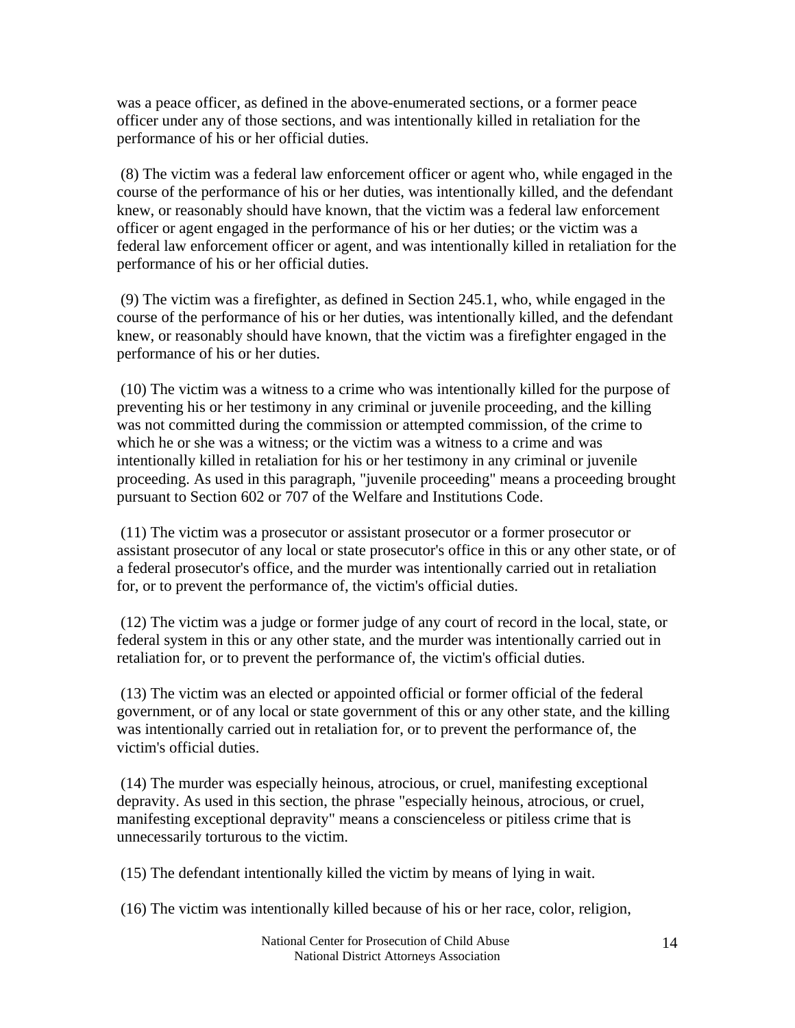was a peace officer, as defined in the above-enumerated sections, or a former peace officer under any of those sections, and was intentionally killed in retaliation for the performance of his or her official duties.

(8) The victim was a federal law enforcement officer or agent who, while engaged in the course of the performance of his or her duties, was intentionally killed, and the defendant knew, or reasonably should have known, that the victim was a federal law enforcement officer or agent engaged in the performance of his or her duties; or the victim was a federal law enforcement officer or agent, and was intentionally killed in retaliation for the performance of his or her official duties.

(9) The victim was a firefighter, as defined in Section 245.1, who, while engaged in the course of the performance of his or her duties, was intentionally killed, and the defendant knew, or reasonably should have known, that the victim was a firefighter engaged in the performance of his or her duties.

(10) The victim was a witness to a crime who was intentionally killed for the purpose of preventing his or her testimony in any criminal or juvenile proceeding, and the killing was not committed during the commission or attempted commission, of the crime to which he or she was a witness; or the victim was a witness to a crime and was intentionally killed in retaliation for his or her testimony in any criminal or juvenile proceeding. As used in this paragraph, "juvenile proceeding" means a proceeding brought pursuant to Section 602 or 707 of the Welfare and Institutions Code.

(11) The victim was a prosecutor or assistant prosecutor or a former prosecutor or assistant prosecutor of any local or state prosecutor's office in this or any other state, or of a federal prosecutor's office, and the murder was intentionally carried out in retaliation for, or to prevent the performance of, the victim's official duties.

(12) The victim was a judge or former judge of any court of record in the local, state, or federal system in this or any other state, and the murder was intentionally carried out in retaliation for, or to prevent the performance of, the victim's official duties.

(13) The victim was an elected or appointed official or former official of the federal government, or of any local or state government of this or any other state, and the killing was intentionally carried out in retaliation for, or to prevent the performance of, the victim's official duties.

(14) The murder was especially heinous, atrocious, or cruel, manifesting exceptional depravity. As used in this section, the phrase "especially heinous, atrocious, or cruel, manifesting exceptional depravity" means a conscienceless or pitiless crime that is unnecessarily torturous to the victim.

(15) The defendant intentionally killed the victim by means of lying in wait.

(16) The victim was intentionally killed because of his or her race, color, religion,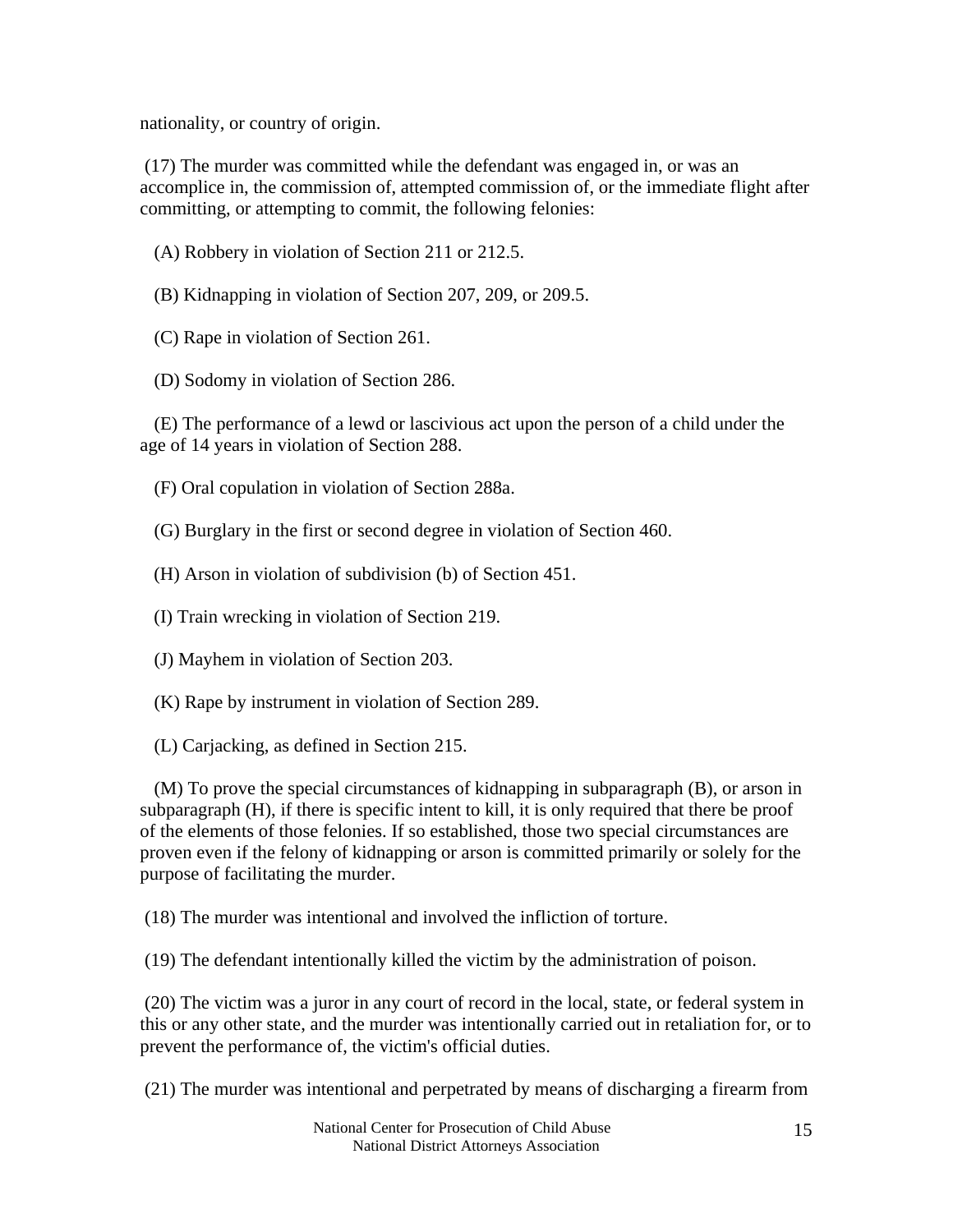nationality, or country of origin.

(17) The murder was committed while the defendant was engaged in, or was an accomplice in, the commission of, attempted commission of, or the immediate flight after committing, or attempting to commit, the following felonies:

(A) Robbery in violation of Section 211 or 212.5.

(B) Kidnapping in violation of Section 207, 209, or 209.5.

(C) Rape in violation of Section 261.

(D) Sodomy in violation of Section 286.

(E) The performance of a lewd or lascivious act upon the person of a child under the age of 14 years in violation of Section 288.

(F) Oral copulation in violation of Section 288a.

(G) Burglary in the first or second degree in violation of Section 460.

(H) Arson in violation of subdivision (b) of Section 451.

(I) Train wrecking in violation of Section 219.

(J) Mayhem in violation of Section 203.

(K) Rape by instrument in violation of Section 289.

(L) Carjacking, as defined in Section 215.

(M) To prove the special circumstances of kidnapping in subparagraph (B), or arson in subparagraph (H), if there is specific intent to kill, it is only required that there be proof of the elements of those felonies. If so established, those two special circumstances are proven even if the felony of kidnapping or arson is committed primarily or solely for the purpose of facilitating the murder.

(18) The murder was intentional and involved the infliction of torture.

(19) The defendant intentionally killed the victim by the administration of poison.

(20) The victim was a juror in any court of record in the local, state, or federal system in this or any other state, and the murder was intentionally carried out in retaliation for, or to prevent the performance of, the victim's official duties.

(21) The murder was intentional and perpetrated by means of discharging a firearm from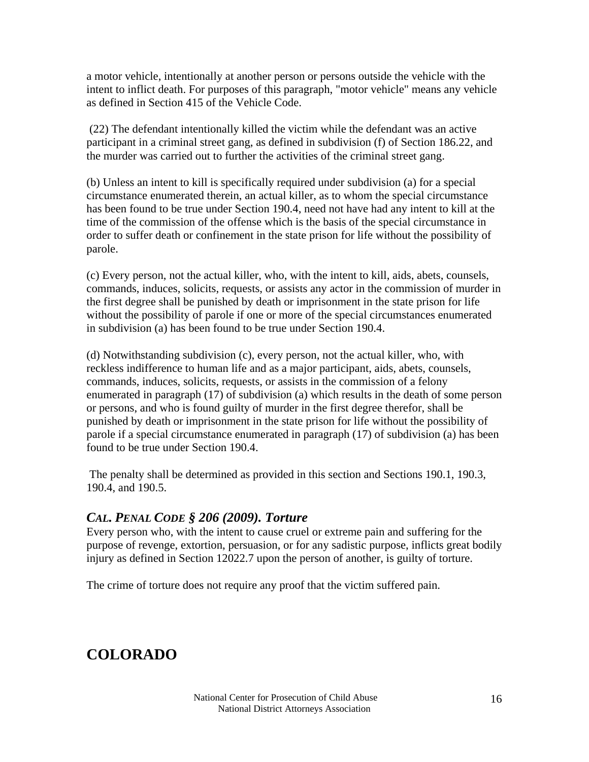a motor vehicle, intentionally at another person or persons outside the vehicle with the intent to inflict death. For purposes of this paragraph, "motor vehicle" means any vehicle as defined in Section 415 of the Vehicle Code.

(22) The defendant intentionally killed the victim while the defendant was an active participant in a criminal street gang, as defined in subdivision (f) of Section 186.22, and the murder was carried out to further the activities of the criminal street gang.

(b) Unless an intent to kill is specifically required under subdivision (a) for a special circumstance enumerated therein, an actual killer, as to whom the special circumstance has been found to be true under Section 190.4, need not have had any intent to kill at the time of the commission of the offense which is the basis of the special circumstance in order to suffer death or confinement in the state prison for life without the possibility of parole.

(c) Every person, not the actual killer, who, with the intent to kill, aids, abets, counsels, commands, induces, solicits, requests, or assists any actor in the commission of murder in the first degree shall be punished by death or imprisonment in the state prison for life without the possibility of parole if one or more of the special circumstances enumerated in subdivision (a) has been found to be true under Section 190.4.

(d) Notwithstanding subdivision (c), every person, not the actual killer, who, with reckless indifference to human life and as a major participant, aids, abets, counsels, commands, induces, solicits, requests, or assists in the commission of a felony enumerated in paragraph (17) of subdivision (a) which results in the death of some person or persons, and who is found guilty of murder in the first degree therefor, shall be punished by death or imprisonment in the state prison for life without the possibility of parole if a special circumstance enumerated in paragraph (17) of subdivision (a) has been found to be true under Section 190.4.

The penalty shall be determined as provided in this section and Sections 190.1, 190.3, 190.4, and 190.5.

### *CAL. PENAL CODE § 206 (2009). Torture*

Every person who, with the intent to cause cruel or extreme pain and suffering for the purpose of revenge, extortion, persuasion, or for any sadistic purpose, inflicts great bodily injury as defined in Section 12022.7 upon the person of another, is guilty of torture.

The crime of torture does not require any proof that the victim suffered pain.

## COLORADO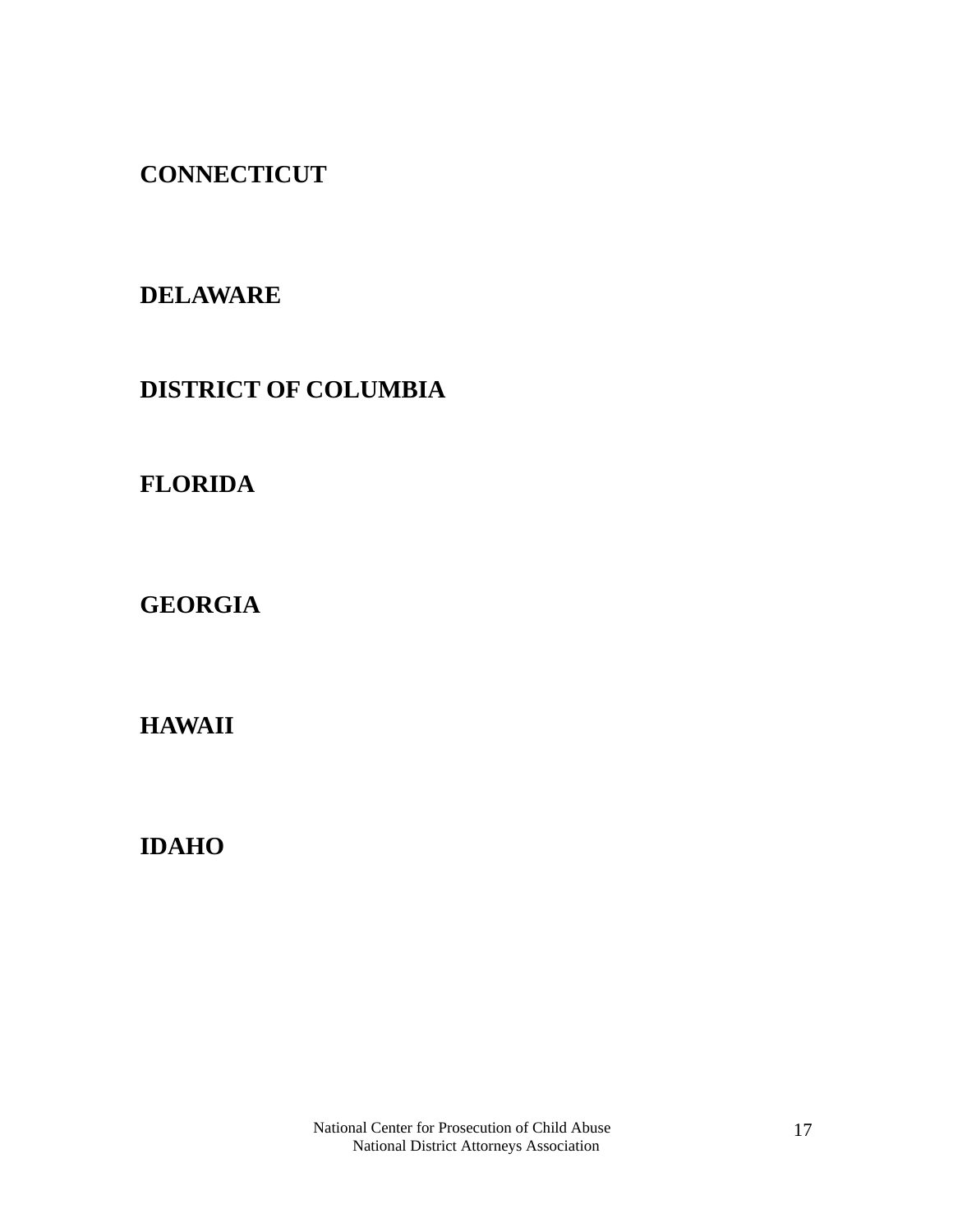**CONNECTICUT**

**DELAWARE**

**DISTRICT OF COLUMBIA**

**FLORIDA**

**GEORGIA**

**HAWAII**

**IDAHO**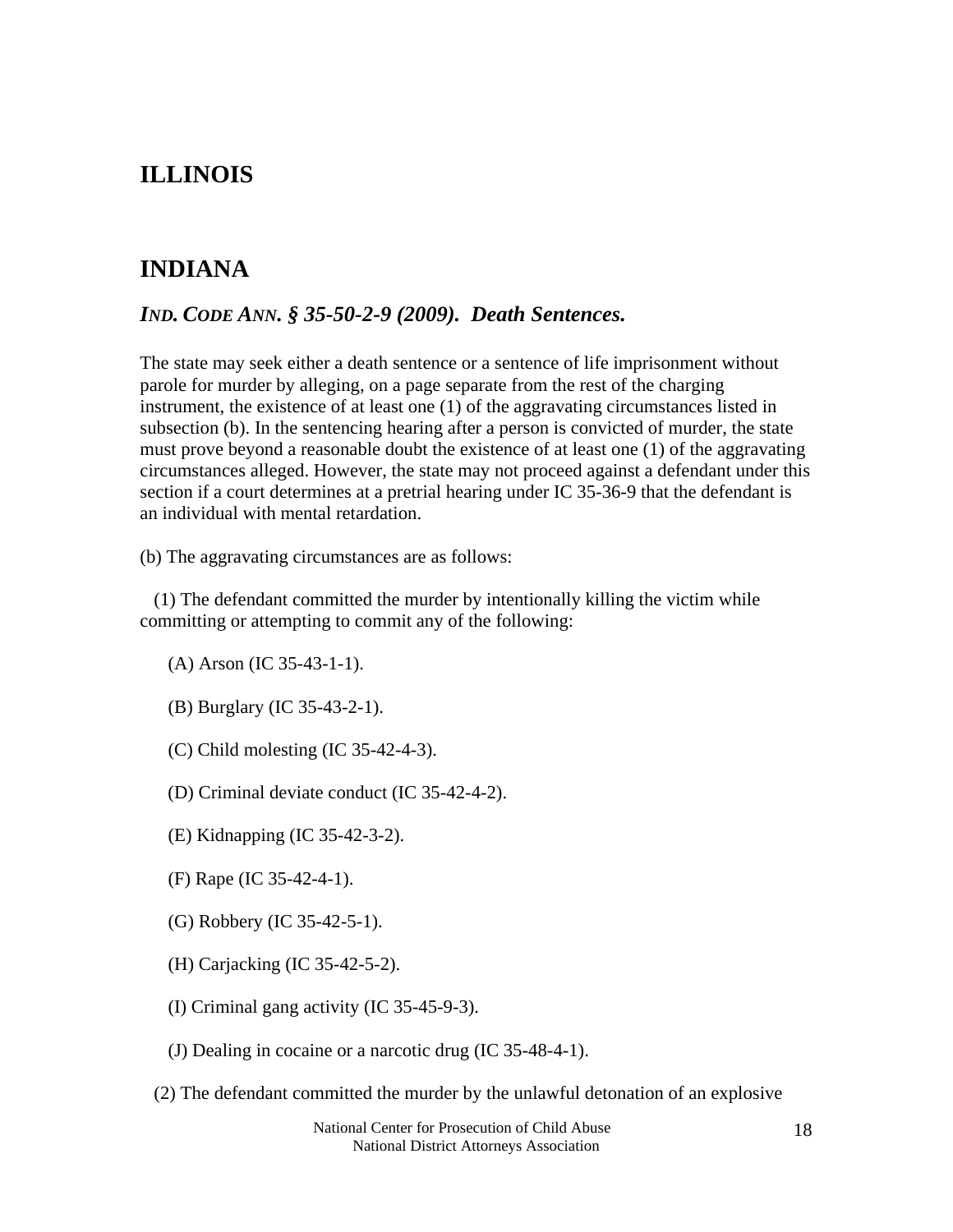## ILLINOIS

## INDIANA

### *IND. CODE ANN. § 35-50-2-9 (2009). Death Sentences.*

The state may seek either a death sentence or a sentence of life imprisonment without parole for murder by alleging, on a page separate from the rest of the charging instrument, the existence of at least one (1) of the aggravating circumstances listed in subsection (b). In the sentencing hearing after a person is convicted of murder, the state must prove beyond a reasonable doubt the existence of at least one (1) of the aggravating circumstances alleged. However, the state may not proceed against a defendant under this section if a court determines at a pretrial hearing under IC 35-36-9 that the defendant is an individual with mental retardation.

(b) The aggravating circumstances are as follows:

(1) The defendant committed the murder by intentionally killing the victim while committing or attempting to commit any of the following:

(A) Arson (IC 35-43-1-1).

(B) Burglary (IC 35-43-2-1).

(C) Child molesting (IC 35-42-4-3).

(D) Criminal deviate conduct (IC 35-42-4-2).

(E) Kidnapping (IC 35-42-3-2).

(F) Rape (IC 35-42-4-1).

(G) Robbery (IC 35-42-5-1).

(H) Carjacking (IC 35-42-5-2).

(I) Criminal gang activity (IC 35-45-9-3).

(J) Dealing in cocaine or a narcotic drug (IC 35-48-4-1).

(2) The defendant committed the murder by the unlawful detonation of an explosive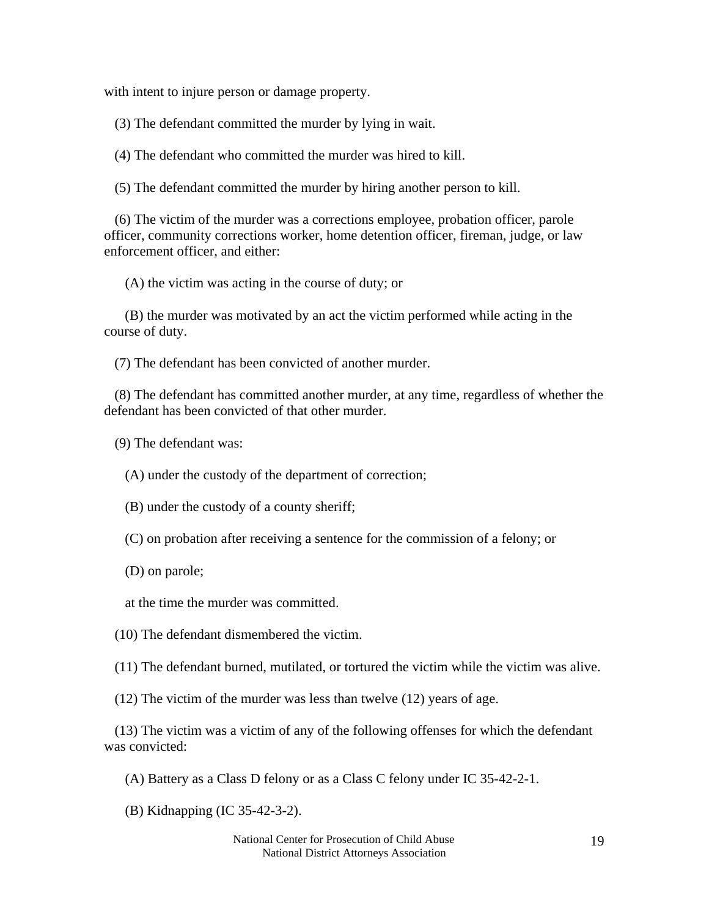with intent to injure person or damage property.

(3) The defendant committed the murder by lying in wait.

(4) The defendant who committed the murder was hired to kill.

(5) The defendant committed the murder by hiring another person to kill.

(6) The victim of the murder was a corrections employee, probation officer, parole officer, community corrections worker, home detention officer, fireman, judge, or law enforcement officer, and either:

(A) the victim was acting in the course of duty; or

(B) the murder was motivated by an act the victim performed while acting in the course of duty.

(7) The defendant has been convicted of another murder.

(8) The defendant has committed another murder, at any time, regardless of whether the defendant has been convicted of that other murder.

(9) The defendant was:

(A) under the custody of the department of correction;

(B) under the custody of a county sheriff;

(C) on probation after receiving a sentence for the commission of a felony; or

(D) on parole;

at the time the murder was committed.

(10) The defendant dismembered the victim.

(11) The defendant burned, mutilated, or tortured the victim while the victim was alive.

(12) The victim of the murder was less than twelve (12) years of age.

(13) The victim was a victim of any of the following offenses for which the defendant was convicted:

(A) Battery as a Class D felony or as a Class C felony under IC 35-42-2-1.

(B) Kidnapping (IC 35-42-3-2).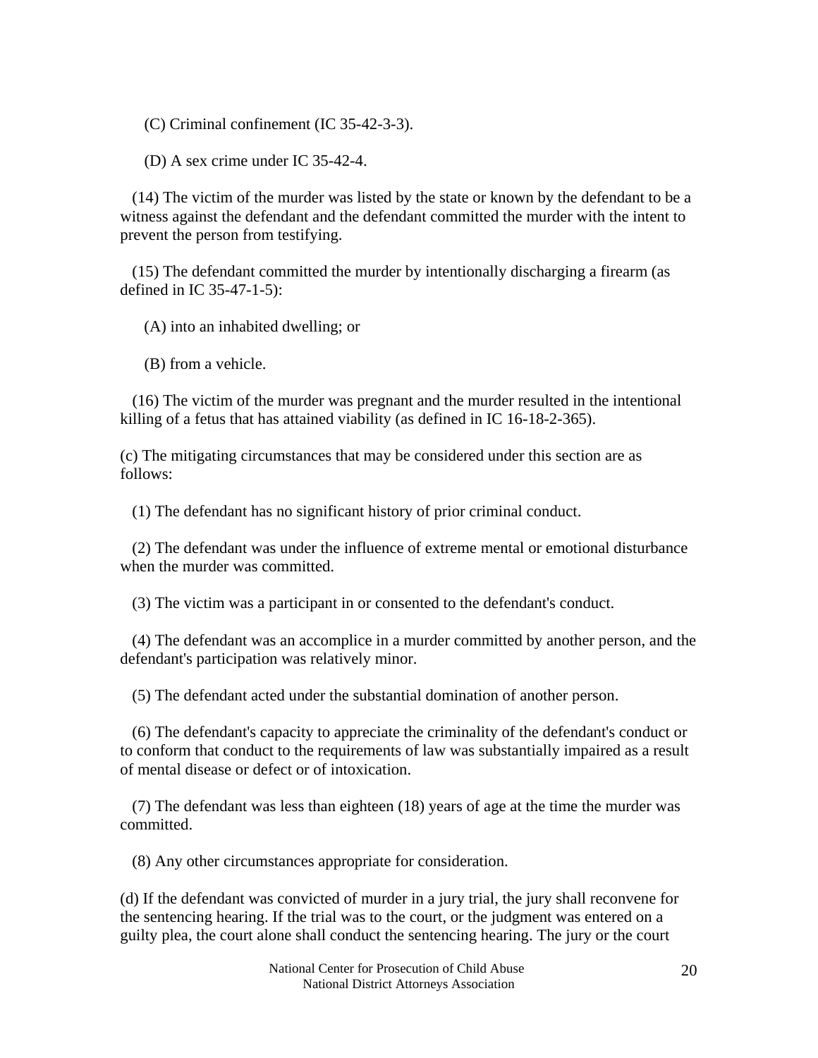(C) Criminal confinement (IC 35-42-3-3).

(D) A sex crime under IC 35-42-4.

(14) The victim of the murder was listed by the state or known by the defendant to be a witness against the defendant and the defendant committed the murder with the intent to prevent the person from testifying.

(15) The defendant committed the murder by intentionally discharging a firearm (as defined in IC 35-47-1-5):

(A) into an inhabited dwelling; or

(B) from a vehicle.

(16) The victim of the murder was pregnant and the murder resulted in the intentional killing of a fetus that has attained viability (as defined in IC 16-18-2-365).

(c) The mitigating circumstances that may be considered under this section are as follows:

(1) The defendant has no significant history of prior criminal conduct.

(2) The defendant was under the influence of extreme mental or emotional disturbance when the murder was committed.

(3) The victim was a participant in or consented to the defendant's conduct.

(4) The defendant was an accomplice in a murder committed by another person, and the defendant's participation was relatively minor.

(5) The defendant acted under the substantial domination of another person.

(6) The defendant's capacity to appreciate the criminality of the defendant's conduct or to conform that conduct to the requirements of law was substantially impaired as a result of mental disease or defect or of intoxication.

(7) The defendant was less than eighteen (18) years of age at the time the murder was committed.

(8) Any other circumstances appropriate for consideration.

(d) If the defendant was convicted of murder in a jury trial, the jury shall reconvene for the sentencing hearing. If the trial was to the court, or the judgment was entered on a guilty plea, the court alone shall conduct the sentencing hearing. The jury or the court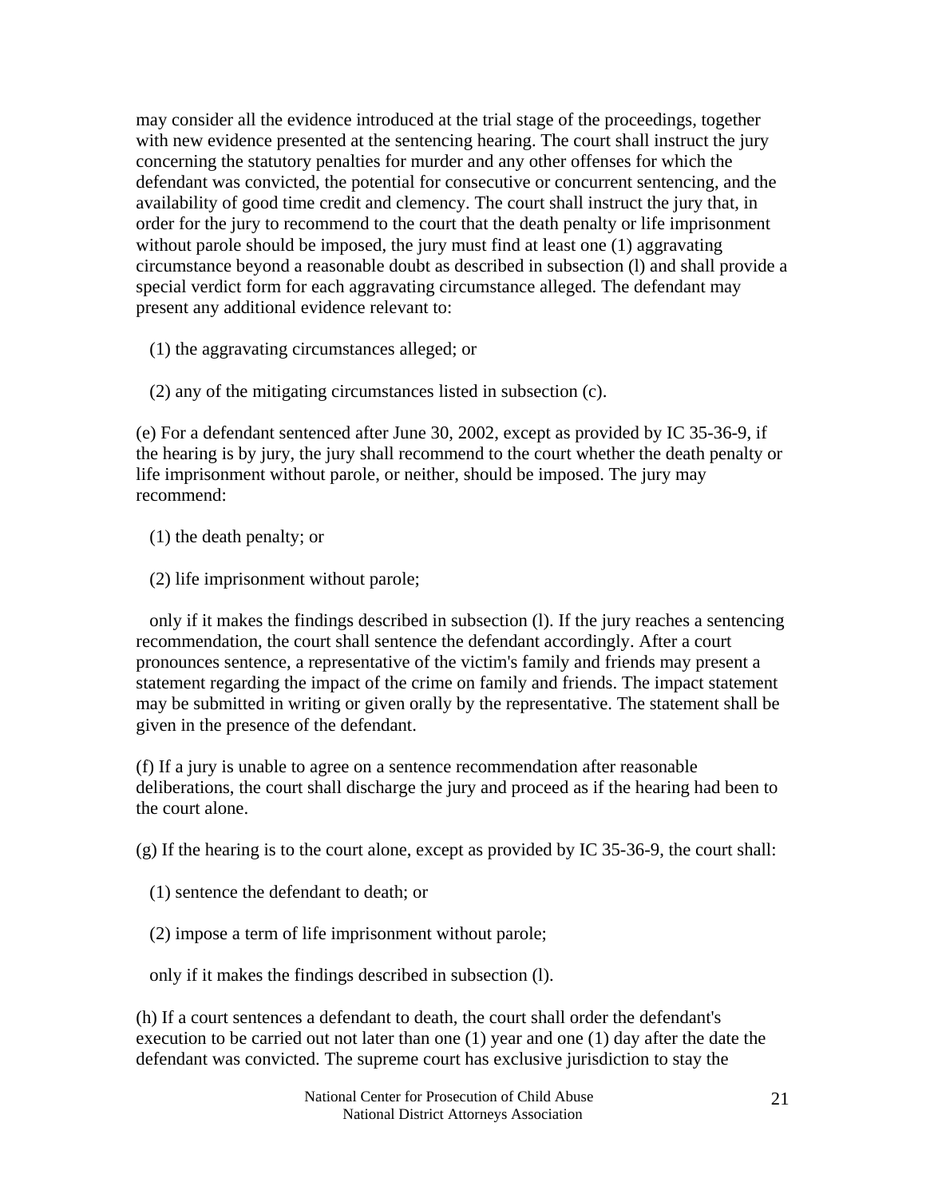may consider all the evidence introduced at the trial stage of the proceedings, together with new evidence presented at the sentencing hearing. The court shall instruct the jury concerning the statutory penalties for murder and any other offenses for which the defendant was convicted, the potential for consecutive or concurrent sentencing, and the availability of good time credit and clemency. The court shall instruct the jury that, in order for the jury to recommend to the court that the death penalty or life imprisonment without parole should be imposed, the jury must find at least one (1) aggravating circumstance beyond a reasonable doubt as described in subsection (l) and shall provide a special verdict form for each aggravating circumstance alleged. The defendant may present any additional evidence relevant to:

(1) the aggravating circumstances alleged; or

(2) any of the mitigating circumstances listed in subsection (c).

(e) For a defendant sentenced after June 30, 2002, except as provided by IC 35-36-9, if the hearing is by jury, the jury shall recommend to the court whether the death penalty or life imprisonment without parole, or neither, should be imposed. The jury may recommend:

(1) the death penalty; or

(2) life imprisonment without parole;

only if it makes the findings described in subsection (l). If the jury reaches a sentencing recommendation, the court shall sentence the defendant accordingly. After a court pronounces sentence, a representative of the victim's family and friends may present a statement regarding the impact of the crime on family and friends. The impact statement may be submitted in writing or given orally by the representative. The statement shall be given in the presence of the defendant.

(f) If a jury is unable to agree on a sentence recommendation after reasonable deliberations, the court shall discharge the jury and proceed as if the hearing had been to the court alone.

(g) If the hearing is to the court alone, except as provided by IC 35-36-9, the court shall:

(1) sentence the defendant to death; or

(2) impose a term of life imprisonment without parole;

only if it makes the findings described in subsection (l).

(h) If a court sentences a defendant to death, the court shall order the defendant's execution to be carried out not later than one (1) year and one (1) day after the date the defendant was convicted. The supreme court has exclusive jurisdiction to stay the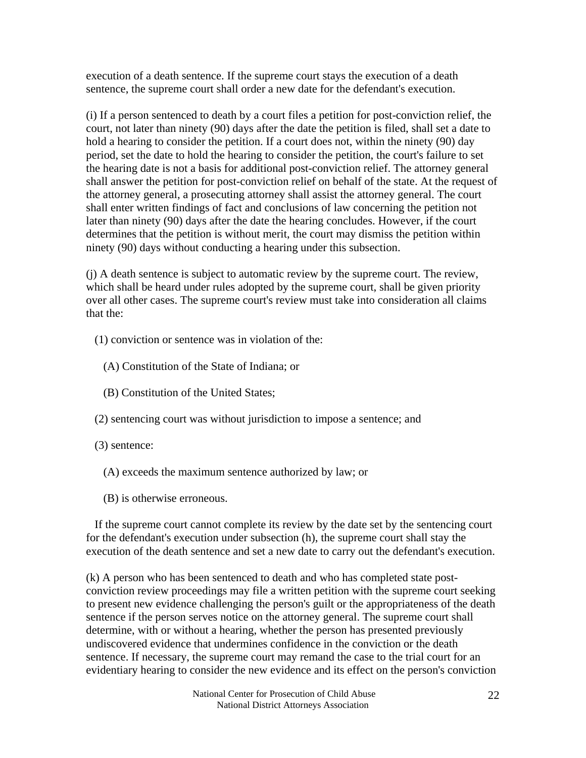execution of a death sentence. If the supreme court stays the execution of a death sentence, the supreme court shall order a new date for the defendant's execution.

(i) If a person sentenced to death by a court files a petition for post-conviction relief, the court, not later than ninety (90) days after the date the petition is filed, shall set a date to hold a hearing to consider the petition. If a court does not, within the ninety (90) day period, set the date to hold the hearing to consider the petition, the court's failure to set the hearing date is not a basis for additional post-conviction relief. The attorney general shall answer the petition for post-conviction relief on behalf of the state. At the request of the attorney general, a prosecuting attorney shall assist the attorney general. The court shall enter written findings of fact and conclusions of law concerning the petition not later than ninety (90) days after the date the hearing concludes. However, if the court determines that the petition is without merit, the court may dismiss the petition within ninety (90) days without conducting a hearing under this subsection.

(j) A death sentence is subject to automatic review by the supreme court. The review, which shall be heard under rules adopted by the supreme court, shall be given priority over all other cases. The supreme court's review must take into consideration all claims that the:

(1) conviction or sentence was in violation of the:

(A) Constitution of the State of Indiana; or

(B) Constitution of the United States;

(2) sentencing court was without jurisdiction to impose a sentence; and

(3) sentence:

(A) exceeds the maximum sentence authorized by law; or

(B) is otherwise erroneous.

If the supreme court cannot complete its review by the date set by the sentencing court for the defendant's execution under subsection (h), the supreme court shall stay the execution of the death sentence and set a new date to carry out the defendant's execution.

(k) A person who has been sentenced to death and who has completed state post-conviction review proceedings may file a written petition with the supreme court seeking to present new evidence challenging the person's guilt or the appropriateness of the death sentence if the person serves notice on the attorney general. The supreme court shall determine, with or without a hearing, whether the person has presented previously undiscovered evidence that undermines confidence in the conviction or the death sentence. If necessary, the supreme court may remand the case to the trial court for an evidentiary hearing to consider the new evidence and its effect on the person's conviction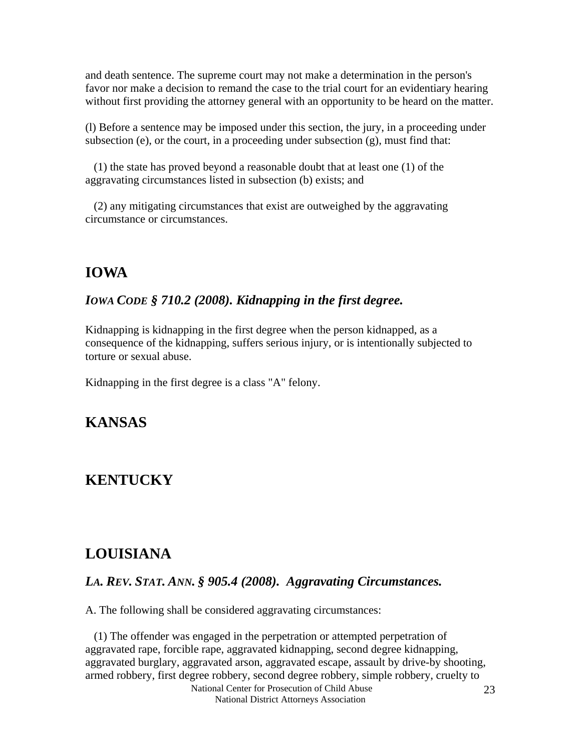and death sentence. The supreme court may not make a determination in the person's favor nor make a decision to remand the case to the trial court for an evidentiary hearing without first providing the attorney general with an opportunity to be heard on the matter.

(l) Before a sentence may be imposed under this section, the jury, in a proceeding under subsection (e), or the court, in a proceeding under subsection (g), must find that:

(1) the state has proved beyond a reasonable doubt that at least one (1) of the aggravating circumstances listed in subsection (b) exists; and

(2) any mitigating circumstances that exist are outweighed by the aggravating circumstance or circumstances.

## IOWA

### *IOWA CODE § 710.2 (2008). Kidnapping in the first degree.*

Kidnapping is kidnapping in the first degree when the person kidnapped, as a consequence of the kidnapping, suffers serious injury, or is intentionally subjected to torture or sexual abuse.

Kidnapping in the first degree is a class "A" felony.

## KANSAS

## KENTUCKY

## LOUISIANA

### *LA. REV. STAT. ANN. § 905.4 (2008). Aggravating Circumstances.*

A. The following shall be considered aggravating circumstances:

(1) The offender was engaged in the perpetration or attempted perpetration of aggravated rape, forcible rape, aggravated kidnapping, second degree kidnapping, aggravated burglary, aggravated arson, aggravated escape, assault by drive-by shooting, armed robbery, first degree robbery, second degree robbery, simple robbery, cruelty to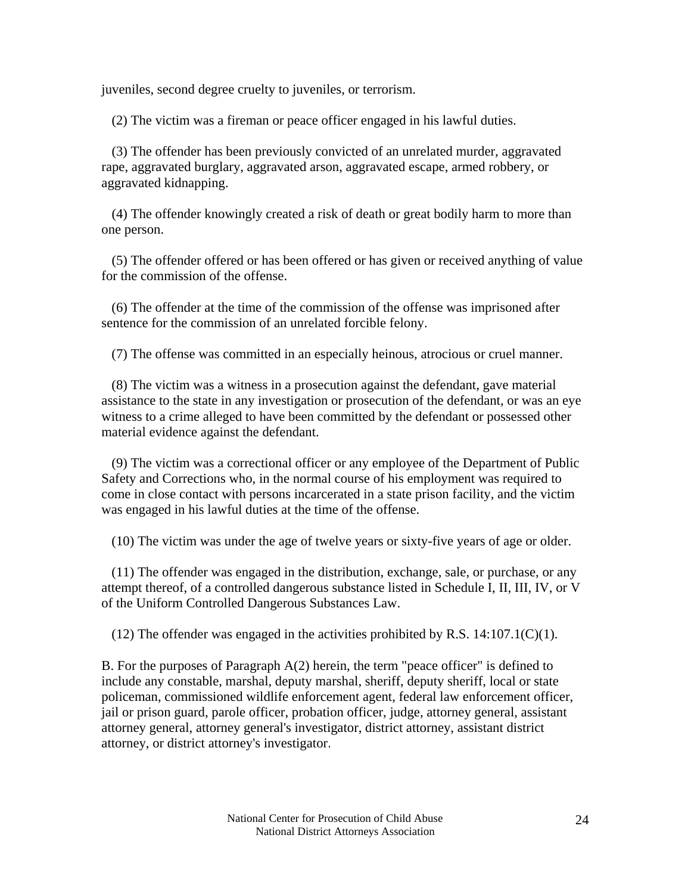juveniles, second degree cruelty to juveniles, or terrorism.

(2) The victim was a fireman or peace officer engaged in his lawful duties.

(3) The offender has been previously convicted of an unrelated murder, aggravated rape, aggravated burglary, aggravated arson, aggravated escape, armed robbery, or aggravated kidnapping.

(4) The offender knowingly created a risk of death or great bodily harm to more than one person.

(5) The offender offered or has been offered or has given or received anything of value for the commission of the offense.

(6) The offender at the time of the commission of the offense was imprisoned after sentence for the commission of an unrelated forcible felony.

(7) The offense was committed in an especially heinous, atrocious or cruel manner.

(8) The victim was a witness in a prosecution against the defendant, gave material assistance to the state in any investigation or prosecution of the defendant, or was an eye witness to a crime alleged to have been committed by the defendant or possessed other material evidence against the defendant.

(9) The victim was a correctional officer or any employee of the Department of Public Safety and Corrections who, in the normal course of his employment was required to come in close contact with persons incarcerated in a state prison facility, and the victim was engaged in his lawful duties at the time of the offense.

(10) The victim was under the age of twelve years or sixty-five years of age or older.

(11) The offender was engaged in the distribution, exchange, sale, or purchase, or any attempt thereof, of a controlled dangerous substance listed in Schedule I, II, III, IV, or V of the Uniform Controlled Dangerous Substances Law.

(12) The offender was engaged in the activities prohibited by R.S. 14:107.1(C)(1).

B. For the purposes of Paragraph A(2) herein, the term "peace officer" is defined to include any constable, marshal, deputy marshal, sheriff, deputy sheriff, local or state policeman, commissioned wildlife enforcement agent, federal law enforcement officer, jail or prison guard, parole officer, probation officer, judge, attorney general, assistant attorney general, attorney general's investigator, district attorney, assistant district attorney, or district attorney's investigator.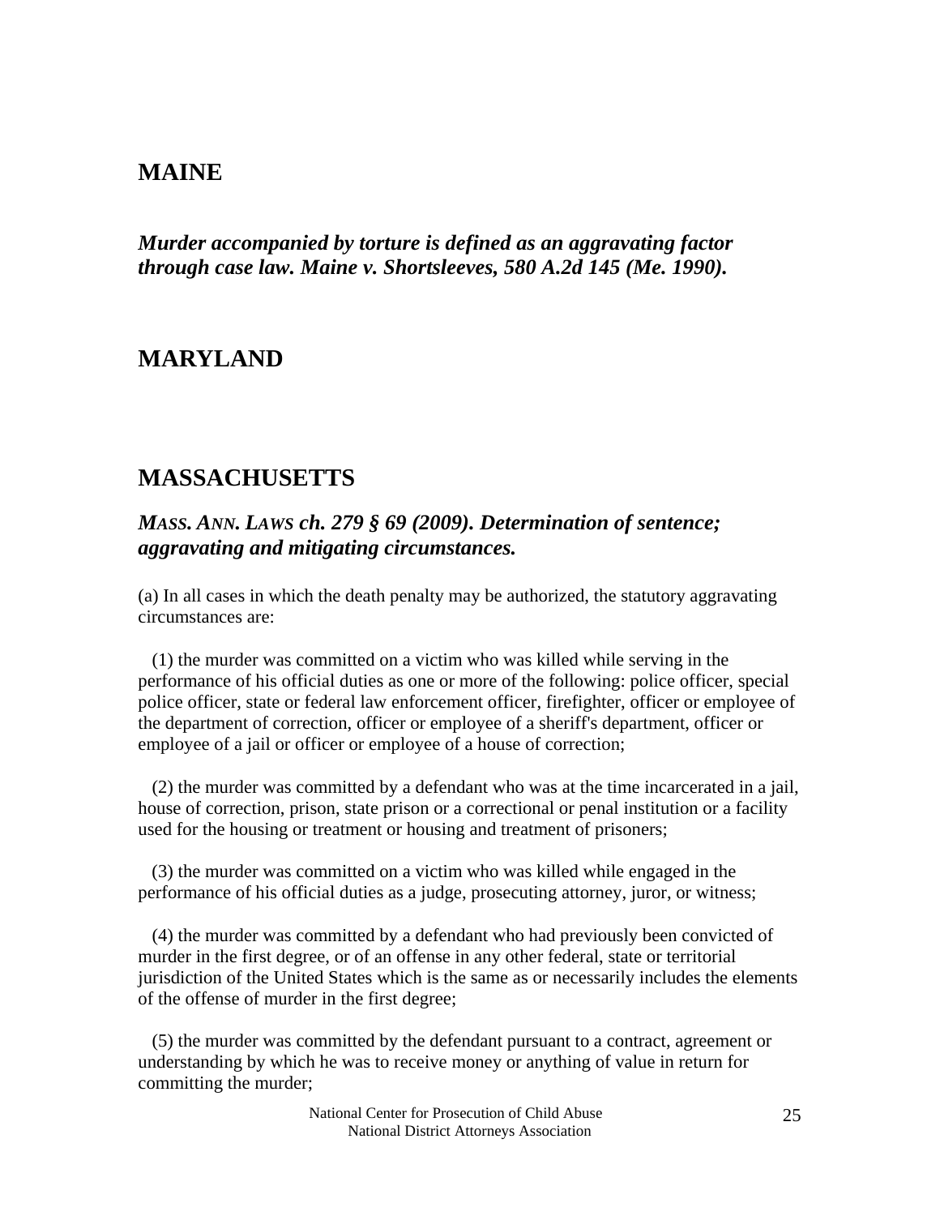## MAINE

***Murder accompanied by torture is defined as an aggravating factor through case law. Maine v. Shortsleeves, 580 A.2d 145 (Me. 1990).***

## MARYLAND

## MASSACHUSETTS

### *MASS. ANN. LAWS ch. 279 § 69 (2009). Determination of sentence; aggravating and mitigating circumstances.*

(a) In all cases in which the death penalty may be authorized, the statutory aggravating circumstances are:

(1) the murder was committed on a victim who was killed while serving in the performance of his official duties as one or more of the following: police officer, special police officer, state or federal law enforcement officer, firefighter, officer or employee of the department of correction, officer or employee of a sheriff's department, officer or employee of a jail or officer or employee of a house of correction;

(2) the murder was committed by a defendant who was at the time incarcerated in a jail, house of correction, prison, state prison or a correctional or penal institution or a facility used for the housing or treatment or housing and treatment of prisoners;

(3) the murder was committed on a victim who was killed while engaged in the performance of his official duties as a judge, prosecuting attorney, juror, or witness;

(4) the murder was committed by a defendant who had previously been convicted of murder in the first degree, or of an offense in any other federal, state or territorial jurisdiction of the United States which is the same as or necessarily includes the elements of the offense of murder in the first degree;

(5) the murder was committed by the defendant pursuant to a contract, agreement or understanding by which he was to receive money or anything of value in return for committing the murder;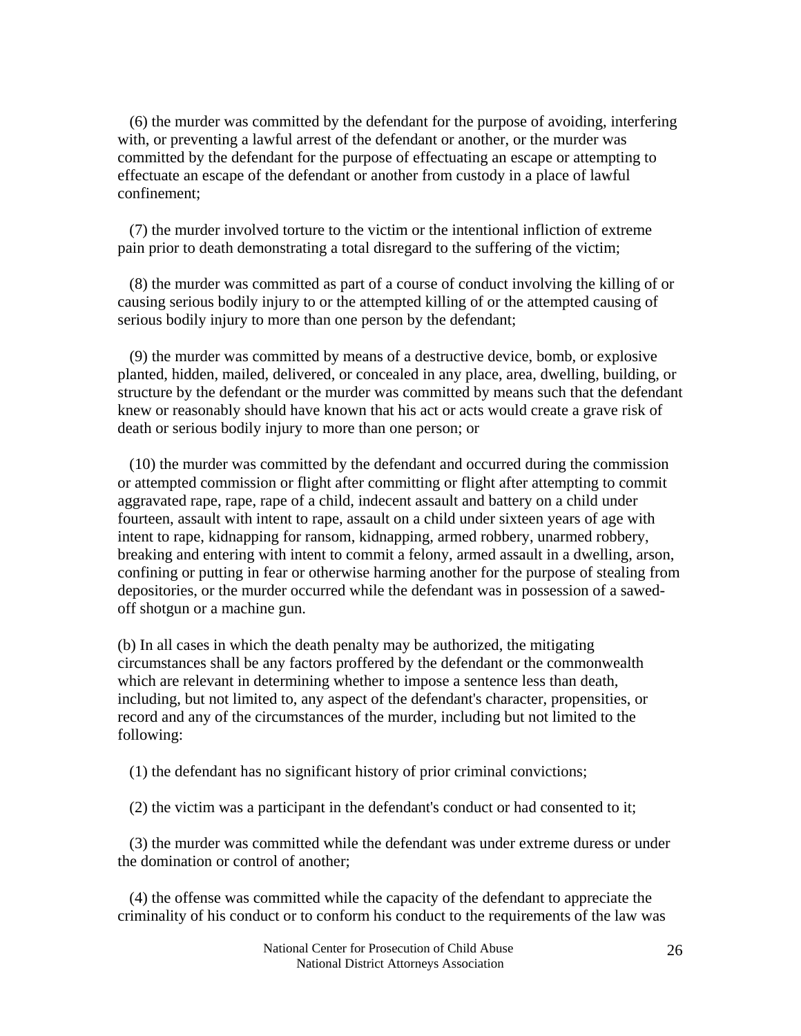(6) the murder was committed by the defendant for the purpose of avoiding, interfering with, or preventing a lawful arrest of the defendant or another, or the murder was committed by the defendant for the purpose of effectuating an escape or attempting to effectuate an escape of the defendant or another from custody in a place of lawful confinement;

(7) the murder involved torture to the victim or the intentional infliction of extreme pain prior to death demonstrating a total disregard to the suffering of the victim;

(8) the murder was committed as part of a course of conduct involving the killing of or causing serious bodily injury to or the attempted killing of or the attempted causing of serious bodily injury to more than one person by the defendant;

(9) the murder was committed by means of a destructive device, bomb, or explosive planted, hidden, mailed, delivered, or concealed in any place, area, dwelling, building, or structure by the defendant or the murder was committed by means such that the defendant knew or reasonably should have known that his act or acts would create a grave risk of death or serious bodily injury to more than one person; or

(10) the murder was committed by the defendant and occurred during the commission or attempted commission or flight after committing or flight after attempting to commit aggravated rape, rape, rape of a child, indecent assault and battery on a child under fourteen, assault with intent to rape, assault on a child under sixteen years of age with intent to rape, kidnapping for ransom, kidnapping, armed robbery, unarmed robbery, breaking and entering with intent to commit a felony, armed assault in a dwelling, arson, confining or putting in fear or otherwise harming another for the purpose of stealing from depositories, or the murder occurred while the defendant was in possession of a sawed-off shotgun or a machine gun.

(b) In all cases in which the death penalty may be authorized, the mitigating circumstances shall be any factors proffered by the defendant or the commonwealth which are relevant in determining whether to impose a sentence less than death, including, but not limited to, any aspect of the defendant's character, propensities, or record and any of the circumstances of the murder, including but not limited to the following:

(1) the defendant has no significant history of prior criminal convictions;

(2) the victim was a participant in the defendant's conduct or had consented to it;

(3) the murder was committed while the defendant was under extreme duress or under the domination or control of another;

(4) the offense was committed while the capacity of the defendant to appreciate the criminality of his conduct or to conform his conduct to the requirements of the law was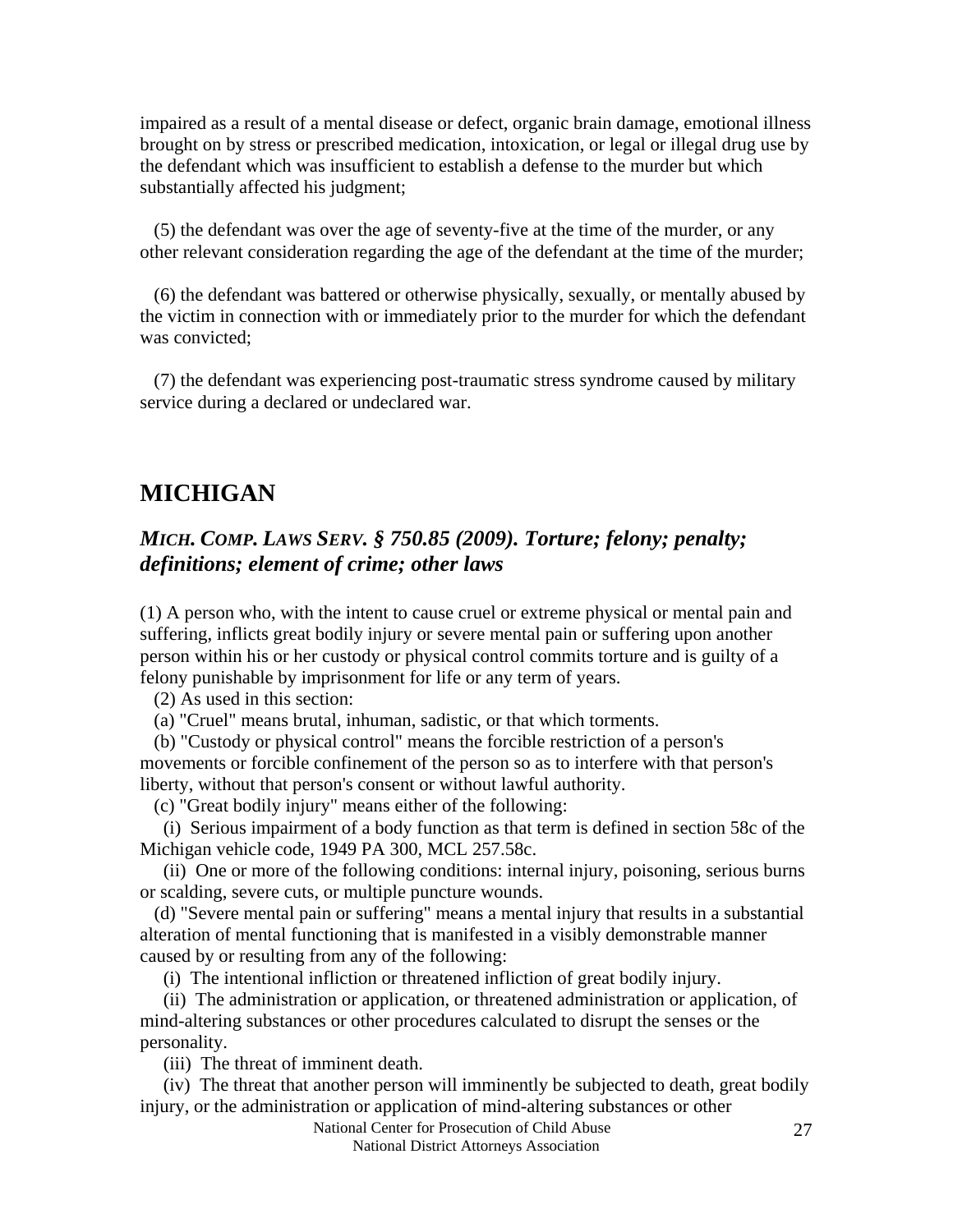impaired as a result of a mental disease or defect, organic brain damage, emotional illness brought on by stress or prescribed medication, intoxication, or legal or illegal drug use by the defendant which was insufficient to establish a defense to the murder but which substantially affected his judgment;

(5) the defendant was over the age of seventy-five at the time of the murder, or any other relevant consideration regarding the age of the defendant at the time of the murder;

(6) the defendant was battered or otherwise physically, sexually, or mentally abused by the victim in connection with or immediately prior to the murder for which the defendant was convicted;

(7) the defendant was experiencing post-traumatic stress syndrome caused by military service during a declared or undeclared war.

## MICHIGAN

### *MICH. COMP. LAWS SERV. § 750.85 (2009). Torture; felony; penalty; definitions; element of crime; other laws*

(1) A person who, with the intent to cause cruel or extreme physical or mental pain and suffering, inflicts great bodily injury or severe mental pain or suffering upon another person within his or her custody or physical control commits torture and is guilty of a felony punishable by imprisonment for life or any term of years.

(2) As used in this section:

(a) "Cruel" means brutal, inhuman, sadistic, or that which torments.

(b) "Custody or physical control" means the forcible restriction of a person's movements or forcible confinement of the person so as to interfere with that person's liberty, without that person's consent or without lawful authority.

(c) "Great bodily injury" means either of the following:

(i) Serious impairment of a body function as that term is defined in section 58c of the Michigan vehicle code, 1949 PA 300, MCL 257.58c.

(ii) One or more of the following conditions: internal injury, poisoning, serious burns or scalding, severe cuts, or multiple puncture wounds.

(d) "Severe mental pain or suffering" means a mental injury that results in a substantial alteration of mental functioning that is manifested in a visibly demonstrable manner caused by or resulting from any of the following:

(i) The intentional infliction or threatened infliction of great bodily injury.

(ii) The administration or application, or threatened administration or application, of mind-altering substances or other procedures calculated to disrupt the senses or the personality.

(iii) The threat of imminent death.

(iv) The threat that another person will imminently be subjected to death, great bodily injury, or the administration or application of mind-altering substances or other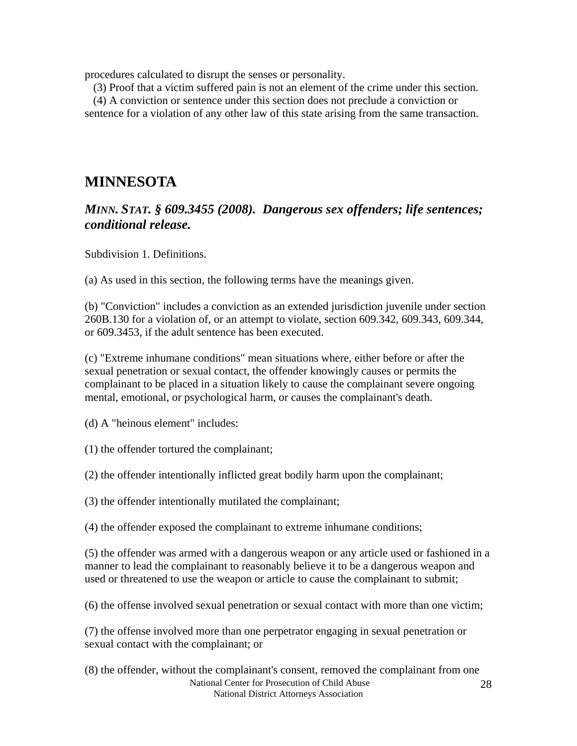procedures calculated to disrupt the senses or personality.

(3) Proof that a victim suffered pain is not an element of the crime under this section.

(4) A conviction or sentence under this section does not preclude a conviction or sentence for a violation of any other law of this state arising from the same transaction.

## MINNESOTA

### *MINN. STAT. § 609.3455 (2008). Dangerous sex offenders; life sentences; conditional release.*

Subdivision 1. Definitions.

(a) As used in this section, the following terms have the meanings given.

(b) "Conviction" includes a conviction as an extended jurisdiction juvenile under section 260B.130 for a violation of, or an attempt to violate, section 609.342, 609.343, 609.344, or 609.3453, if the adult sentence has been executed.

(c) "Extreme inhumane conditions" mean situations where, either before or after the sexual penetration or sexual contact, the offender knowingly causes or permits the complainant to be placed in a situation likely to cause the complainant severe ongoing mental, emotional, or psychological harm, or causes the complainant's death.

(d) A "heinous element" includes:

(1) the offender tortured the complainant;

(2) the offender intentionally inflicted great bodily harm upon the complainant;

(3) the offender intentionally mutilated the complainant;

(4) the offender exposed the complainant to extreme inhumane conditions;

(5) the offender was armed with a dangerous weapon or any article used or fashioned in a manner to lead the complainant to reasonably believe it to be a dangerous weapon and used or threatened to use the weapon or article to cause the complainant to submit;

(6) the offense involved sexual penetration or sexual contact with more than one victim;

(7) the offense involved more than one perpetrator engaging in sexual penetration or sexual contact with the complainant; or

(8) the offender, without the complainant's consent, removed the complainant from one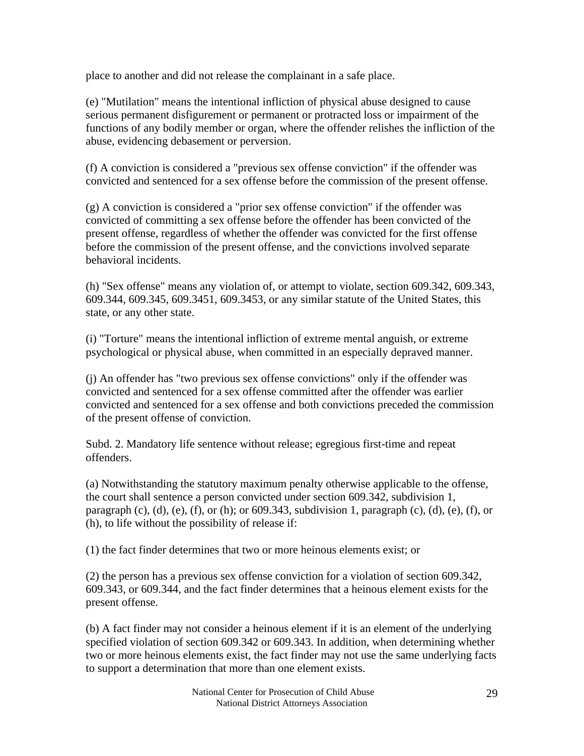place to another and did not release the complainant in a safe place.

(e) "Mutilation" means the intentional infliction of physical abuse designed to cause serious permanent disfigurement or permanent or protracted loss or impairment of the functions of any bodily member or organ, where the offender relishes the infliction of the abuse, evidencing debasement or perversion.

(f) A conviction is considered a "previous sex offense conviction" if the offender was convicted and sentenced for a sex offense before the commission of the present offense.

(g) A conviction is considered a "prior sex offense conviction" if the offender was convicted of committing a sex offense before the offender has been convicted of the present offense, regardless of whether the offender was convicted for the first offense before the commission of the present offense, and the convictions involved separate behavioral incidents.

(h) "Sex offense" means any violation of, or attempt to violate, section 609.342, 609.343, 609.344, 609.345, 609.3451, 609.3453, or any similar statute of the United States, this state, or any other state.

(i) "Torture" means the intentional infliction of extreme mental anguish, or extreme psychological or physical abuse, when committed in an especially depraved manner.

(j) An offender has "two previous sex offense convictions" only if the offender was convicted and sentenced for a sex offense committed after the offender was earlier convicted and sentenced for a sex offense and both convictions preceded the commission of the present offense of conviction.

Subd. 2. Mandatory life sentence without release; egregious first-time and repeat offenders.

(a) Notwithstanding the statutory maximum penalty otherwise applicable to the offense, the court shall sentence a person convicted under section 609.342, subdivision 1, paragraph (c), (d), (e), (f), or (h); or 609.343, subdivision 1, paragraph (c), (d), (e), (f), or (h), to life without the possibility of release if:

(1) the fact finder determines that two or more heinous elements exist; or

(2) the person has a previous sex offense conviction for a violation of section 609.342, 609.343, or 609.344, and the fact finder determines that a heinous element exists for the present offense.

(b) A fact finder may not consider a heinous element if it is an element of the underlying specified violation of section 609.342 or 609.343. In addition, when determining whether two or more heinous elements exist, the fact finder may not use the same underlying facts to support a determination that more than one element exists.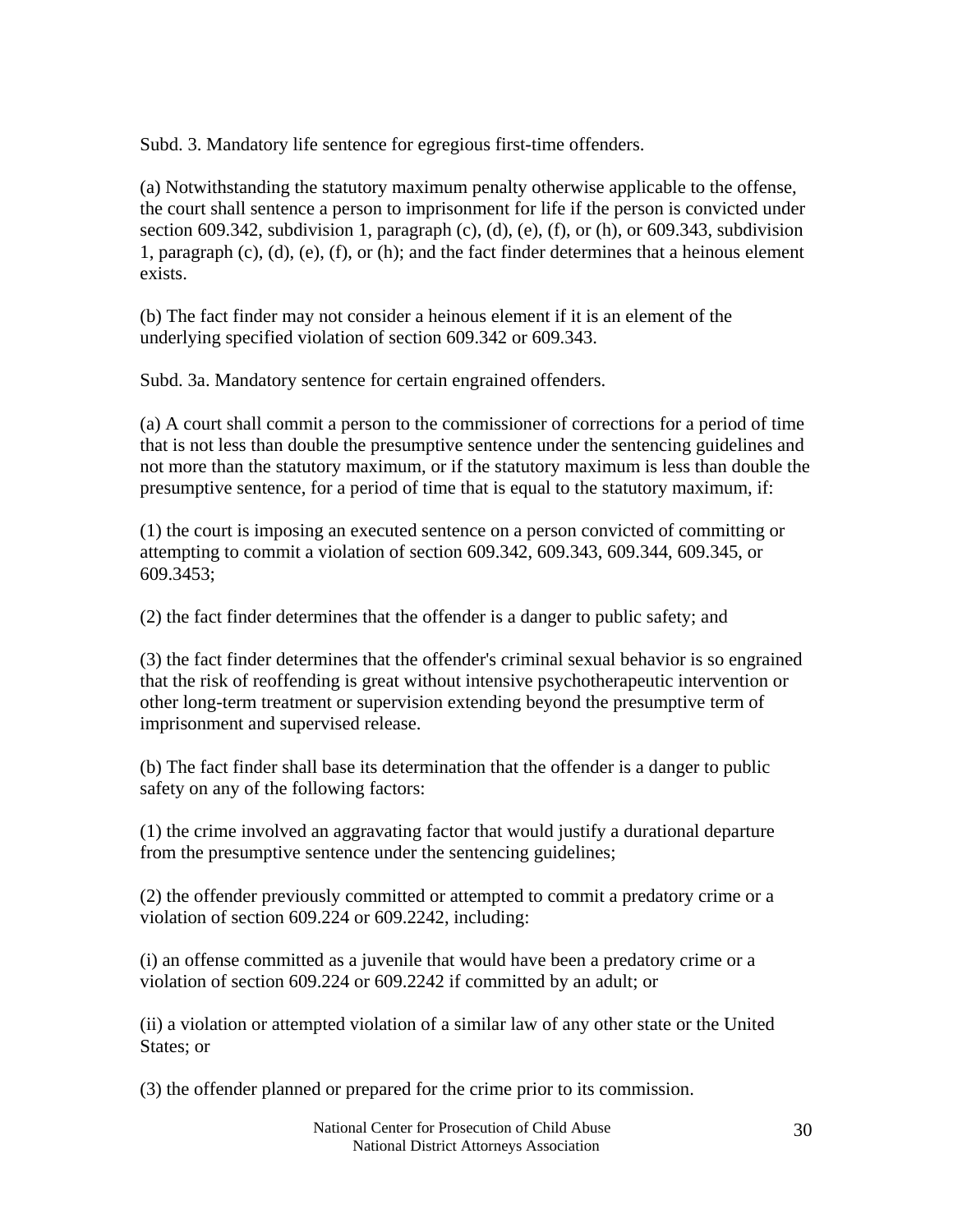Subd. 3. Mandatory life sentence for egregious first-time offenders.

(a) Notwithstanding the statutory maximum penalty otherwise applicable to the offense, the court shall sentence a person to imprisonment for life if the person is convicted under section 609.342, subdivision 1, paragraph (c), (d), (e), (f), or (h), or 609.343, subdivision 1, paragraph (c), (d), (e), (f), or (h); and the fact finder determines that a heinous element exists.

(b) The fact finder may not consider a heinous element if it is an element of the underlying specified violation of section 609.342 or 609.343.

Subd. 3a. Mandatory sentence for certain engrained offenders.

(a) A court shall commit a person to the commissioner of corrections for a period of time that is not less than double the presumptive sentence under the sentencing guidelines and not more than the statutory maximum, or if the statutory maximum is less than double the presumptive sentence, for a period of time that is equal to the statutory maximum, if:

(1) the court is imposing an executed sentence on a person convicted of committing or attempting to commit a violation of section 609.342, 609.343, 609.344, 609.345, or 609.3453;

(2) the fact finder determines that the offender is a danger to public safety; and

(3) the fact finder determines that the offender's criminal sexual behavior is so engrained that the risk of reoffending is great without intensive psychotherapeutic intervention or other long-term treatment or supervision extending beyond the presumptive term of imprisonment and supervised release.

(b) The fact finder shall base its determination that the offender is a danger to public safety on any of the following factors:

(1) the crime involved an aggravating factor that would justify a durational departure from the presumptive sentence under the sentencing guidelines;

(2) the offender previously committed or attempted to commit a predatory crime or a violation of section 609.224 or 609.2242, including:

(i) an offense committed as a juvenile that would have been a predatory crime or a violation of section 609.224 or 609.2242 if committed by an adult; or

(ii) a violation or attempted violation of a similar law of any other state or the United States; or

(3) the offender planned or prepared for the crime prior to its commission.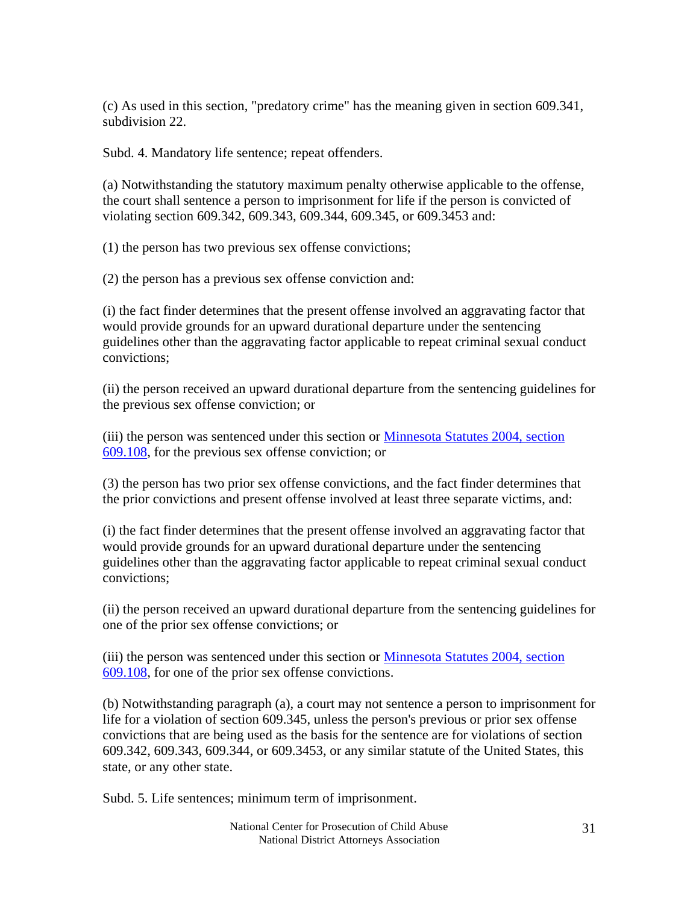(c) As used in this section, "predatory crime" has the meaning given in section 609.341, subdivision 22.

Subd. 4. Mandatory life sentence; repeat offenders.

(a) Notwithstanding the statutory maximum penalty otherwise applicable to the offense, the court shall sentence a person to imprisonment for life if the person is convicted of violating section 609.342, 609.343, 609.344, 609.345, or 609.3453 and:

(1) the person has two previous sex offense convictions;

(2) the person has a previous sex offense conviction and:

(i) the fact finder determines that the present offense involved an aggravating factor that would provide grounds for an upward durational departure under the sentencing guidelines other than the aggravating factor applicable to repeat criminal sexual conduct convictions;

(ii) the person received an upward durational departure from the sentencing guidelines for the previous sex offense conviction; or

(iii) the person was sentenced under this section or [Minnesota Statutes 2004, section 609.108](), for the previous sex offense conviction; or

(3) the person has two prior sex offense convictions, and the fact finder determines that the prior convictions and present offense involved at least three separate victims, and:

(i) the fact finder determines that the present offense involved an aggravating factor that would provide grounds for an upward durational departure under the sentencing guidelines other than the aggravating factor applicable to repeat criminal sexual conduct convictions;

(ii) the person received an upward durational departure from the sentencing guidelines for one of the prior sex offense convictions; or

(iii) the person was sentenced under this section or [Minnesota Statutes 2004, section 609.108](), for one of the prior sex offense convictions.

(b) Notwithstanding paragraph (a), a court may not sentence a person to imprisonment for life for a violation of section 609.345, unless the person's previous or prior sex offense convictions that are being used as the basis for the sentence are for violations of section 609.342, 609.343, 609.344, or 609.3453, or any similar statute of the United States, this state, or any other state.

Subd. 5. Life sentences; minimum term of imprisonment.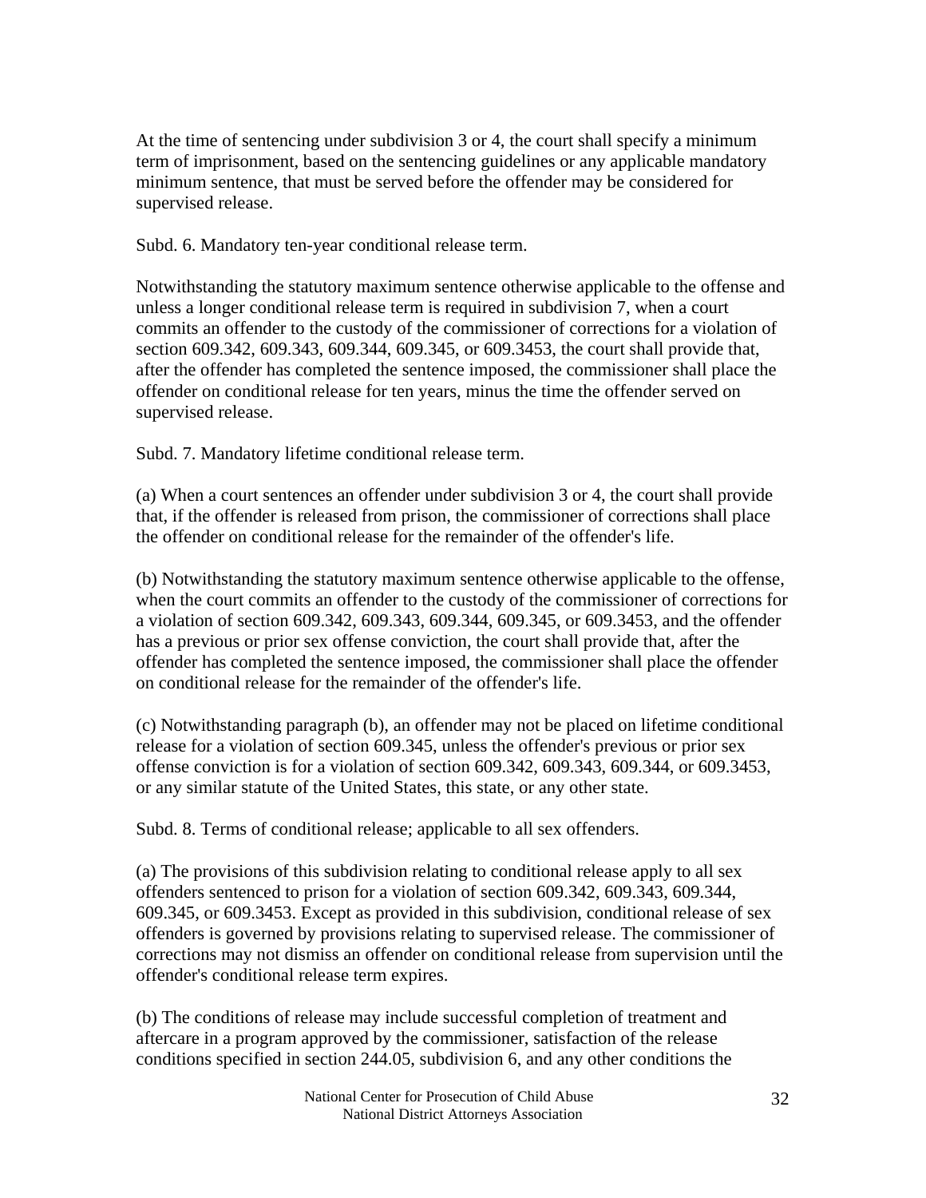At the time of sentencing under subdivision 3 or 4, the court shall specify a minimum term of imprisonment, based on the sentencing guidelines or any applicable mandatory minimum sentence, that must be served before the offender may be considered for supervised release.

Subd. 6. Mandatory ten-year conditional release term.

Notwithstanding the statutory maximum sentence otherwise applicable to the offense and unless a longer conditional release term is required in subdivision 7, when a court commits an offender to the custody of the commissioner of corrections for a violation of section 609.342, 609.343, 609.344, 609.345, or 609.3453, the court shall provide that, after the offender has completed the sentence imposed, the commissioner shall place the offender on conditional release for ten years, minus the time the offender served on supervised release.

Subd. 7. Mandatory lifetime conditional release term.

(a) When a court sentences an offender under subdivision 3 or 4, the court shall provide that, if the offender is released from prison, the commissioner of corrections shall place the offender on conditional release for the remainder of the offender's life.

(b) Notwithstanding the statutory maximum sentence otherwise applicable to the offense, when the court commits an offender to the custody of the commissioner of corrections for a violation of section 609.342, 609.343, 609.344, 609.345, or 609.3453, and the offender has a previous or prior sex offense conviction, the court shall provide that, after the offender has completed the sentence imposed, the commissioner shall place the offender on conditional release for the remainder of the offender's life.

(c) Notwithstanding paragraph (b), an offender may not be placed on lifetime conditional release for a violation of section 609.345, unless the offender's previous or prior sex offense conviction is for a violation of section 609.342, 609.343, 609.344, or 609.3453, or any similar statute of the United States, this state, or any other state.

Subd. 8. Terms of conditional release; applicable to all sex offenders.

(a) The provisions of this subdivision relating to conditional release apply to all sex offenders sentenced to prison for a violation of section 609.342, 609.343, 609.344, 609.345, or 609.3453. Except as provided in this subdivision, conditional release of sex offenders is governed by provisions relating to supervised release. The commissioner of corrections may not dismiss an offender on conditional release from supervision until the offender's conditional release term expires.

(b) The conditions of release may include successful completion of treatment and aftercare in a program approved by the commissioner, satisfaction of the release conditions specified in section 244.05, subdivision 6, and any other conditions the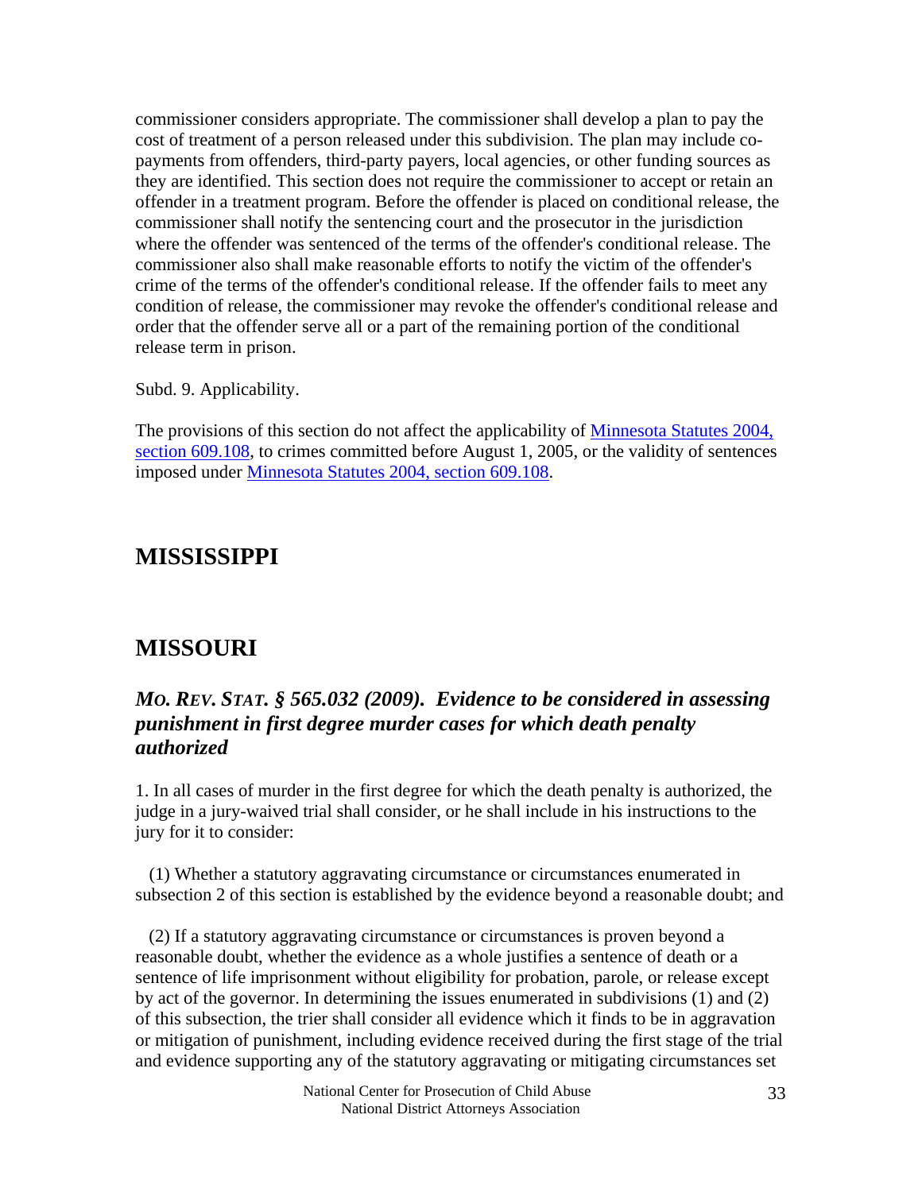commissioner considers appropriate. The commissioner shall develop a plan to pay the cost of treatment of a person released under this subdivision. The plan may include co-payments from offenders, third-party payers, local agencies, or other funding sources as they are identified. This section does not require the commissioner to accept or retain an offender in a treatment program. Before the offender is placed on conditional release, the commissioner shall notify the sentencing court and the prosecutor in the jurisdiction where the offender was sentenced of the terms of the offender's conditional release. The commissioner also shall make reasonable efforts to notify the victim of the offender's crime of the terms of the offender's conditional release. If the offender fails to meet any condition of release, the commissioner may revoke the offender's conditional release and order that the offender serve all or a part of the remaining portion of the conditional release term in prison.

Subd. 9. Applicability.

The provisions of this section do not affect the applicability of Minnesota Statutes 2004, section 609.108, to crimes committed before August 1, 2005, or the validity of sentences imposed under Minnesota Statutes 2004, section 609.108.

## MISSISSIPPI

## MISSOURI

### *MO. REV. STAT. § 565.032 (2009). Evidence to be considered in assessing punishment in first degree murder cases for which death penalty authorized*

1. In all cases of murder in the first degree for which the death penalty is authorized, the judge in a jury-waived trial shall consider, or he shall include in his instructions to the jury for it to consider:

(1) Whether a statutory aggravating circumstance or circumstances enumerated in subsection 2 of this section is established by the evidence beyond a reasonable doubt; and

(2) If a statutory aggravating circumstance or circumstances is proven beyond a reasonable doubt, whether the evidence as a whole justifies a sentence of death or a sentence of life imprisonment without eligibility for probation, parole, or release except by act of the governor. In determining the issues enumerated in subdivisions (1) and (2) of this subsection, the trier shall consider all evidence which it finds to be in aggravation or mitigation of punishment, including evidence received during the first stage of the trial and evidence supporting any of the statutory aggravating or mitigating circumstances set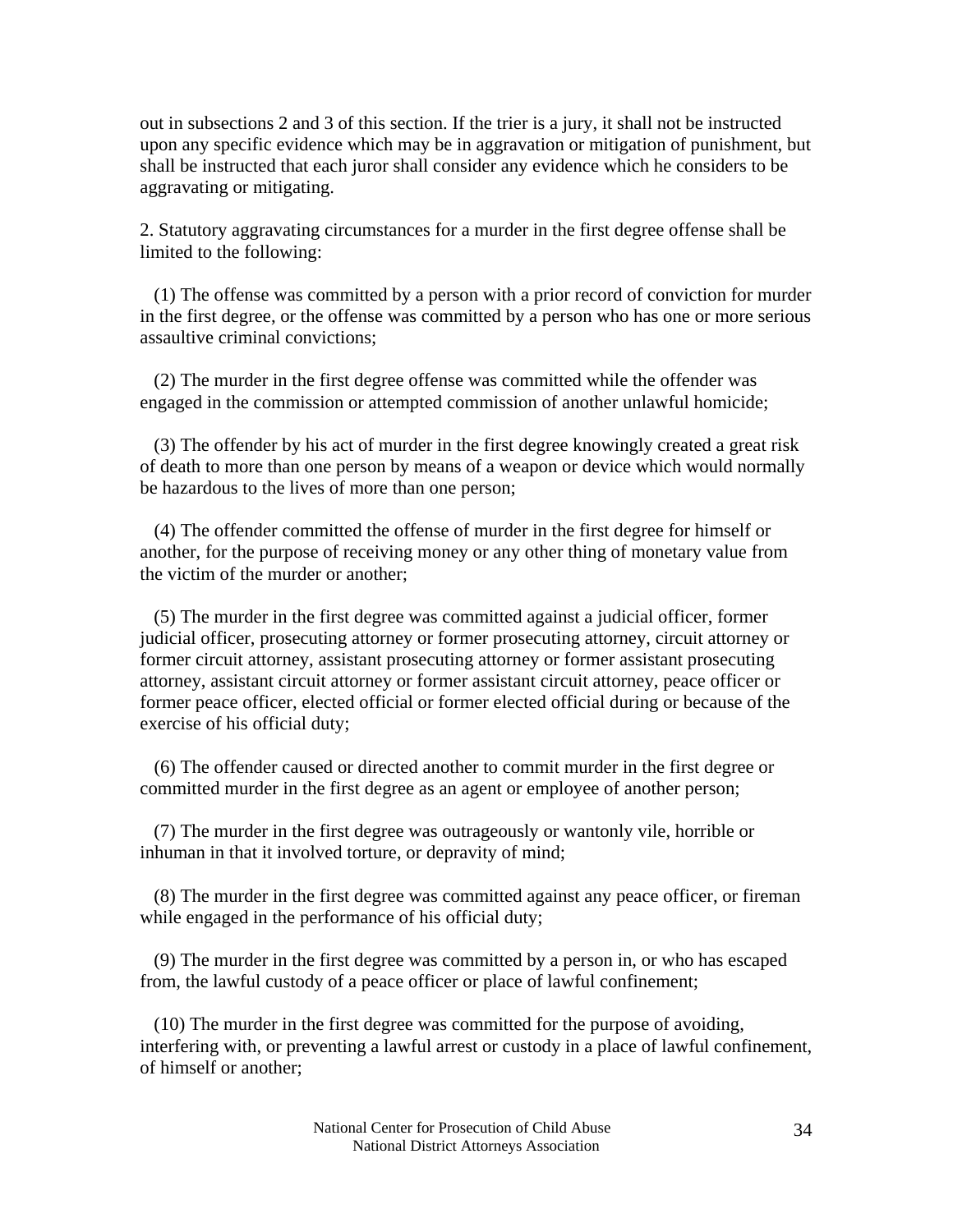out in subsections 2 and 3 of this section. If the trier is a jury, it shall not be instructed upon any specific evidence which may be in aggravation or mitigation of punishment, but shall be instructed that each juror shall consider any evidence which he considers to be aggravating or mitigating.

2. Statutory aggravating circumstances for a murder in the first degree offense shall be limited to the following:

(1) The offense was committed by a person with a prior record of conviction for murder in the first degree, or the offense was committed by a person who has one or more serious assaultive criminal convictions;

(2) The murder in the first degree offense was committed while the offender was engaged in the commission or attempted commission of another unlawful homicide;

(3) The offender by his act of murder in the first degree knowingly created a great risk of death to more than one person by means of a weapon or device which would normally be hazardous to the lives of more than one person;

(4) The offender committed the offense of murder in the first degree for himself or another, for the purpose of receiving money or any other thing of monetary value from the victim of the murder or another;

(5) The murder in the first degree was committed against a judicial officer, former judicial officer, prosecuting attorney or former prosecuting attorney, circuit attorney or former circuit attorney, assistant prosecuting attorney or former assistant prosecuting attorney, assistant circuit attorney or former assistant circuit attorney, peace officer or former peace officer, elected official or former elected official during or because of the exercise of his official duty;

(6) The offender caused or directed another to commit murder in the first degree or committed murder in the first degree as an agent or employee of another person;

(7) The murder in the first degree was outrageously or wantonly vile, horrible or inhuman in that it involved torture, or depravity of mind;

(8) The murder in the first degree was committed against any peace officer, or fireman while engaged in the performance of his official duty;

(9) The murder in the first degree was committed by a person in, or who has escaped from, the lawful custody of a peace officer or place of lawful confinement;

(10) The murder in the first degree was committed for the purpose of avoiding, interfering with, or preventing a lawful arrest or custody in a place of lawful confinement, of himself or another;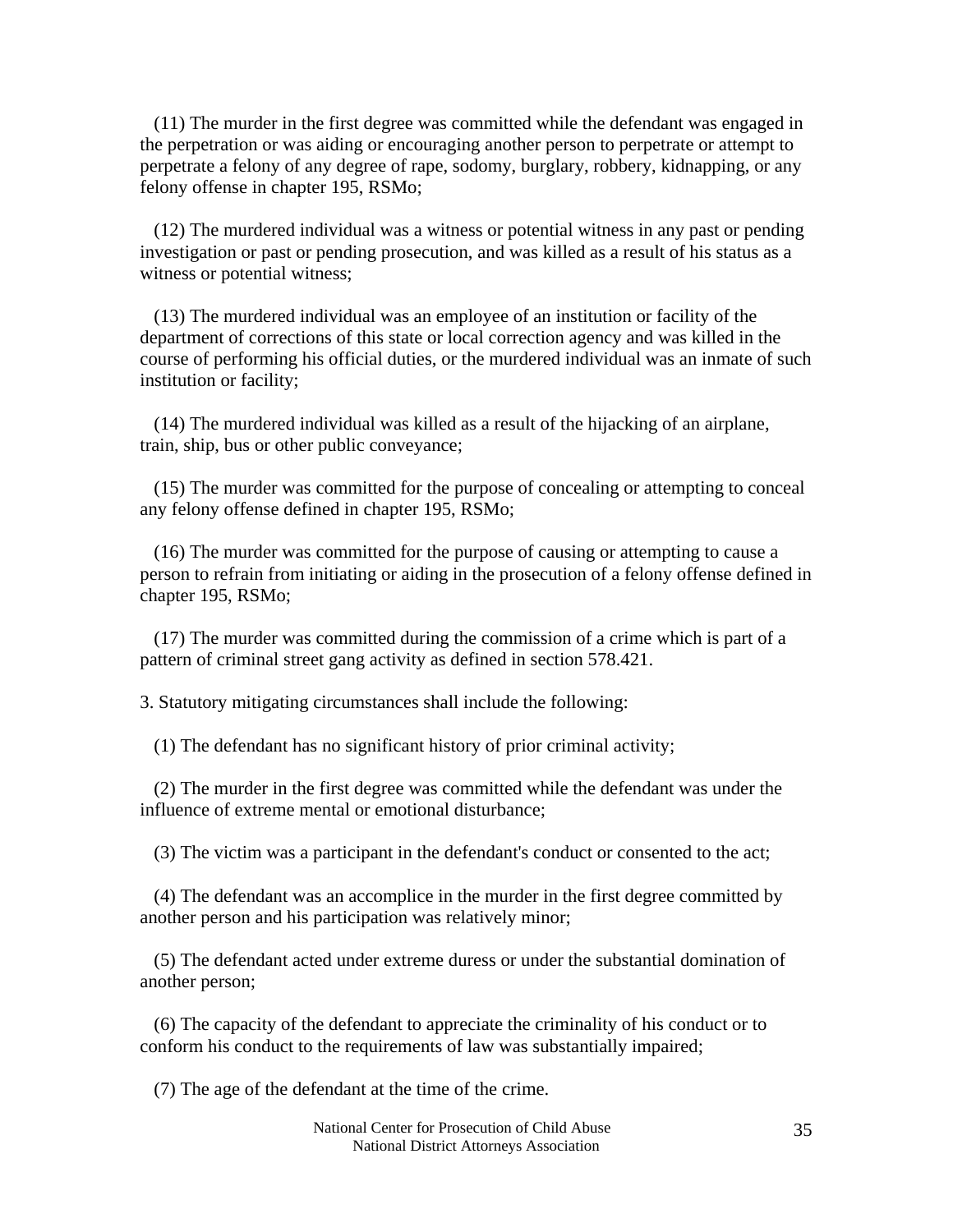(11) The murder in the first degree was committed while the defendant was engaged in the perpetration or was aiding or encouraging another person to perpetrate or attempt to perpetrate a felony of any degree of rape, sodomy, burglary, robbery, kidnapping, or any felony offense in chapter 195, RSMo;

(12) The murdered individual was a witness or potential witness in any past or pending investigation or past or pending prosecution, and was killed as a result of his status as a witness or potential witness;

(13) The murdered individual was an employee of an institution or facility of the department of corrections of this state or local correction agency and was killed in the course of performing his official duties, or the murdered individual was an inmate of such institution or facility;

(14) The murdered individual was killed as a result of the hijacking of an airplane, train, ship, bus or other public conveyance;

(15) The murder was committed for the purpose of concealing or attempting to conceal any felony offense defined in chapter 195, RSMo;

(16) The murder was committed for the purpose of causing or attempting to cause a person to refrain from initiating or aiding in the prosecution of a felony offense defined in chapter 195, RSMo;

(17) The murder was committed during the commission of a crime which is part of a pattern of criminal street gang activity as defined in section 578.421.

3. Statutory mitigating circumstances shall include the following:

(1) The defendant has no significant history of prior criminal activity;

(2) The murder in the first degree was committed while the defendant was under the influence of extreme mental or emotional disturbance;

(3) The victim was a participant in the defendant's conduct or consented to the act;

(4) The defendant was an accomplice in the murder in the first degree committed by another person and his participation was relatively minor;

(5) The defendant acted under extreme duress or under the substantial domination of another person;

(6) The capacity of the defendant to appreciate the criminality of his conduct or to conform his conduct to the requirements of law was substantially impaired;

(7) The age of the defendant at the time of the crime.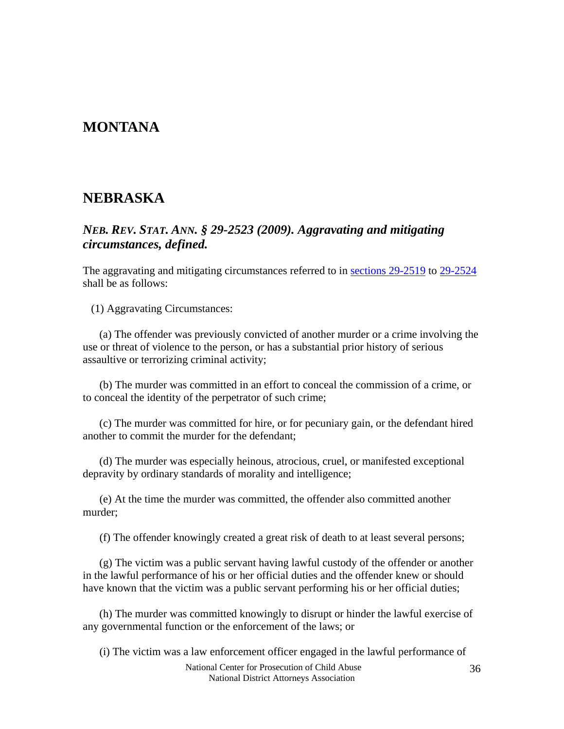## MONTANA

## NEBRASKA

### *NEB. REV. STAT. ANN. § 29-2523 (2009). Aggravating and mitigating circumstances, defined.*

The aggravating and mitigating circumstances referred to in sections 29-2519 to 29-2524 shall be as follows:

(1) Aggravating Circumstances:

(a) The offender was previously convicted of another murder or a crime involving the use or threat of violence to the person, or has a substantial prior history of serious assaultive or terrorizing criminal activity;

(b) The murder was committed in an effort to conceal the commission of a crime, or to conceal the identity of the perpetrator of such crime;

(c) The murder was committed for hire, or for pecuniary gain, or the defendant hired another to commit the murder for the defendant;

(d) The murder was especially heinous, atrocious, cruel, or manifested exceptional depravity by ordinary standards of morality and intelligence;

(e) At the time the murder was committed, the offender also committed another murder;

(f) The offender knowingly created a great risk of death to at least several persons;

(g) The victim was a public servant having lawful custody of the offender or another in the lawful performance of his or her official duties and the offender knew or should have known that the victim was a public servant performing his or her official duties;

(h) The murder was committed knowingly to disrupt or hinder the lawful exercise of any governmental function or the enforcement of the laws; or

(i) The victim was a law enforcement officer engaged in the lawful performance of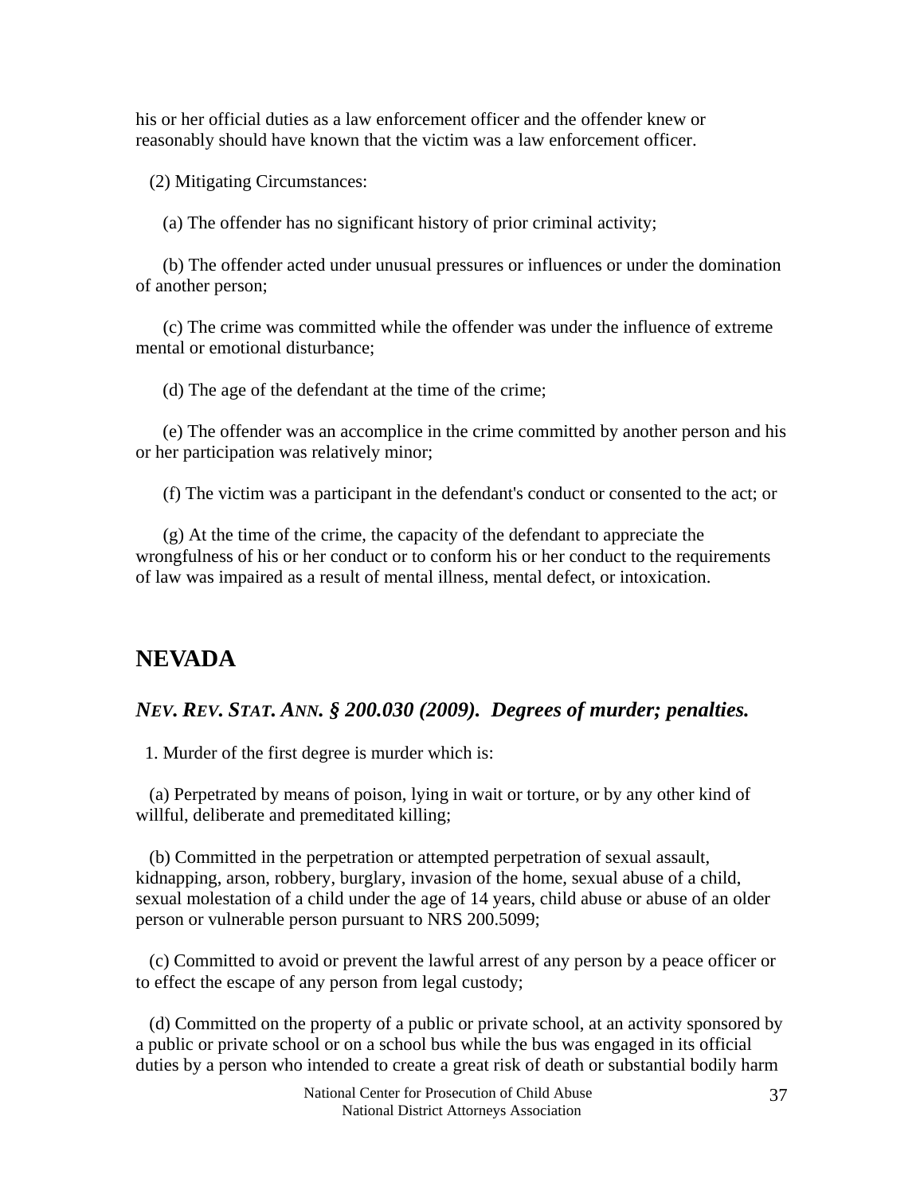his or her official duties as a law enforcement officer and the offender knew or reasonably should have known that the victim was a law enforcement officer.

(2) Mitigating Circumstances:

(a) The offender has no significant history of prior criminal activity;

(b) The offender acted under unusual pressures or influences or under the domination of another person;

(c) The crime was committed while the offender was under the influence of extreme mental or emotional disturbance;

(d) The age of the defendant at the time of the crime;

(e) The offender was an accomplice in the crime committed by another person and his or her participation was relatively minor;

(f) The victim was a participant in the defendant's conduct or consented to the act; or

(g) At the time of the crime, the capacity of the defendant to appreciate the wrongfulness of his or her conduct or to conform his or her conduct to the requirements of law was impaired as a result of mental illness, mental defect, or intoxication.

## NEVADA

### *NEV. REV. STAT. ANN. § 200.030 (2009). Degrees of murder; penalties.*

1. Murder of the first degree is murder which is:

(a) Perpetrated by means of poison, lying in wait or torture, or by any other kind of willful, deliberate and premeditated killing;

(b) Committed in the perpetration or attempted perpetration of sexual assault, kidnapping, arson, robbery, burglary, invasion of the home, sexual abuse of a child, sexual molestation of a child under the age of 14 years, child abuse or abuse of an older person or vulnerable person pursuant to NRS 200.5099;

(c) Committed to avoid or prevent the lawful arrest of any person by a peace officer or to effect the escape of any person from legal custody;

(d) Committed on the property of a public or private school, at an activity sponsored by a public or private school or on a school bus while the bus was engaged in its official duties by a person who intended to create a great risk of death or substantial bodily harm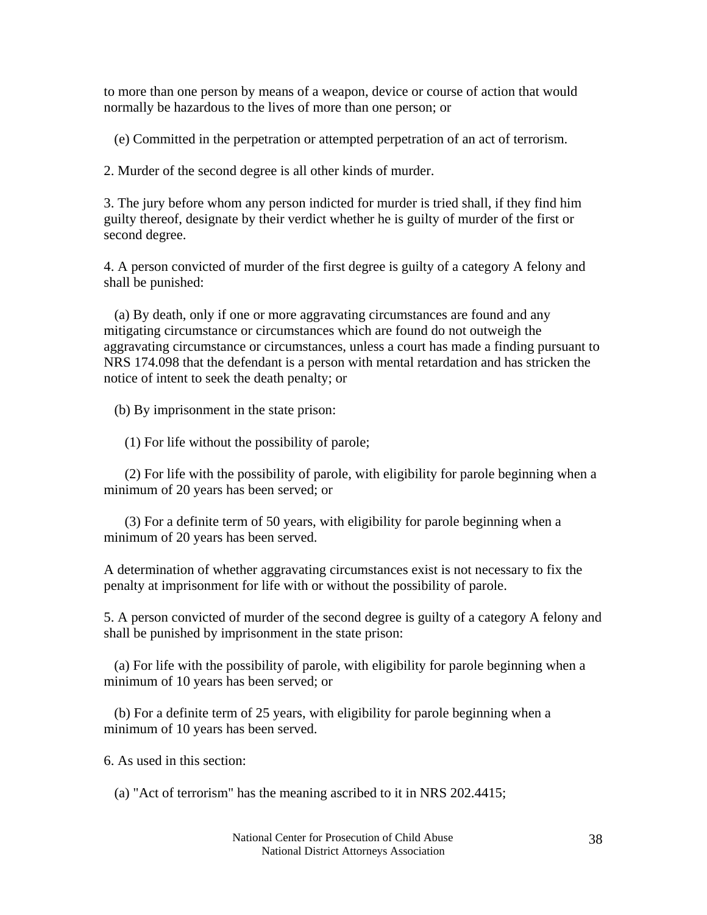to more than one person by means of a weapon, device or course of action that would normally be hazardous to the lives of more than one person; or

(e) Committed in the perpetration or attempted perpetration of an act of terrorism.

2. Murder of the second degree is all other kinds of murder.

3. The jury before whom any person indicted for murder is tried shall, if they find him guilty thereof, designate by their verdict whether he is guilty of murder of the first or second degree.

4. A person convicted of murder of the first degree is guilty of a category A felony and shall be punished:

(a) By death, only if one or more aggravating circumstances are found and any mitigating circumstance or circumstances which are found do not outweigh the aggravating circumstance or circumstances, unless a court has made a finding pursuant to NRS 174.098 that the defendant is a person with mental retardation and has stricken the notice of intent to seek the death penalty; or

(b) By imprisonment in the state prison:

(1) For life without the possibility of parole;

(2) For life with the possibility of parole, with eligibility for parole beginning when a minimum of 20 years has been served; or

(3) For a definite term of 50 years, with eligibility for parole beginning when a minimum of 20 years has been served.

A determination of whether aggravating circumstances exist is not necessary to fix the penalty at imprisonment for life with or without the possibility of parole.

5. A person convicted of murder of the second degree is guilty of a category A felony and shall be punished by imprisonment in the state prison:

(a) For life with the possibility of parole, with eligibility for parole beginning when a minimum of 10 years has been served; or

(b) For a definite term of 25 years, with eligibility for parole beginning when a minimum of 10 years has been served.

6. As used in this section:

(a) "Act of terrorism" has the meaning ascribed to it in NRS 202.4415;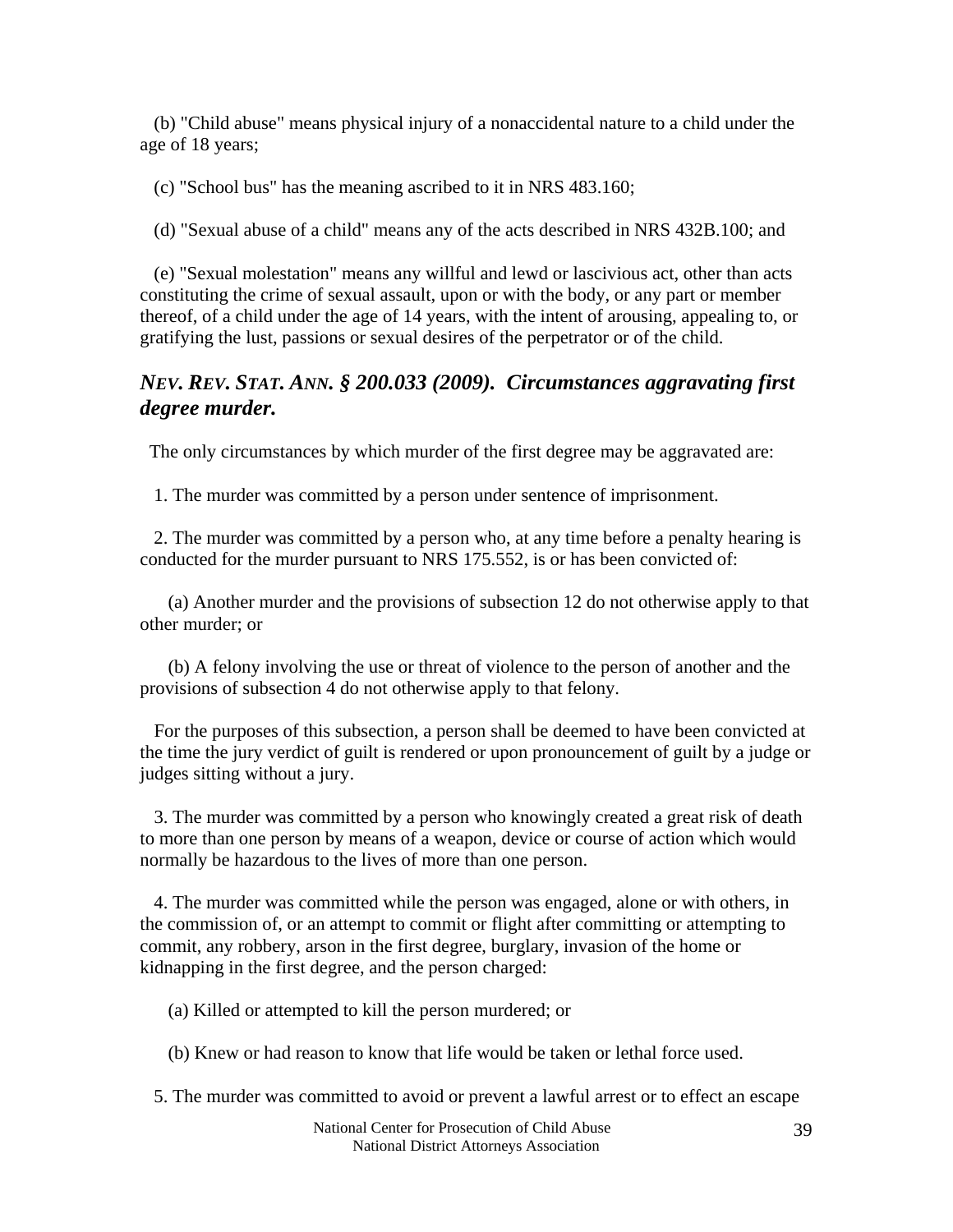(b) "Child abuse" means physical injury of a nonaccidental nature to a child under the age of 18 years;

(c) "School bus" has the meaning ascribed to it in NRS 483.160;

(d) "Sexual abuse of a child" means any of the acts described in NRS 432B.100; and

(e) "Sexual molestation" means any willful and lewd or lascivious act, other than acts constituting the crime of sexual assault, upon or with the body, or any part or member thereof, of a child under the age of 14 years, with the intent of arousing, appealing to, or gratifying the lust, passions or sexual desires of the perpetrator or of the child.

### *NEV. REV. STAT. ANN. § 200.033 (2009). Circumstances aggravating first degree murder.*

The only circumstances by which murder of the first degree may be aggravated are:

1. The murder was committed by a person under sentence of imprisonment.

2. The murder was committed by a person who, at any time before a penalty hearing is conducted for the murder pursuant to NRS 175.552, is or has been convicted of:

   (a) Another murder and the provisions of subsection 12 do not otherwise apply to that other murder; or

   (b) A felony involving the use or threat of violence to the person of another and the provisions of subsection 4 do not otherwise apply to that felony.

   For the purposes of this subsection, a person shall be deemed to have been convicted at the time the jury verdict of guilt is rendered or upon pronouncement of guilt by a judge or judges sitting without a jury.

3. The murder was committed by a person who knowingly created a great risk of death to more than one person by means of a weapon, device or course of action which would normally be hazardous to the lives of more than one person.

4. The murder was committed while the person was engaged, alone or with others, in the commission of, or an attempt to commit or flight after committing or attempting to commit, any robbery, arson in the first degree, burglary, invasion of the home or kidnapping in the first degree, and the person charged:

   (a) Killed or attempted to kill the person murdered; or

   (b) Knew or had reason to know that life would be taken or lethal force used.

5. The murder was committed to avoid or prevent a lawful arrest or to effect an escape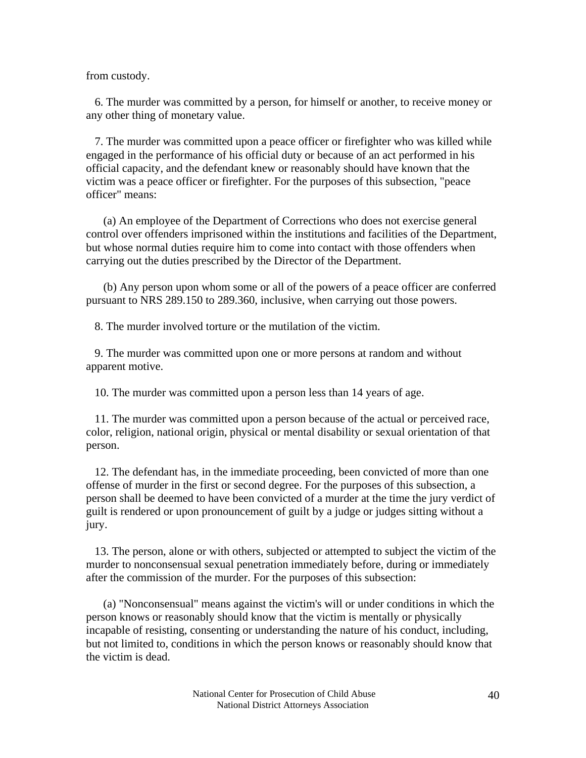from custody.

6. The murder was committed by a person, for himself or another, to receive money or any other thing of monetary value.

7. The murder was committed upon a peace officer or firefighter who was killed while engaged in the performance of his official duty or because of an act performed in his official capacity, and the defendant knew or reasonably should have known that the victim was a peace officer or firefighter. For the purposes of this subsection, "peace officer" means:

(a) An employee of the Department of Corrections who does not exercise general control over offenders imprisoned within the institutions and facilities of the Department, but whose normal duties require him to come into contact with those offenders when carrying out the duties prescribed by the Director of the Department.

(b) Any person upon whom some or all of the powers of a peace officer are conferred pursuant to NRS 289.150 to 289.360, inclusive, when carrying out those powers.

8. The murder involved torture or the mutilation of the victim.

9. The murder was committed upon one or more persons at random and without apparent motive.

10. The murder was committed upon a person less than 14 years of age.

11. The murder was committed upon a person because of the actual or perceived race, color, religion, national origin, physical or mental disability or sexual orientation of that person.

12. The defendant has, in the immediate proceeding, been convicted of more than one offense of murder in the first or second degree. For the purposes of this subsection, a person shall be deemed to have been convicted of a murder at the time the jury verdict of guilt is rendered or upon pronouncement of guilt by a judge or judges sitting without a jury.

13. The person, alone or with others, subjected or attempted to subject the victim of the murder to nonconsensual sexual penetration immediately before, during or immediately after the commission of the murder. For the purposes of this subsection:

(a) "Nonconsensual" means against the victim's will or under conditions in which the person knows or reasonably should know that the victim is mentally or physically incapable of resisting, consenting or understanding the nature of his conduct, including, but not limited to, conditions in which the person knows or reasonably should know that the victim is dead.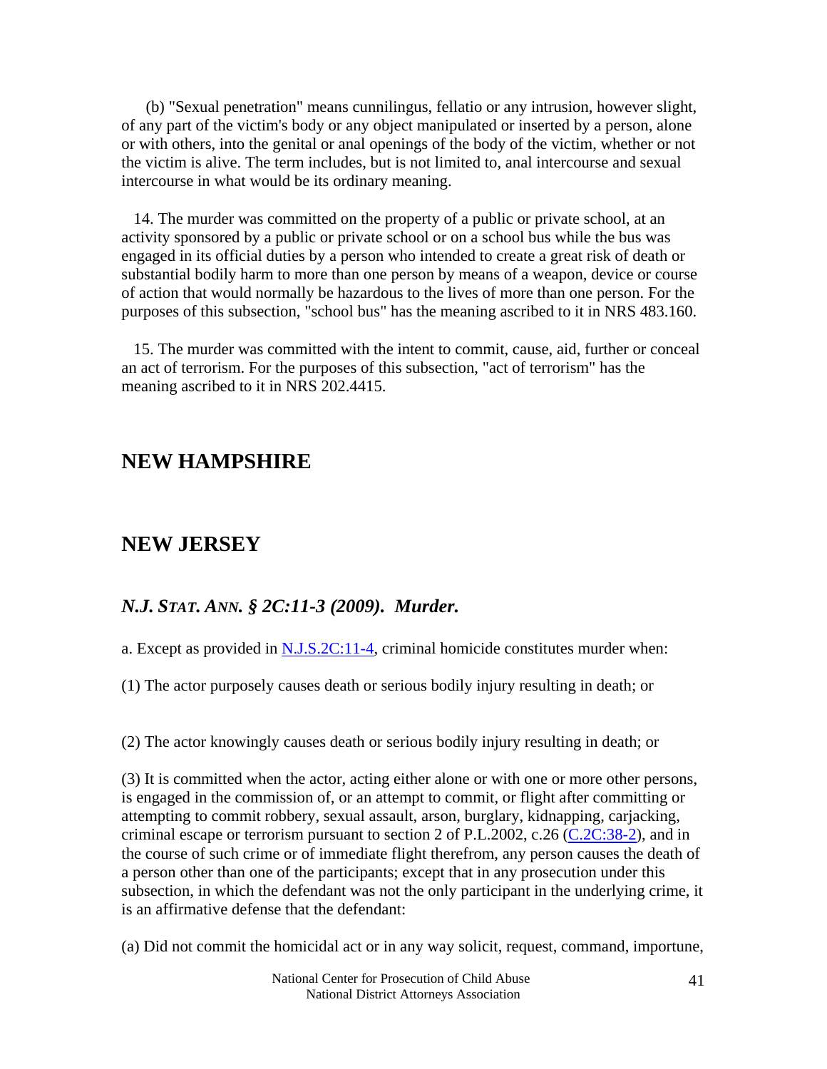(b) "Sexual penetration" means cunnilingus, fellatio or any intrusion, however slight, of any part of the victim's body or any object manipulated or inserted by a person, alone or with others, into the genital or anal openings of the body of the victim, whether or not the victim is alive. The term includes, but is not limited to, anal intercourse and sexual intercourse in what would be its ordinary meaning.

14. The murder was committed on the property of a public or private school, at an activity sponsored by a public or private school or on a school bus while the bus was engaged in its official duties by a person who intended to create a great risk of death or substantial bodily harm to more than one person by means of a weapon, device or course of action that would normally be hazardous to the lives of more than one person. For the purposes of this subsection, "school bus" has the meaning ascribed to it in NRS 483.160.

15. The murder was committed with the intent to commit, cause, aid, further or conceal an act of terrorism. For the purposes of this subsection, "act of terrorism" has the meaning ascribed to it in NRS 202.4415.

## NEW HAMPSHIRE

## NEW JERSEY

### *N.J. STAT. ANN. § 2C:11-3 (2009). Murder.*

a. Except as provided in N.J.S.2C:11-4, criminal homicide constitutes murder when:

(1) The actor purposely causes death or serious bodily injury resulting in death; or

(2) The actor knowingly causes death or serious bodily injury resulting in death; or

(3) It is committed when the actor, acting either alone or with one or more other persons, is engaged in the commission of, or an attempt to commit, or flight after committing or attempting to commit robbery, sexual assault, arson, burglary, kidnapping, carjacking, criminal escape or terrorism pursuant to section 2 of P.L.2002, c.26 (C.2C:38-2), and in the course of such crime or of immediate flight therefrom, any person causes the death of a person other than one of the participants; except that in any prosecution under this subsection, in which the defendant was not the only participant in the underlying crime, it is an affirmative defense that the defendant:

(a) Did not commit the homicidal act or in any way solicit, request, command, importune,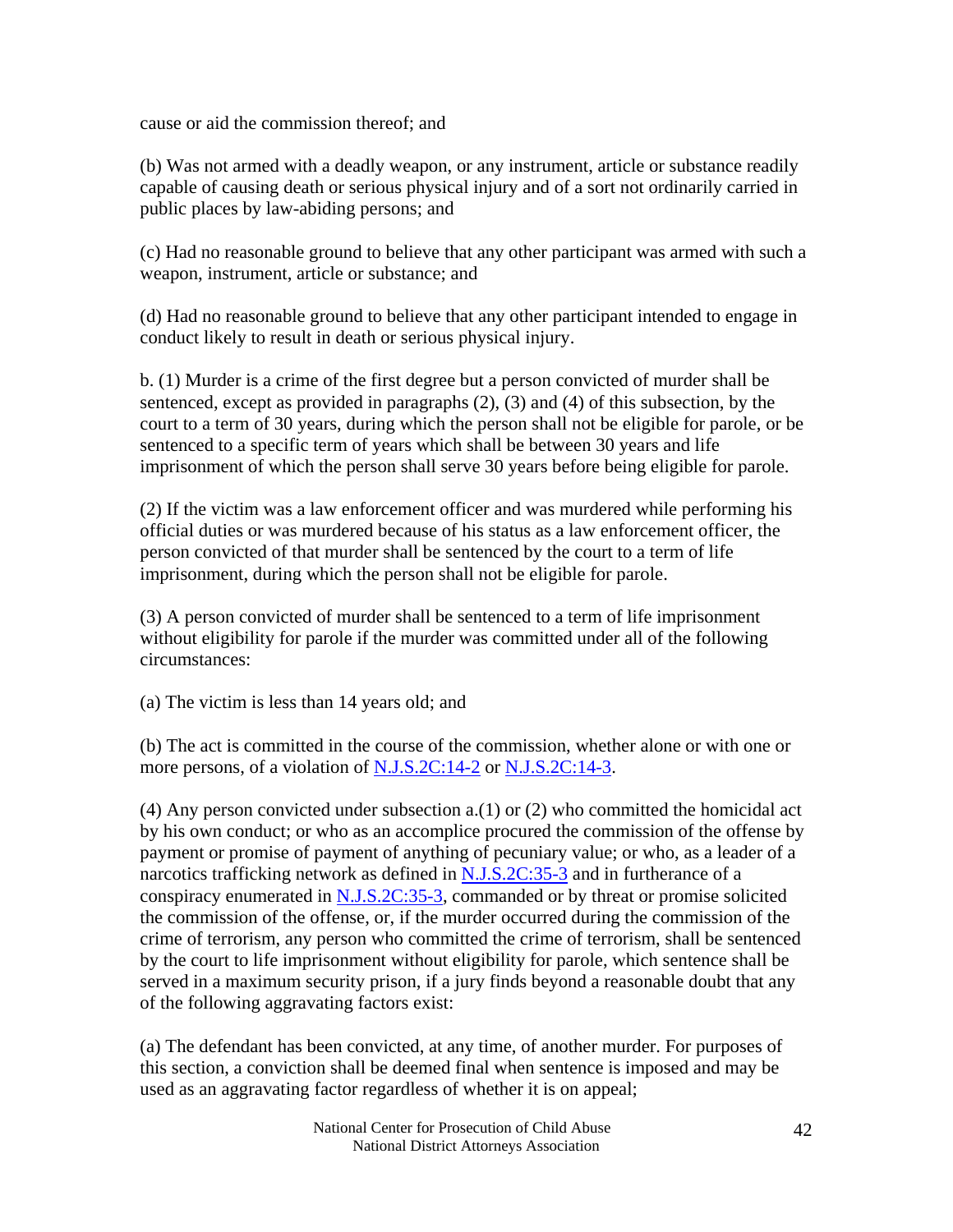cause or aid the commission thereof; and

(b) Was not armed with a deadly weapon, or any instrument, article or substance readily capable of causing death or serious physical injury and of a sort not ordinarily carried in public places by law-abiding persons; and

(c) Had no reasonable ground to believe that any other participant was armed with such a weapon, instrument, article or substance; and

(d) Had no reasonable ground to believe that any other participant intended to engage in conduct likely to result in death or serious physical injury.

b. (1) Murder is a crime of the first degree but a person convicted of murder shall be sentenced, except as provided in paragraphs (2), (3) and (4) of this subsection, by the court to a term of 30 years, during which the person shall not be eligible for parole, or be sentenced to a specific term of years which shall be between 30 years and life imprisonment of which the person shall serve 30 years before being eligible for parole.

(2) If the victim was a law enforcement officer and was murdered while performing his official duties or was murdered because of his status as a law enforcement officer, the person convicted of that murder shall be sentenced by the court to a term of life imprisonment, during which the person shall not be eligible for parole.

(3) A person convicted of murder shall be sentenced to a term of life imprisonment without eligibility for parole if the murder was committed under all of the following circumstances:

(a) The victim is less than 14 years old; and

(b) The act is committed in the course of the commission, whether alone or with one or more persons, of a violation of N.J.S.2C:14-2 or N.J.S.2C:14-3.

(4) Any person convicted under subsection a.(1) or (2) who committed the homicidal act by his own conduct; or who as an accomplice procured the commission of the offense by payment or promise of payment of anything of pecuniary value; or who, as a leader of a narcotics trafficking network as defined in N.J.S.2C:35-3 and in furtherance of a conspiracy enumerated in N.J.S.2C:35-3, commanded or by threat or promise solicited the commission of the offense, or, if the murder occurred during the commission of the crime of terrorism, any person who committed the crime of terrorism, shall be sentenced by the court to life imprisonment without eligibility for parole, which sentence shall be served in a maximum security prison, if a jury finds beyond a reasonable doubt that any of the following aggravating factors exist:

(a) The defendant has been convicted, at any time, of another murder. For purposes of this section, a conviction shall be deemed final when sentence is imposed and may be used as an aggravating factor regardless of whether it is on appeal;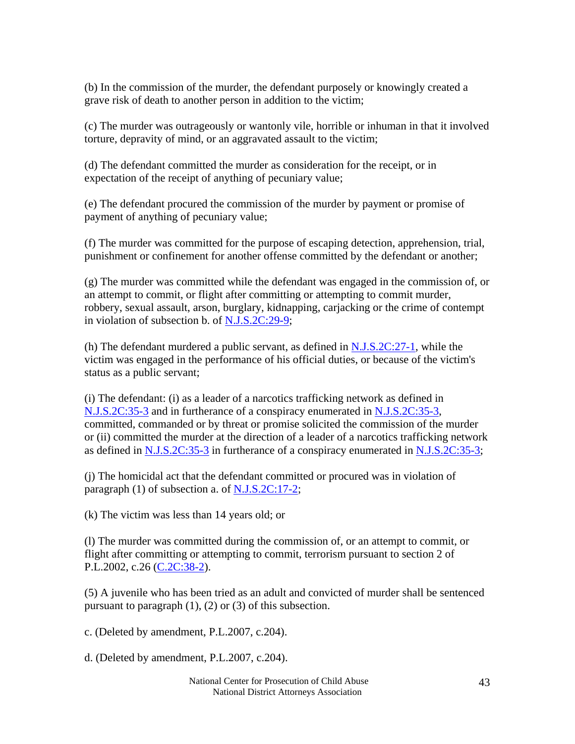(b) In the commission of the murder, the defendant purposely or knowingly created a grave risk of death to another person in addition to the victim;

(c) The murder was outrageously or wantonly vile, horrible or inhuman in that it involved torture, depravity of mind, or an aggravated assault to the victim;

(d) The defendant committed the murder as consideration for the receipt, or in expectation of the receipt of anything of pecuniary value;

(e) The defendant procured the commission of the murder by payment or promise of payment of anything of pecuniary value;

(f) The murder was committed for the purpose of escaping detection, apprehension, trial, punishment or confinement for another offense committed by the defendant or another;

(g) The murder was committed while the defendant was engaged in the commission of, or an attempt to commit, or flight after committing or attempting to commit murder, robbery, sexual assault, arson, burglary, kidnapping, carjacking or the crime of contempt in violation of subsection b. of N.J.S.2C:29-9;

(h) The defendant murdered a public servant, as defined in N.J.S.2C:27-1, while the victim was engaged in the performance of his official duties, or because of the victim's status as a public servant;

(i) The defendant: (i) as a leader of a narcotics trafficking network as defined in N.J.S.2C:35-3 and in furtherance of a conspiracy enumerated in N.J.S.2C:35-3, committed, commanded or by threat or promise solicited the commission of the murder or (ii) committed the murder at the direction of a leader of a narcotics trafficking network as defined in N.J.S.2C:35-3 in furtherance of a conspiracy enumerated in N.J.S.2C:35-3;

(j) The homicidal act that the defendant committed or procured was in violation of paragraph (1) of subsection a. of N.J.S.2C:17-2;

(k) The victim was less than 14 years old; or

(l) The murder was committed during the commission of, or an attempt to commit, or flight after committing or attempting to commit, terrorism pursuant to section 2 of P.L.2002, c.26 (C.2C:38-2).

(5) A juvenile who has been tried as an adult and convicted of murder shall be sentenced pursuant to paragraph (1), (2) or (3) of this subsection.

c. (Deleted by amendment, P.L.2007, c.204).

d. (Deleted by amendment, P.L.2007, c.204).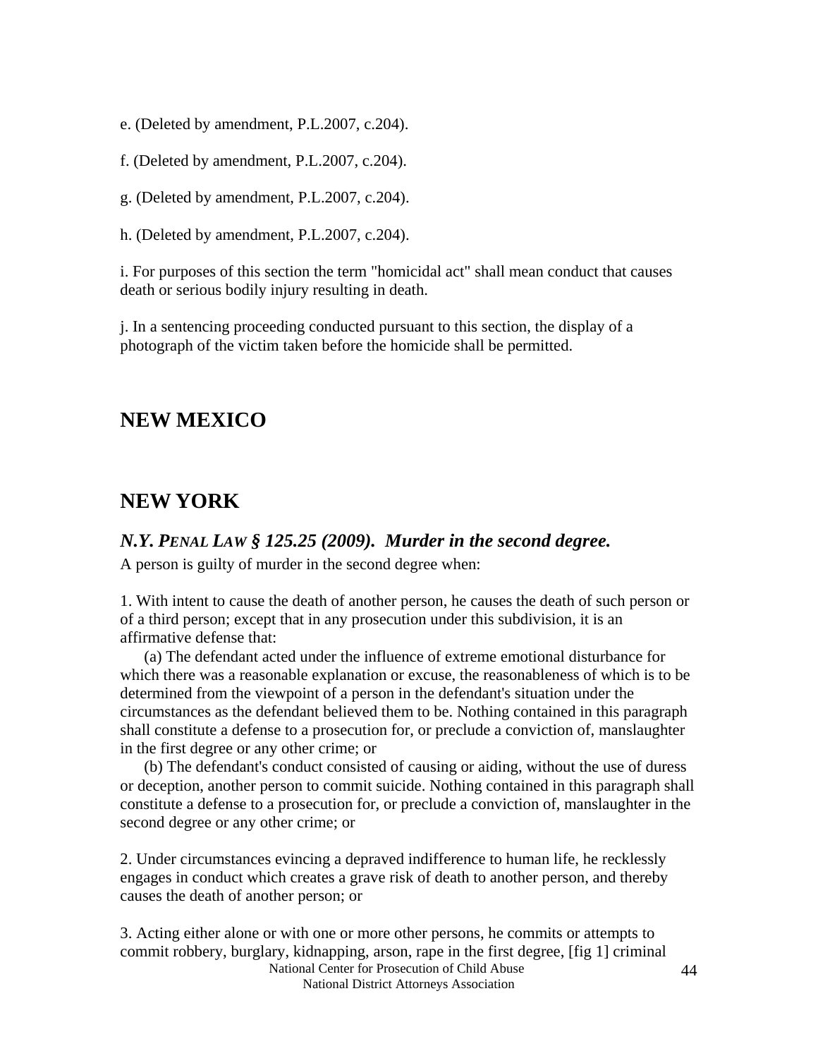e. (Deleted by amendment, P.L.2007, c.204).

f. (Deleted by amendment, P.L.2007, c.204).

g. (Deleted by amendment, P.L.2007, c.204).

h. (Deleted by amendment, P.L.2007, c.204).

i. For purposes of this section the term "homicidal act" shall mean conduct that causes death or serious bodily injury resulting in death.

j. In a sentencing proceeding conducted pursuant to this section, the display of a photograph of the victim taken before the homicide shall be permitted.

## NEW MEXICO

## NEW YORK

### *N.Y. PENAL LAW § 125.25 (2009). Murder in the second degree.*

A person is guilty of murder in the second degree when:

1. With intent to cause the death of another person, he causes the death of such person or of a third person; except that in any prosecution under this subdivision, it is an affirmative defense that:

(a) The defendant acted under the influence of extreme emotional disturbance for which there was a reasonable explanation or excuse, the reasonableness of which is to be determined from the viewpoint of a person in the defendant's situation under the circumstances as the defendant believed them to be. Nothing contained in this paragraph shall constitute a defense to a prosecution for, or preclude a conviction of, manslaughter in the first degree or any other crime; or

(b) The defendant's conduct consisted of causing or aiding, without the use of duress or deception, another person to commit suicide. Nothing contained in this paragraph shall constitute a defense to a prosecution for, or preclude a conviction of, manslaughter in the second degree or any other crime; or

2. Under circumstances evincing a depraved indifference to human life, he recklessly engages in conduct which creates a grave risk of death to another person, and thereby causes the death of another person; or

3. Acting either alone or with one or more other persons, he commits or attempts to commit robbery, burglary, kidnapping, arson, rape in the first degree, [fig 1] criminal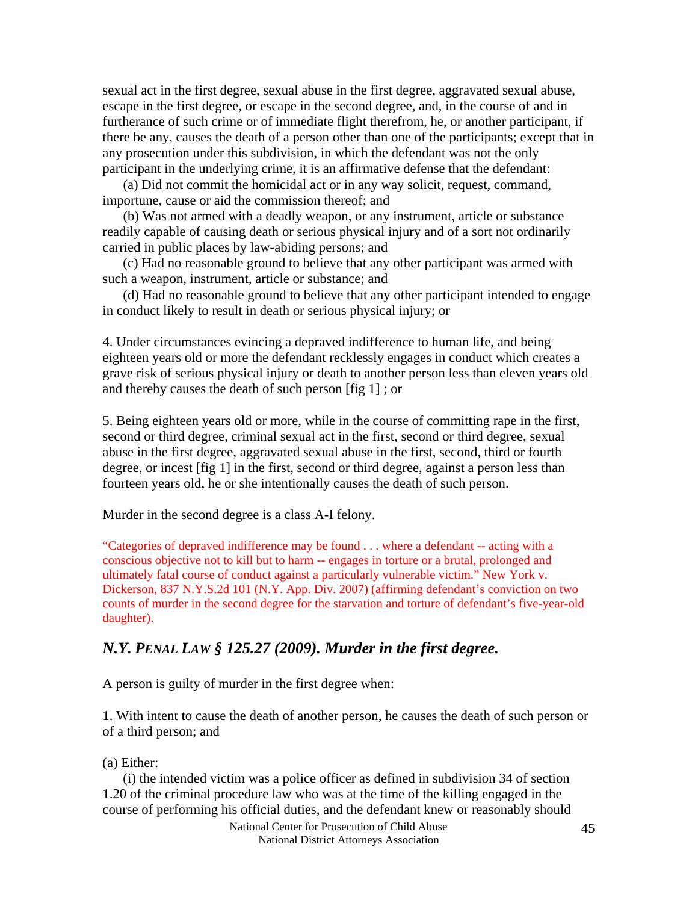sexual act in the first degree, sexual abuse in the first degree, aggravated sexual abuse, escape in the first degree, or escape in the second degree, and, in the course of and in furtherance of such crime or of immediate flight therefrom, he, or another participant, if there be any, causes the death of a person other than one of the participants; except that in any prosecution under this subdivision, in which the defendant was not the only participant in the underlying crime, it is an affirmative defense that the defendant:

(a) Did not commit the homicidal act or in any way solicit, request, command, importune, cause or aid the commission thereof; and

(b) Was not armed with a deadly weapon, or any instrument, article or substance readily capable of causing death or serious physical injury and of a sort not ordinarily carried in public places by law-abiding persons; and

(c) Had no reasonable ground to believe that any other participant was armed with such a weapon, instrument, article or substance; and

(d) Had no reasonable ground to believe that any other participant intended to engage in conduct likely to result in death or serious physical injury; or

4. Under circumstances evincing a depraved indifference to human life, and being eighteen years old or more the defendant recklessly engages in conduct which creates a grave risk of serious physical injury or death to another person less than eleven years old and thereby causes the death of such person [fig 1] ; or

5. Being eighteen years old or more, while in the course of committing rape in the first, second or third degree, criminal sexual act in the first, second or third degree, sexual abuse in the first degree, aggravated sexual abuse in the first, second, third or fourth degree, or incest [fig 1] in the first, second or third degree, against a person less than fourteen years old, he or she intentionally causes the death of such person.

Murder in the second degree is a class A-I felony.

"Categories of depraved indifference may be found . . . where a defendant -- acting with a conscious objective not to kill but to harm -- engages in torture or a brutal, prolonged and ultimately fatal course of conduct against a particularly vulnerable victim." New York v. Dickerson, 837 N.Y.S.2d 101 (N.Y. App. Div. 2007) (affirming defendant's conviction on two counts of murder in the second degree for the starvation and torture of defendant's five-year-old daughter).

## *N.Y. Penal Law § 125.27 (2009). Murder in the first degree.*

A person is guilty of murder in the first degree when:

1. With intent to cause the death of another person, he causes the death of such person or of a third person; and

(a) Either:

(i) the intended victim was a police officer as defined in subdivision 34 of section 1.20 of the criminal procedure law who was at the time of the killing engaged in the course of performing his official duties, and the defendant knew or reasonably should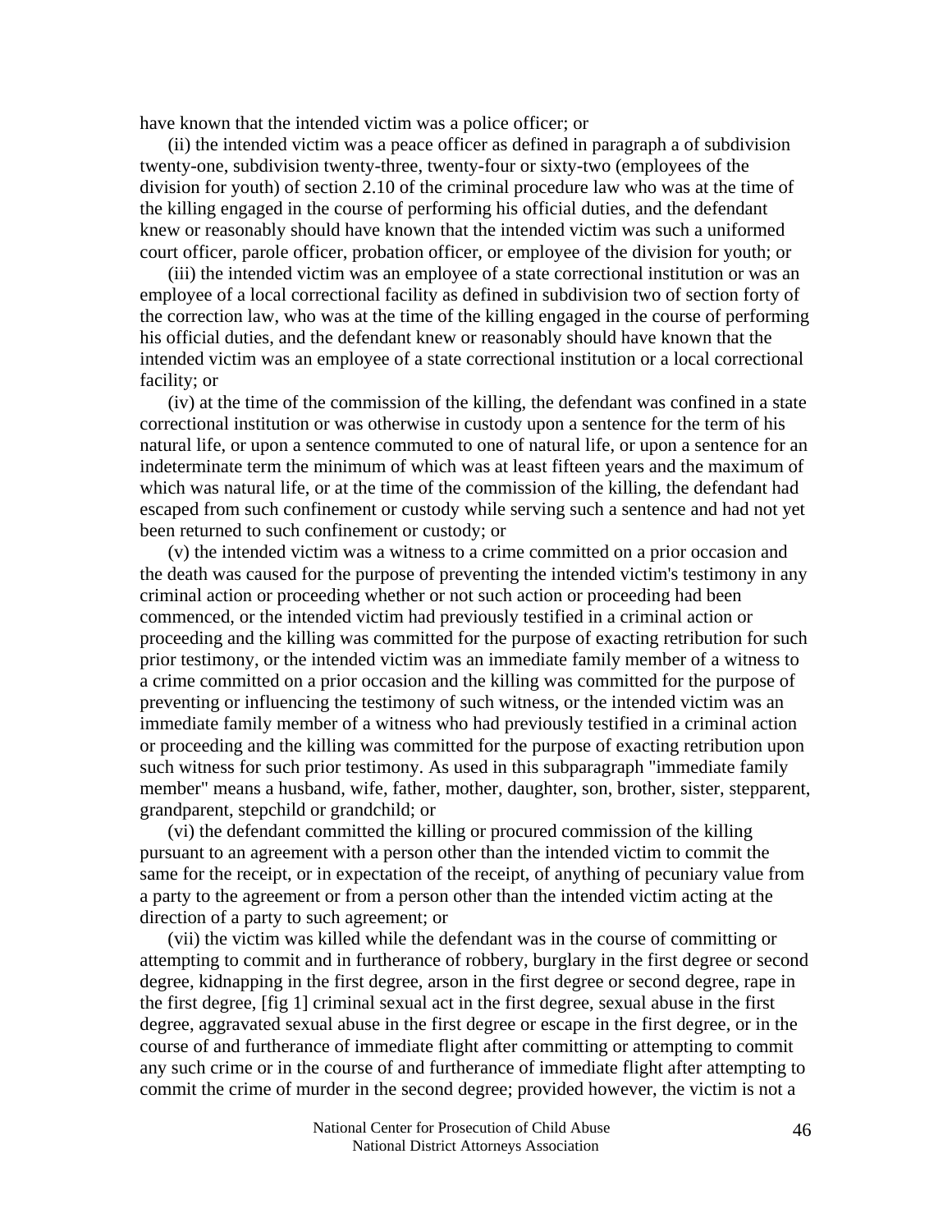have known that the intended victim was a police officer; or

(ii) the intended victim was a peace officer as defined in paragraph a of subdivision twenty-one, subdivision twenty-three, twenty-four or sixty-two (employees of the division for youth) of section 2.10 of the criminal procedure law who was at the time of the killing engaged in the course of performing his official duties, and the defendant knew or reasonably should have known that the intended victim was such a uniformed court officer, parole officer, probation officer, or employee of the division for youth; or

(iii) the intended victim was an employee of a state correctional institution or was an employee of a local correctional facility as defined in subdivision two of section forty of the correction law, who was at the time of the killing engaged in the course of performing his official duties, and the defendant knew or reasonably should have known that the intended victim was an employee of a state correctional institution or a local correctional facility; or

(iv) at the time of the commission of the killing, the defendant was confined in a state correctional institution or was otherwise in custody upon a sentence for the term of his natural life, or upon a sentence commuted to one of natural life, or upon a sentence for an indeterminate term the minimum of which was at least fifteen years and the maximum of which was natural life, or at the time of the commission of the killing, the defendant had escaped from such confinement or custody while serving such a sentence and had not yet been returned to such confinement or custody; or

(v) the intended victim was a witness to a crime committed on a prior occasion and the death was caused for the purpose of preventing the intended victim's testimony in any criminal action or proceeding whether or not such action or proceeding had been commenced, or the intended victim had previously testified in a criminal action or proceeding and the killing was committed for the purpose of exacting retribution for such prior testimony, or the intended victim was an immediate family member of a witness to a crime committed on a prior occasion and the killing was committed for the purpose of preventing or influencing the testimony of such witness, or the intended victim was an immediate family member of a witness who had previously testified in a criminal action or proceeding and the killing was committed for the purpose of exacting retribution upon such witness for such prior testimony. As used in this subparagraph "immediate family member" means a husband, wife, father, mother, daughter, son, brother, sister, stepparent, grandparent, stepchild or grandchild; or

(vi) the defendant committed the killing or procured commission of the killing pursuant to an agreement with a person other than the intended victim to commit the same for the receipt, or in expectation of the receipt, of anything of pecuniary value from a party to the agreement or from a person other than the intended victim acting at the direction of a party to such agreement; or

(vii) the victim was killed while the defendant was in the course of committing or attempting to commit and in furtherance of robbery, burglary in the first degree or second degree, kidnapping in the first degree, arson in the first degree or second degree, rape in the first degree, [fig 1] criminal sexual act in the first degree, sexual abuse in the first degree, aggravated sexual abuse in the first degree or escape in the first degree, or in the course of and furtherance of immediate flight after committing or attempting to commit any such crime or in the course of and furtherance of immediate flight after attempting to commit the crime of murder in the second degree; provided however, the victim is not a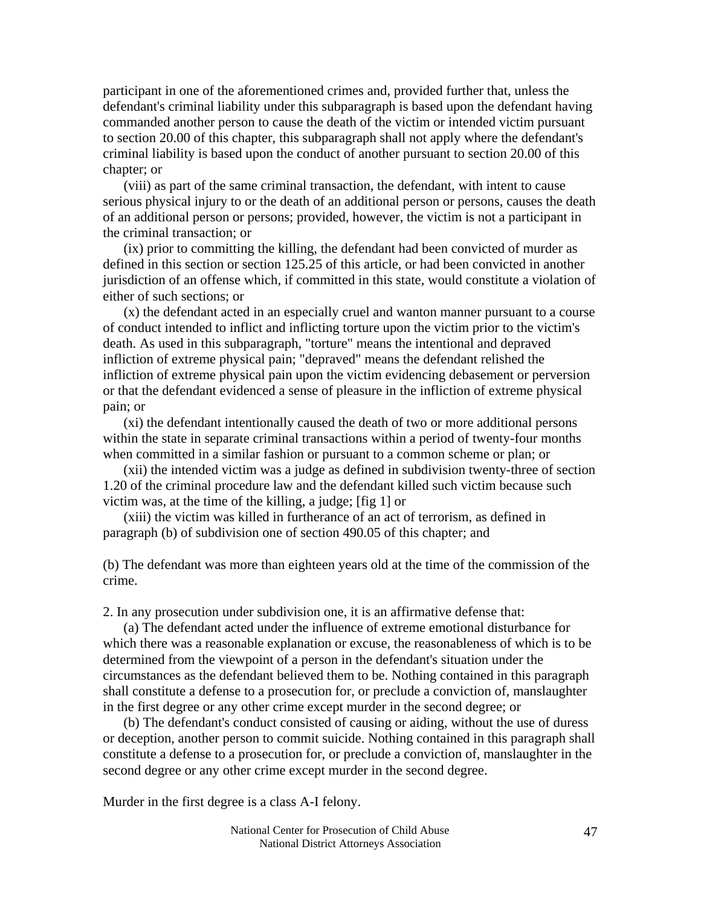participant in one of the aforementioned crimes and, provided further that, unless the defendant's criminal liability under this subparagraph is based upon the defendant having commanded another person to cause the death of the victim or intended victim pursuant to section 20.00 of this chapter, this subparagraph shall not apply where the defendant's criminal liability is based upon the conduct of another pursuant to section 20.00 of this chapter; or

(viii) as part of the same criminal transaction, the defendant, with intent to cause serious physical injury to or the death of an additional person or persons, causes the death of an additional person or persons; provided, however, the victim is not a participant in the criminal transaction; or

(ix) prior to committing the killing, the defendant had been convicted of murder as defined in this section or section 125.25 of this article, or had been convicted in another jurisdiction of an offense which, if committed in this state, would constitute a violation of either of such sections; or

(x) the defendant acted in an especially cruel and wanton manner pursuant to a course of conduct intended to inflict and inflicting torture upon the victim prior to the victim's death. As used in this subparagraph, "torture" means the intentional and depraved infliction of extreme physical pain; "depraved" means the defendant relished the infliction of extreme physical pain upon the victim evidencing debasement or perversion or that the defendant evidenced a sense of pleasure in the infliction of extreme physical pain; or

(xi) the defendant intentionally caused the death of two or more additional persons within the state in separate criminal transactions within a period of twenty-four months when committed in a similar fashion or pursuant to a common scheme or plan; or

(xii) the intended victim was a judge as defined in subdivision twenty-three of section 1.20 of the criminal procedure law and the defendant killed such victim because such victim was, at the time of the killing, a judge; [fig 1] or

(xiii) the victim was killed in furtherance of an act of terrorism, as defined in paragraph (b) of subdivision one of section 490.05 of this chapter; and

(b) The defendant was more than eighteen years old at the time of the commission of the crime.

2. In any prosecution under subdivision one, it is an affirmative defense that:

(a) The defendant acted under the influence of extreme emotional disturbance for which there was a reasonable explanation or excuse, the reasonableness of which is to be determined from the viewpoint of a person in the defendant's situation under the circumstances as the defendant believed them to be. Nothing contained in this paragraph shall constitute a defense to a prosecution for, or preclude a conviction of, manslaughter in the first degree or any other crime except murder in the second degree; or

(b) The defendant's conduct consisted of causing or aiding, without the use of duress or deception, another person to commit suicide. Nothing contained in this paragraph shall constitute a defense to a prosecution for, or preclude a conviction of, manslaughter in the second degree or any other crime except murder in the second degree.

Murder in the first degree is a class A-I felony.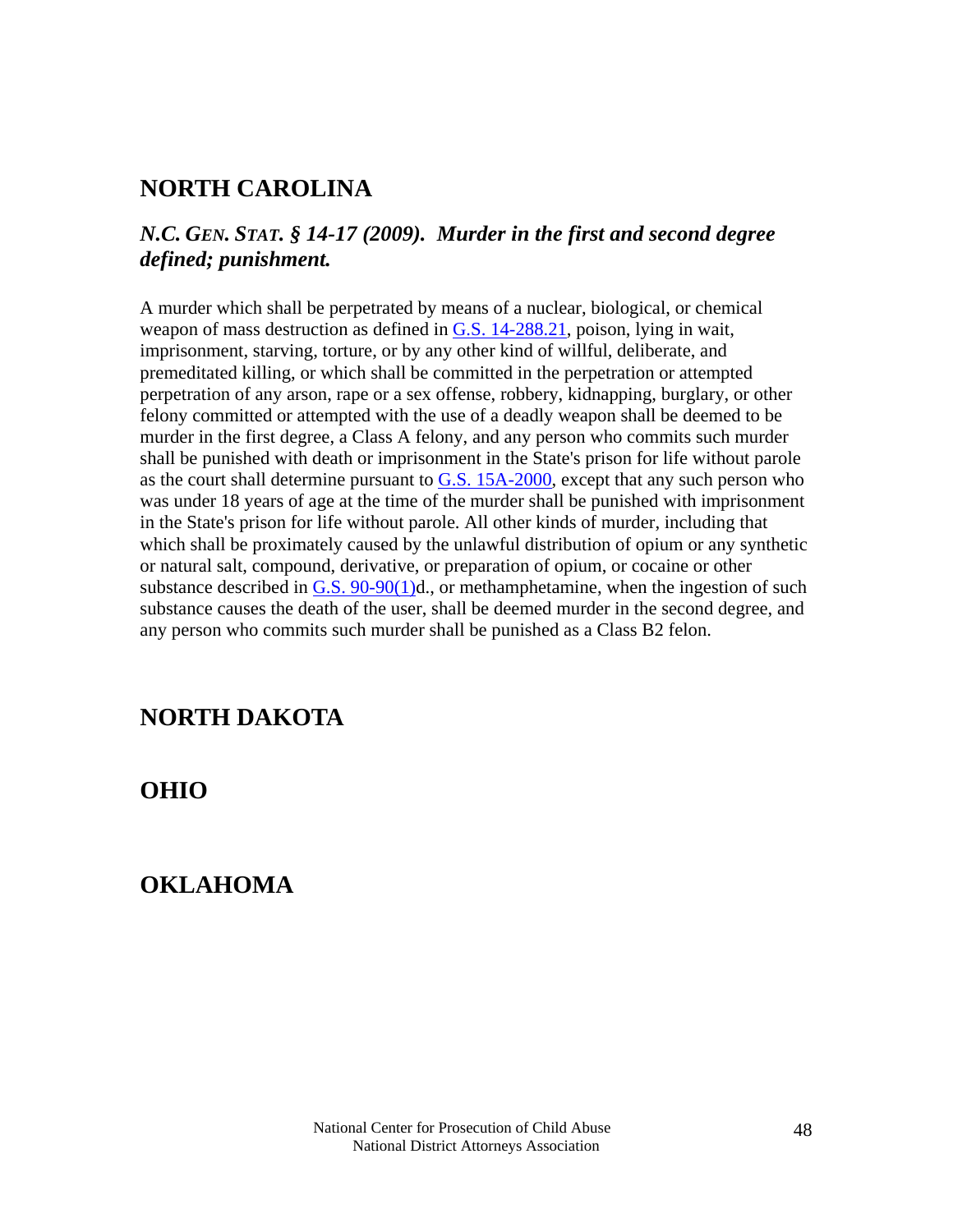## NORTH CAROLINA

### *N.C. GEN. STAT. § 14-17 (2009). Murder in the first and second degree defined; punishment.*

A murder which shall be perpetrated by means of a nuclear, biological, or chemical weapon of mass destruction as defined in G.S. 14-288.21, poison, lying in wait, imprisonment, starving, torture, or by any other kind of willful, deliberate, and premeditated killing, or which shall be committed in the perpetration or attempted perpetration of any arson, rape or a sex offense, robbery, kidnapping, burglary, or other felony committed or attempted with the use of a deadly weapon shall be deemed to be murder in the first degree, a Class A felony, and any person who commits such murder shall be punished with death or imprisonment in the State's prison for life without parole as the court shall determine pursuant to G.S. 15A-2000, except that any such person who was under 18 years of age at the time of the murder shall be punished with imprisonment in the State's prison for life without parole. All other kinds of murder, including that which shall be proximately caused by the unlawful distribution of opium or any synthetic or natural salt, compound, derivative, or preparation of opium, or cocaine or other substance described in G.S. 90-90(1)d., or methamphetamine, when the ingestion of such substance causes the death of the user, shall be deemed murder in the second degree, and any person who commits such murder shall be punished as a Class B2 felon.

## NORTH DAKOTA

## OHIO

## OKLAHOMA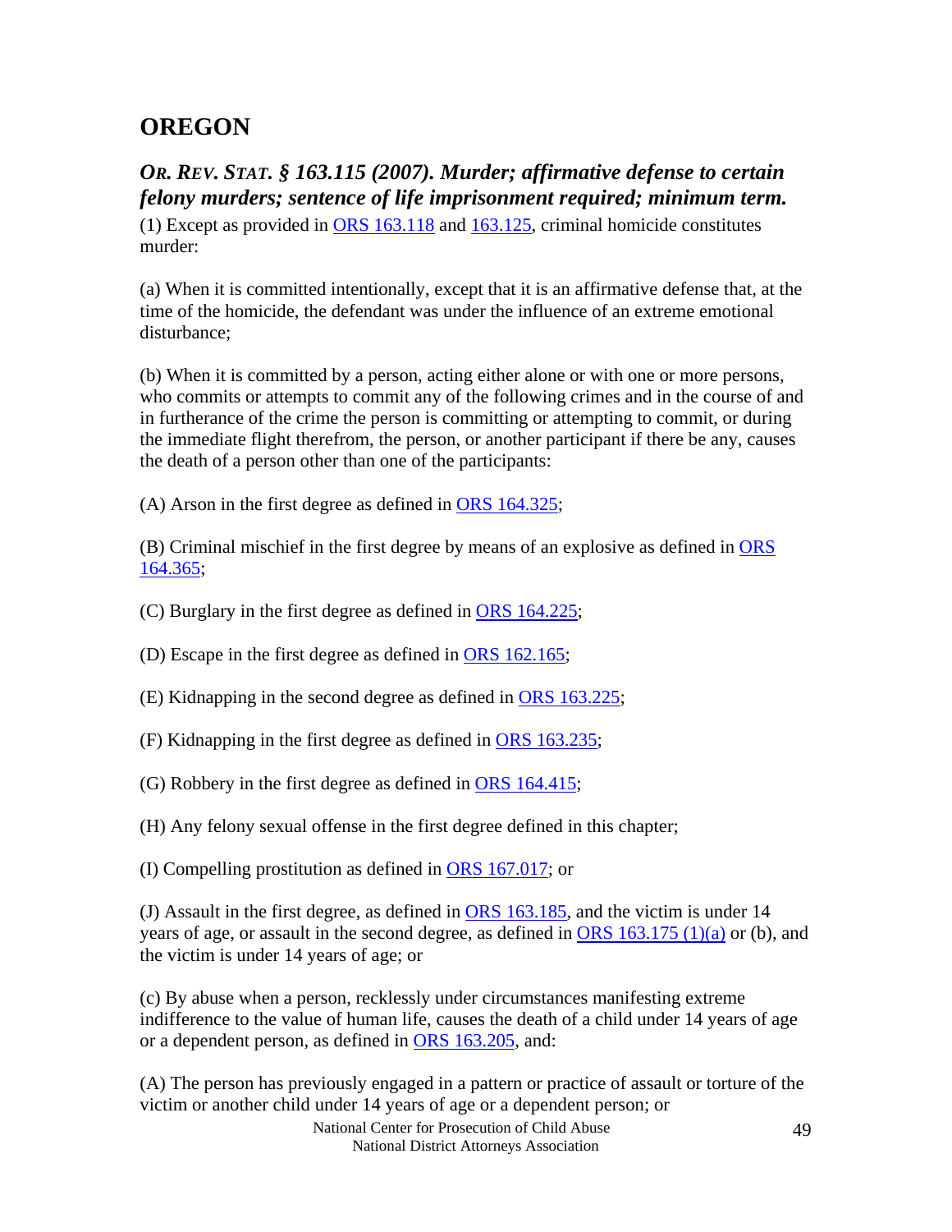## OREGON

### *OR. REV. STAT. § 163.115 (2007). Murder; affirmative defense to certain felony murders; sentence of life imprisonment required; minimum term.*

(1) Except as provided in ORS 163.118 and 163.125, criminal homicide constitutes murder:

(a) When it is committed intentionally, except that it is an affirmative defense that, at the time of the homicide, the defendant was under the influence of an extreme emotional disturbance;

(b) When it is committed by a person, acting either alone or with one or more persons, who commits or attempts to commit any of the following crimes and in the course of and in furtherance of the crime the person is committing or attempting to commit, or during the immediate flight therefrom, the person, or another participant if there be any, causes the death of a person other than one of the participants:

(A) Arson in the first degree as defined in ORS 164.325;

(B) Criminal mischief in the first degree by means of an explosive as defined in ORS 164.365;

(C) Burglary in the first degree as defined in ORS 164.225;

(D) Escape in the first degree as defined in ORS 162.165;

(E) Kidnapping in the second degree as defined in ORS 163.225;

(F) Kidnapping in the first degree as defined in ORS 163.235;

(G) Robbery in the first degree as defined in ORS 164.415;

(H) Any felony sexual offense in the first degree defined in this chapter;

(I) Compelling prostitution as defined in ORS 167.017; or

(J) Assault in the first degree, as defined in ORS 163.185, and the victim is under 14 years of age, or assault in the second degree, as defined in ORS 163.175 (1)(a) or (b), and the victim is under 14 years of age; or

(c) By abuse when a person, recklessly under circumstances manifesting extreme indifference to the value of human life, causes the death of a child under 14 years of age or a dependent person, as defined in ORS 163.205, and:

(A) The person has previously engaged in a pattern or practice of assault or torture of the victim or another child under 14 years of age or a dependent person; or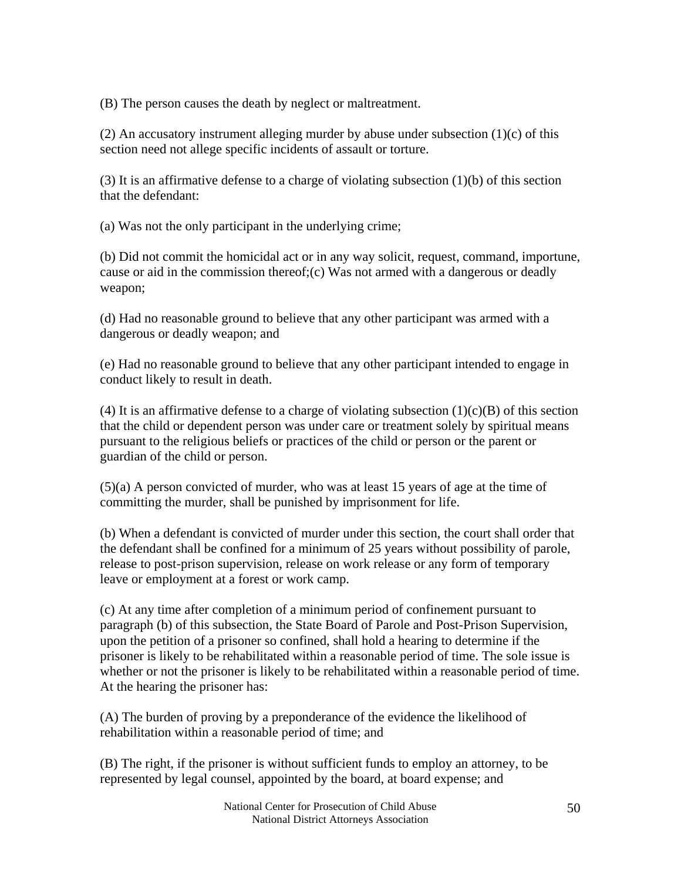(B) The person causes the death by neglect or maltreatment.

(2) An accusatory instrument alleging murder by abuse under subsection (1)(c) of this section need not allege specific incidents of assault or torture.

(3) It is an affirmative defense to a charge of violating subsection (1)(b) of this section that the defendant:

(a) Was not the only participant in the underlying crime;

(b) Did not commit the homicidal act or in any way solicit, request, command, importune, cause or aid in the commission thereof;(c) Was not armed with a dangerous or deadly weapon;

(d) Had no reasonable ground to believe that any other participant was armed with a dangerous or deadly weapon; and

(e) Had no reasonable ground to believe that any other participant intended to engage in conduct likely to result in death.

(4) It is an affirmative defense to a charge of violating subsection (1)(c)(B) of this section that the child or dependent person was under care or treatment solely by spiritual means pursuant to the religious beliefs or practices of the child or person or the parent or guardian of the child or person.

(5)(a) A person convicted of murder, who was at least 15 years of age at the time of committing the murder, shall be punished by imprisonment for life.

(b) When a defendant is convicted of murder under this section, the court shall order that the defendant shall be confined for a minimum of 25 years without possibility of parole, release to post-prison supervision, release on work release or any form of temporary leave or employment at a forest or work camp.

(c) At any time after completion of a minimum period of confinement pursuant to paragraph (b) of this subsection, the State Board of Parole and Post-Prison Supervision, upon the petition of a prisoner so confined, shall hold a hearing to determine if the prisoner is likely to be rehabilitated within a reasonable period of time. The sole issue is whether or not the prisoner is likely to be rehabilitated within a reasonable period of time. At the hearing the prisoner has:

(A) The burden of proving by a preponderance of the evidence the likelihood of rehabilitation within a reasonable period of time; and

(B) The right, if the prisoner is without sufficient funds to employ an attorney, to be represented by legal counsel, appointed by the board, at board expense; and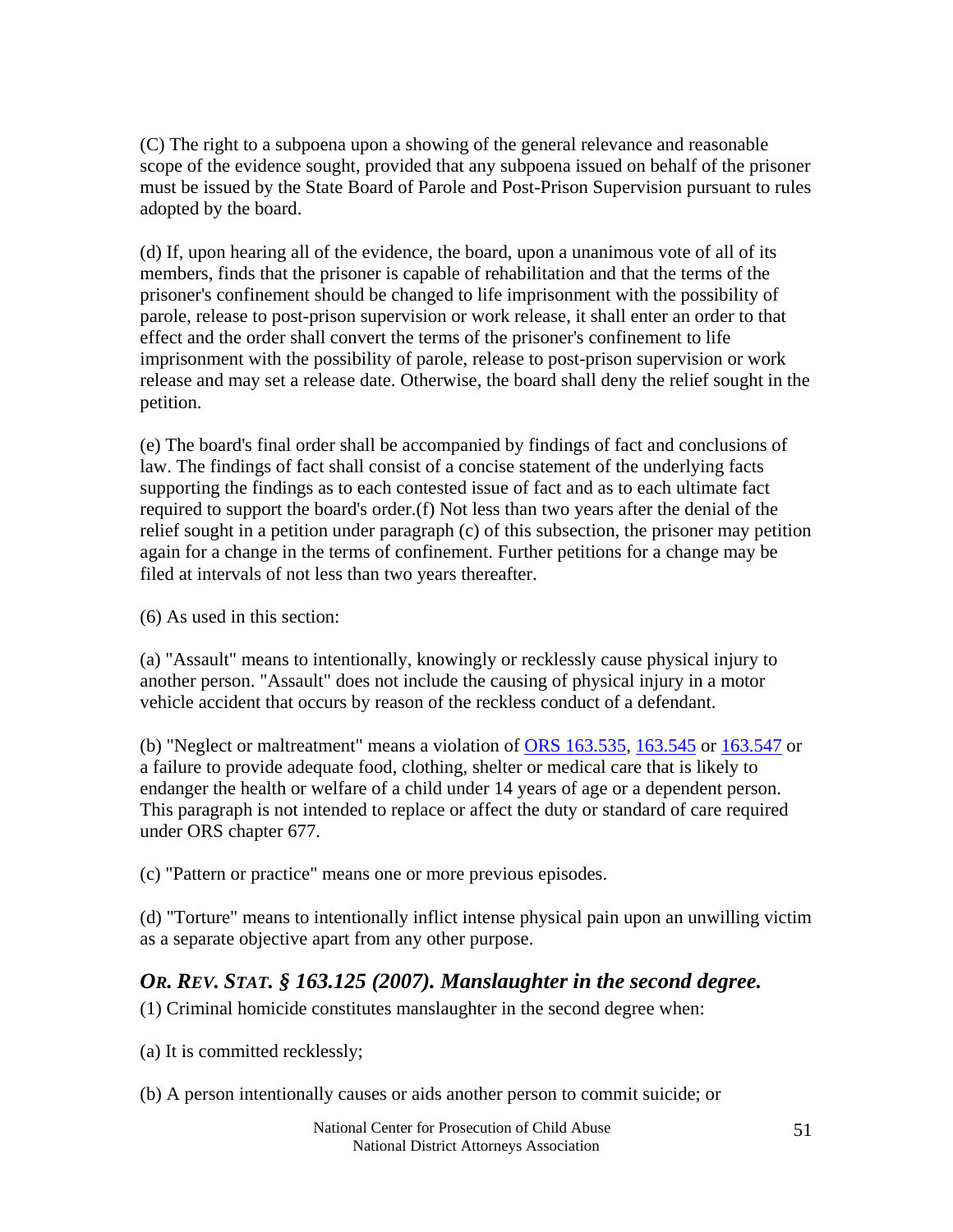(C) The right to a subpoena upon a showing of the general relevance and reasonable scope of the evidence sought, provided that any subpoena issued on behalf of the prisoner must be issued by the State Board of Parole and Post-Prison Supervision pursuant to rules adopted by the board.

(d) If, upon hearing all of the evidence, the board, upon a unanimous vote of all of its members, finds that the prisoner is capable of rehabilitation and that the terms of the prisoner's confinement should be changed to life imprisonment with the possibility of parole, release to post-prison supervision or work release, it shall enter an order to that effect and the order shall convert the terms of the prisoner's confinement to life imprisonment with the possibility of parole, release to post-prison supervision or work release and may set a release date. Otherwise, the board shall deny the relief sought in the petition.

(e) The board's final order shall be accompanied by findings of fact and conclusions of law. The findings of fact shall consist of a concise statement of the underlying facts supporting the findings as to each contested issue of fact and as to each ultimate fact required to support the board's order.(f) Not less than two years after the denial of the relief sought in a petition under paragraph (c) of this subsection, the prisoner may petition again for a change in the terms of confinement. Further petitions for a change may be filed at intervals of not less than two years thereafter.

(6) As used in this section:

(a) "Assault" means to intentionally, knowingly or recklessly cause physical injury to another person. "Assault" does not include the causing of physical injury in a motor vehicle accident that occurs by reason of the reckless conduct of a defendant.

(b) "Neglect or maltreatment" means a violation of ORS 163.535, 163.545 or 163.547 or a failure to provide adequate food, clothing, shelter or medical care that is likely to endanger the health or welfare of a child under 14 years of age or a dependent person. This paragraph is not intended to replace or affect the duty or standard of care required under ORS chapter 677.

(c) "Pattern or practice" means one or more previous episodes.

(d) "Torture" means to intentionally inflict intense physical pain upon an unwilling victim as a separate objective apart from any other purpose.

### *OR. REV. STAT. § 163.125 (2007). Manslaughter in the second degree.*

(1) Criminal homicide constitutes manslaughter in the second degree when:

(a) It is committed recklessly;

(b) A person intentionally causes or aids another person to commit suicide; or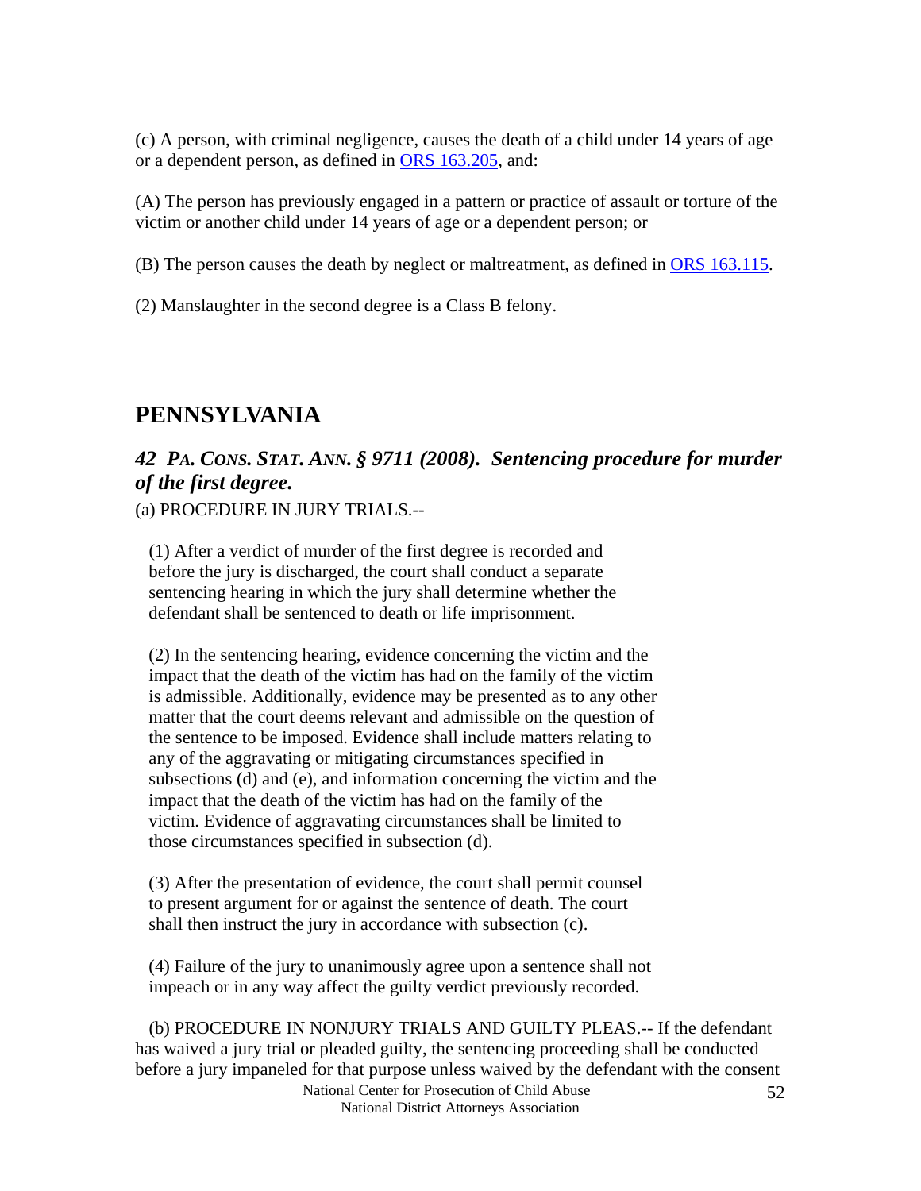(c) A person, with criminal negligence, causes the death of a child under 14 years of age or a dependent person, as defined in ORS 163.205, and:

(A) The person has previously engaged in a pattern or practice of assault or torture of the victim or another child under 14 years of age or a dependent person; or

(B) The person causes the death by neglect or maltreatment, as defined in ORS 163.115.

(2) Manslaughter in the second degree is a Class B felony.

## PENNSYLVANIA

### *42 PA. CONS. STAT. ANN. § 9711 (2008). Sentencing procedure for murder of the first degree.*

(a) PROCEDURE IN JURY TRIALS.--

(1) After a verdict of murder of the first degree is recorded and before the jury is discharged, the court shall conduct a separate sentencing hearing in which the jury shall determine whether the defendant shall be sentenced to death or life imprisonment.

(2) In the sentencing hearing, evidence concerning the victim and the impact that the death of the victim has had on the family of the victim is admissible. Additionally, evidence may be presented as to any other matter that the court deems relevant and admissible on the question of the sentence to be imposed. Evidence shall include matters relating to any of the aggravating or mitigating circumstances specified in subsections (d) and (e), and information concerning the victim and the impact that the death of the victim has had on the family of the victim. Evidence of aggravating circumstances shall be limited to those circumstances specified in subsection (d).

(3) After the presentation of evidence, the court shall permit counsel to present argument for or against the sentence of death. The court shall then instruct the jury in accordance with subsection (c).

(4) Failure of the jury to unanimously agree upon a sentence shall not impeach or in any way affect the guilty verdict previously recorded.

(b) PROCEDURE IN NONJURY TRIALS AND GUILTY PLEAS.-- If the defendant has waived a jury trial or pleaded guilty, the sentencing proceeding shall be conducted before a jury impaneled for that purpose unless waived by the defendant with the consent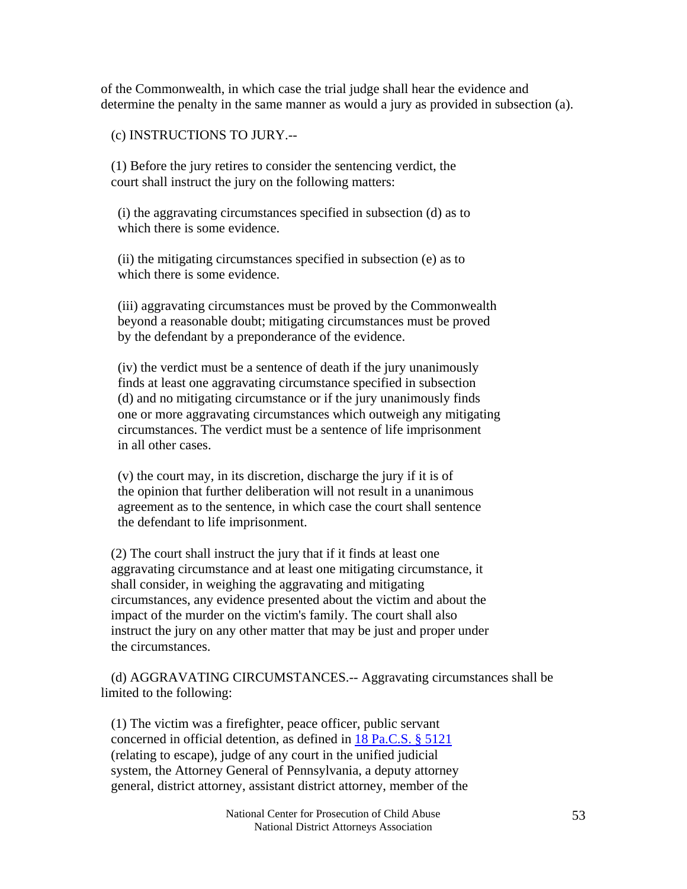of the Commonwealth, in which case the trial judge shall hear the evidence and determine the penalty in the same manner as would a jury as provided in subsection (a).

(c) INSTRUCTIONS TO JURY.--

(1) Before the jury retires to consider the sentencing verdict, the court shall instruct the jury on the following matters:

(i) the aggravating circumstances specified in subsection (d) as to which there is some evidence.

(ii) the mitigating circumstances specified in subsection (e) as to which there is some evidence.

(iii) aggravating circumstances must be proved by the Commonwealth beyond a reasonable doubt; mitigating circumstances must be proved by the defendant by a preponderance of the evidence.

(iv) the verdict must be a sentence of death if the jury unanimously finds at least one aggravating circumstance specified in subsection (d) and no mitigating circumstance or if the jury unanimously finds one or more aggravating circumstances which outweigh any mitigating circumstances. The verdict must be a sentence of life imprisonment in all other cases.

(v) the court may, in its discretion, discharge the jury if it is of the opinion that further deliberation will not result in a unanimous agreement as to the sentence, in which case the court shall sentence the defendant to life imprisonment.

(2) The court shall instruct the jury that if it finds at least one aggravating circumstance and at least one mitigating circumstance, it shall consider, in weighing the aggravating and mitigating circumstances, any evidence presented about the victim and about the impact of the murder on the victim's family. The court shall also instruct the jury on any other matter that may be just and proper under the circumstances.

(d) AGGRAVATING CIRCUMSTANCES.-- Aggravating circumstances shall be limited to the following:

(1) The victim was a firefighter, peace officer, public servant concerned in official detention, as defined in 18 Pa.C.S. § 5121 (relating to escape), judge of any court in the unified judicial system, the Attorney General of Pennsylvania, a deputy attorney general, district attorney, assistant district attorney, member of the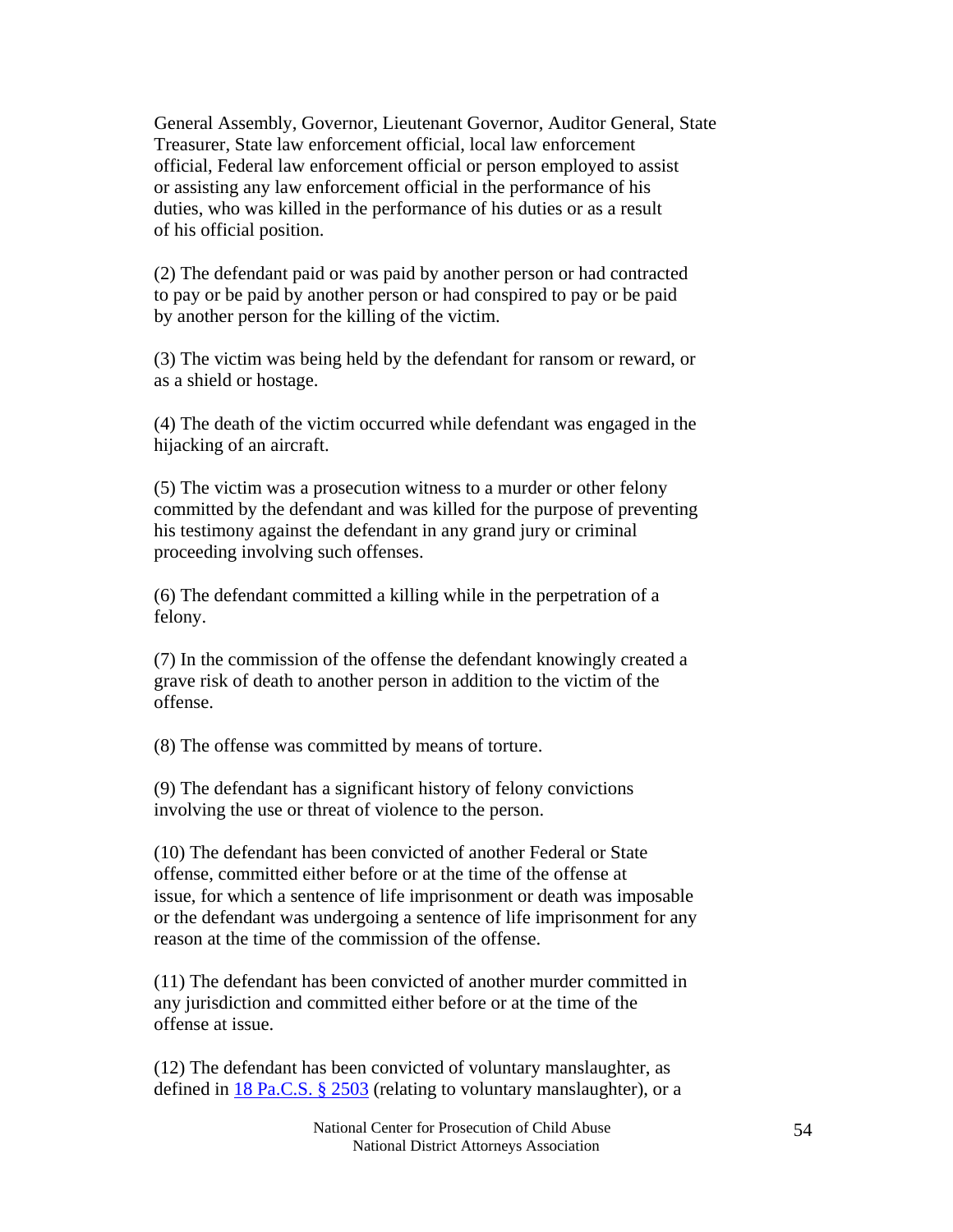General Assembly, Governor, Lieutenant Governor, Auditor General, State Treasurer, State law enforcement official, local law enforcement official, Federal law enforcement official or person employed to assist or assisting any law enforcement official in the performance of his duties, who was killed in the performance of his duties or as a result of his official position.

(2) The defendant paid or was paid by another person or had contracted to pay or be paid by another person or had conspired to pay or be paid by another person for the killing of the victim.

(3) The victim was being held by the defendant for ransom or reward, or as a shield or hostage.

(4) The death of the victim occurred while defendant was engaged in the hijacking of an aircraft.

(5) The victim was a prosecution witness to a murder or other felony committed by the defendant and was killed for the purpose of preventing his testimony against the defendant in any grand jury or criminal proceeding involving such offenses.

(6) The defendant committed a killing while in the perpetration of a felony.

(7) In the commission of the offense the defendant knowingly created a grave risk of death to another person in addition to the victim of the offense.

(8) The offense was committed by means of torture.

(9) The defendant has a significant history of felony convictions involving the use or threat of violence to the person.

(10) The defendant has been convicted of another Federal or State offense, committed either before or at the time of the offense at issue, for which a sentence of life imprisonment or death was imposable or the defendant was undergoing a sentence of life imprisonment for any reason at the time of the commission of the offense.

(11) The defendant has been convicted of another murder committed in any jurisdiction and committed either before or at the time of the offense at issue.

(12) The defendant has been convicted of voluntary manslaughter, as defined in 18 Pa.C.S. § 2503 (relating to voluntary manslaughter), or a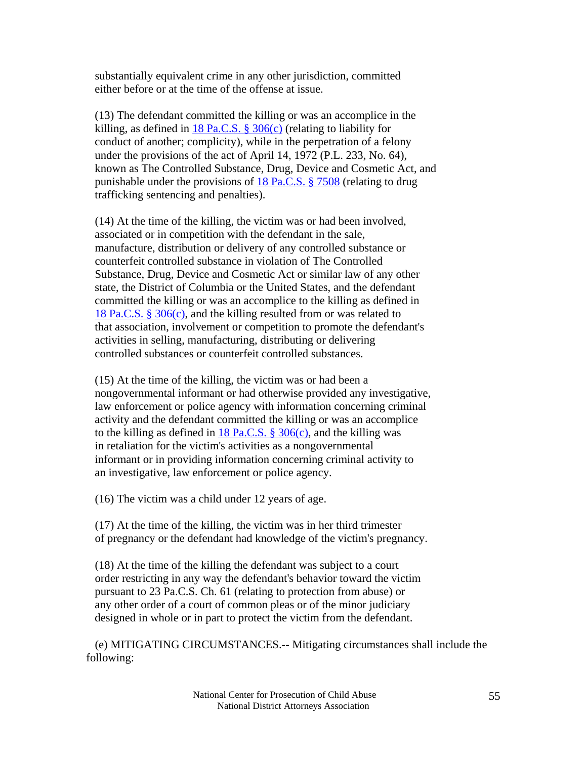substantially equivalent crime in any other jurisdiction, committed either before or at the time of the offense at issue.

(13) The defendant committed the killing or was an accomplice in the killing, as defined in 18 Pa.C.S. § 306(c) (relating to liability for conduct of another; complicity), while in the perpetration of a felony under the provisions of the act of April 14, 1972 (P.L. 233, No. 64), known as The Controlled Substance, Drug, Device and Cosmetic Act, and punishable under the provisions of 18 Pa.C.S. § 7508 (relating to drug trafficking sentencing and penalties).

(14) At the time of the killing, the victim was or had been involved, associated or in competition with the defendant in the sale, manufacture, distribution or delivery of any controlled substance or counterfeit controlled substance in violation of The Controlled Substance, Drug, Device and Cosmetic Act or similar law of any other state, the District of Columbia or the United States, and the defendant committed the killing or was an accomplice to the killing as defined in 18 Pa.C.S. § 306(c), and the killing resulted from or was related to that association, involvement or competition to promote the defendant's activities in selling, manufacturing, distributing or delivering controlled substances or counterfeit controlled substances.

(15) At the time of the killing, the victim was or had been a nongovernmental informant or had otherwise provided any investigative, law enforcement or police agency with information concerning criminal activity and the defendant committed the killing or was an accomplice to the killing as defined in 18 Pa.C.S. § 306(c), and the killing was in retaliation for the victim's activities as a nongovernmental informant or in providing information concerning criminal activity to an investigative, law enforcement or police agency.

(16) The victim was a child under 12 years of age.

(17) At the time of the killing, the victim was in her third trimester of pregnancy or the defendant had knowledge of the victim's pregnancy.

(18) At the time of the killing the defendant was subject to a court order restricting in any way the defendant's behavior toward the victim pursuant to 23 Pa.C.S. Ch. 61 (relating to protection from abuse) or any other order of a court of common pleas or of the minor judiciary designed in whole or in part to protect the victim from the defendant.

(e) MITIGATING CIRCUMSTANCES.-- Mitigating circumstances shall include the following: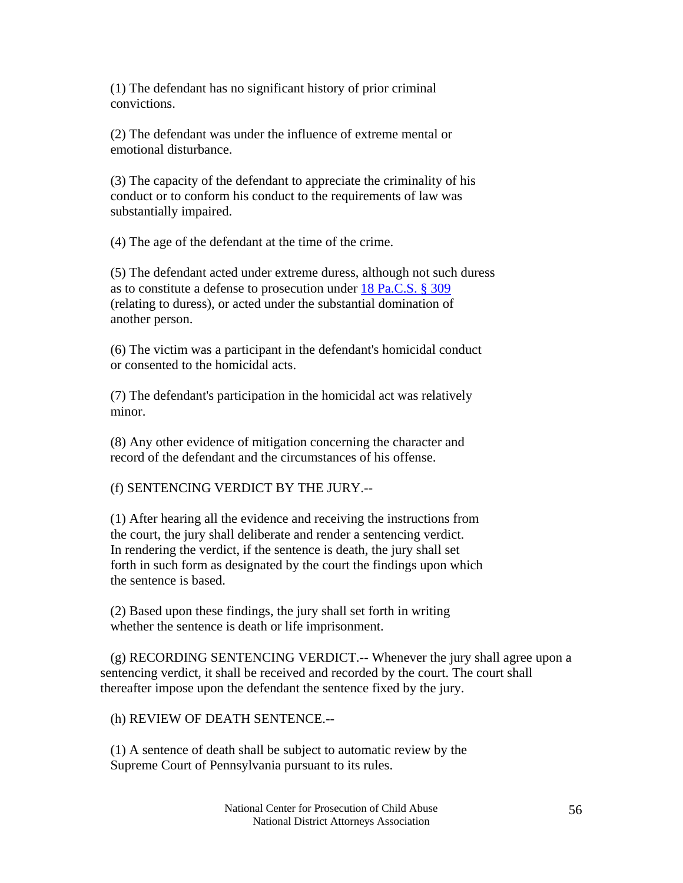(1) The defendant has no significant history of prior criminal convictions.

(2) The defendant was under the influence of extreme mental or emotional disturbance.

(3) The capacity of the defendant to appreciate the criminality of his conduct or to conform his conduct to the requirements of law was substantially impaired.

(4) The age of the defendant at the time of the crime.

(5) The defendant acted under extreme duress, although not such duress as to constitute a defense to prosecution under 18 Pa.C.S. § 309 (relating to duress), or acted under the substantial domination of another person.

(6) The victim was a participant in the defendant's homicidal conduct or consented to the homicidal acts.

(7) The defendant's participation in the homicidal act was relatively minor.

(8) Any other evidence of mitigation concerning the character and record of the defendant and the circumstances of his offense.

(f) SENTENCING VERDICT BY THE JURY.--

(1) After hearing all the evidence and receiving the instructions from the court, the jury shall deliberate and render a sentencing verdict. In rendering the verdict, if the sentence is death, the jury shall set forth in such form as designated by the court the findings upon which the sentence is based.

(2) Based upon these findings, the jury shall set forth in writing whether the sentence is death or life imprisonment.

(g) RECORDING SENTENCING VERDICT.-- Whenever the jury shall agree upon a sentencing verdict, it shall be received and recorded by the court. The court shall thereafter impose upon the defendant the sentence fixed by the jury.

(h) REVIEW OF DEATH SENTENCE.--

(1) A sentence of death shall be subject to automatic review by the Supreme Court of Pennsylvania pursuant to its rules.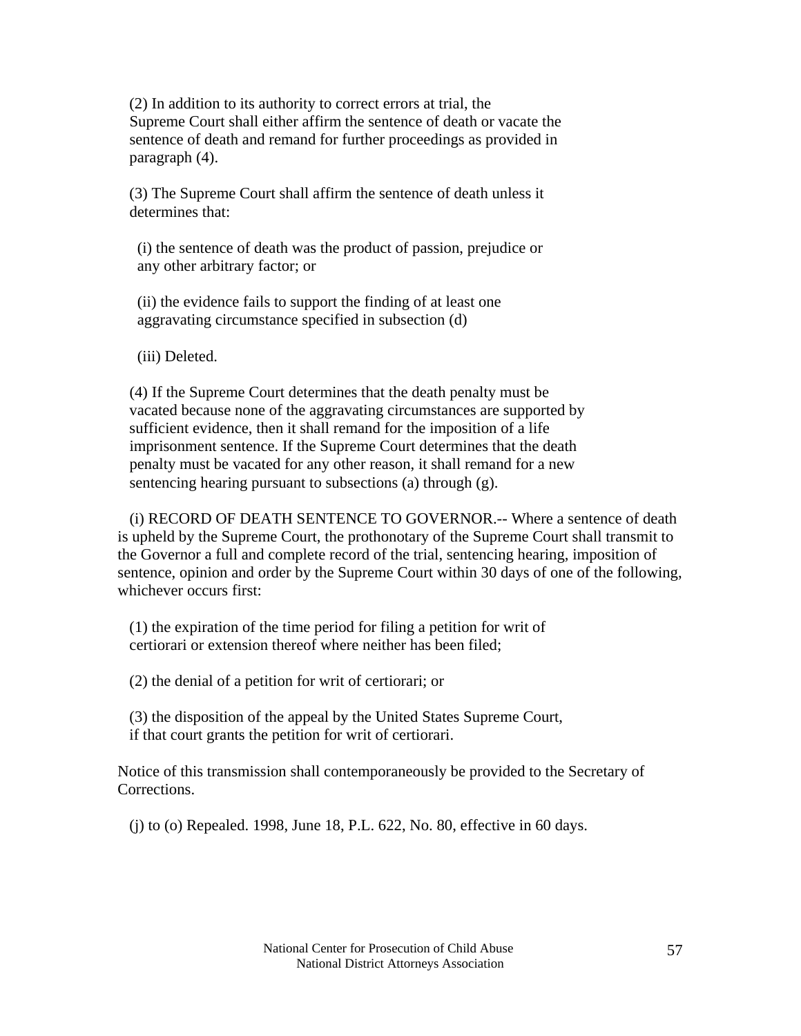(2) In addition to its authority to correct errors at trial, the Supreme Court shall either affirm the sentence of death or vacate the sentence of death and remand for further proceedings as provided in paragraph (4).

(3) The Supreme Court shall affirm the sentence of death unless it determines that:

(i) the sentence of death was the product of passion, prejudice or any other arbitrary factor; or

(ii) the evidence fails to support the finding of at least one aggravating circumstance specified in subsection (d)

(iii) Deleted.

(4) If the Supreme Court determines that the death penalty must be vacated because none of the aggravating circumstances are supported by sufficient evidence, then it shall remand for the imposition of a life imprisonment sentence. If the Supreme Court determines that the death penalty must be vacated for any other reason, it shall remand for a new sentencing hearing pursuant to subsections (a) through (g).

(i) RECORD OF DEATH SENTENCE TO GOVERNOR.-- Where a sentence of death is upheld by the Supreme Court, the prothonotary of the Supreme Court shall transmit to the Governor a full and complete record of the trial, sentencing hearing, imposition of sentence, opinion and order by the Supreme Court within 30 days of one of the following, whichever occurs first:

(1) the expiration of the time period for filing a petition for writ of certiorari or extension thereof where neither has been filed;

(2) the denial of a petition for writ of certiorari; or

(3) the disposition of the appeal by the United States Supreme Court, if that court grants the petition for writ of certiorari.

Notice of this transmission shall contemporaneously be provided to the Secretary of Corrections.

(j) to (o) Repealed. 1998, June 18, P.L. 622, No. 80, effective in 60 days.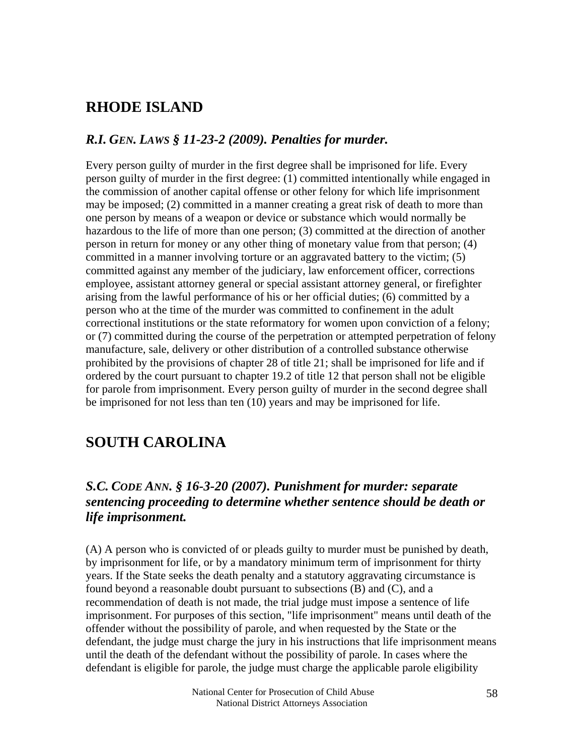## RHODE ISLAND

### *R.I. GEN. LAWS § 11-23-2 (2009). Penalties for murder.*

Every person guilty of murder in the first degree shall be imprisoned for life. Every person guilty of murder in the first degree: (1) committed intentionally while engaged in the commission of another capital offense or other felony for which life imprisonment may be imposed; (2) committed in a manner creating a great risk of death to more than one person by means of a weapon or device or substance which would normally be hazardous to the life of more than one person; (3) committed at the direction of another person in return for money or any other thing of monetary value from that person; (4) committed in a manner involving torture or an aggravated battery to the victim; (5) committed against any member of the judiciary, law enforcement officer, corrections employee, assistant attorney general or special assistant attorney general, or firefighter arising from the lawful performance of his or her official duties; (6) committed by a person who at the time of the murder was committed to confinement in the adult correctional institutions or the state reformatory for women upon conviction of a felony; or (7) committed during the course of the perpetration or attempted perpetration of felony manufacture, sale, delivery or other distribution of a controlled substance otherwise prohibited by the provisions of chapter 28 of title 21; shall be imprisoned for life and if ordered by the court pursuant to chapter 19.2 of title 12 that person shall not be eligible for parole from imprisonment. Every person guilty of murder in the second degree shall be imprisoned for not less than ten (10) years and may be imprisoned for life.

## SOUTH CAROLINA

### *S.C. CODE ANN. § 16-3-20 (2007). Punishment for murder: separate sentencing proceeding to determine whether sentence should be death or life imprisonment.*

(A) A person who is convicted of or pleads guilty to murder must be punished by death, by imprisonment for life, or by a mandatory minimum term of imprisonment for thirty years. If the State seeks the death penalty and a statutory aggravating circumstance is found beyond a reasonable doubt pursuant to subsections (B) and (C), and a recommendation of death is not made, the trial judge must impose a sentence of life imprisonment. For purposes of this section, "life imprisonment" means until death of the offender without the possibility of parole, and when requested by the State or the defendant, the judge must charge the jury in his instructions that life imprisonment means until the death of the defendant without the possibility of parole. In cases where the defendant is eligible for parole, the judge must charge the applicable parole eligibility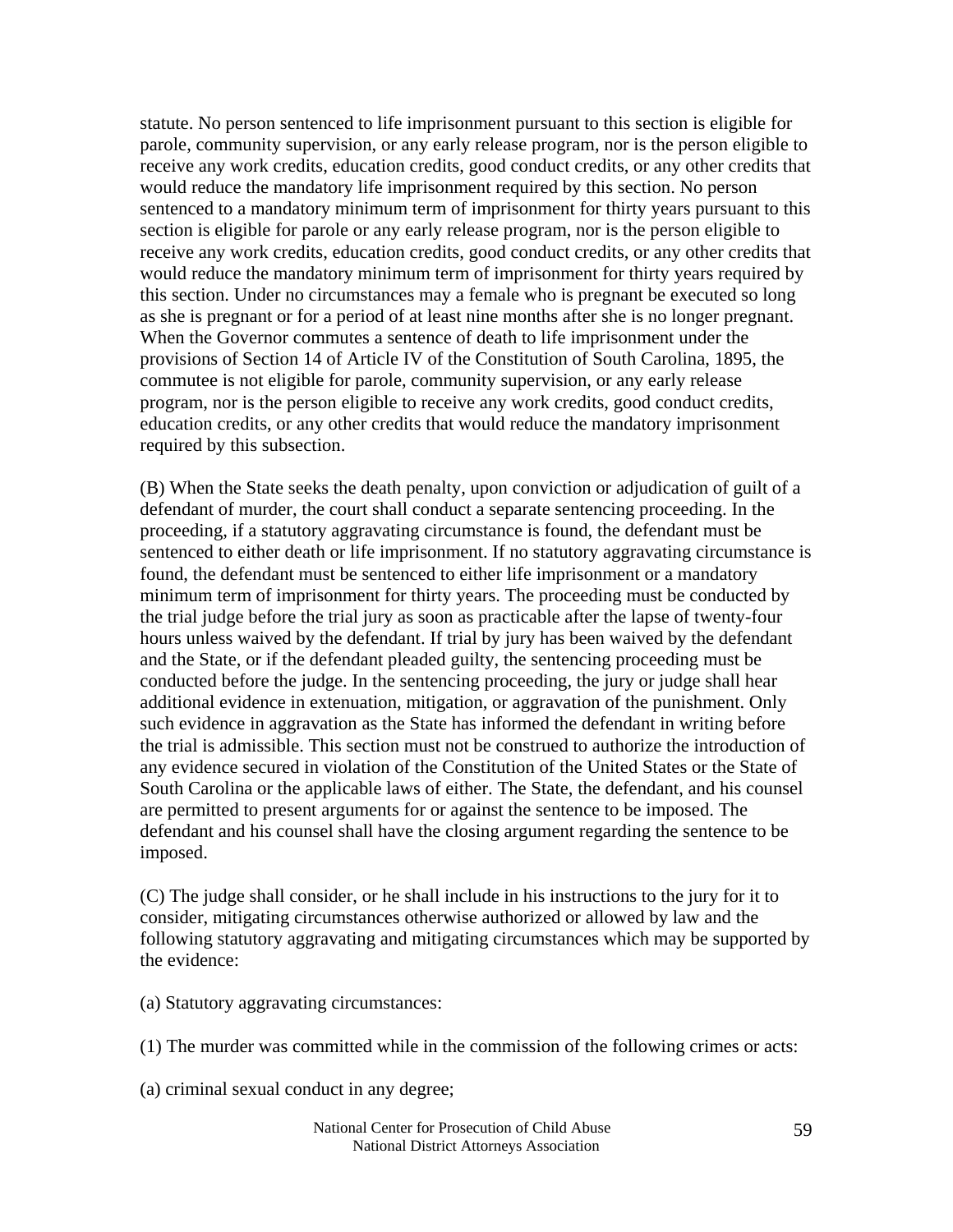statute. No person sentenced to life imprisonment pursuant to this section is eligible for parole, community supervision, or any early release program, nor is the person eligible to receive any work credits, education credits, good conduct credits, or any other credits that would reduce the mandatory life imprisonment required by this section. No person sentenced to a mandatory minimum term of imprisonment for thirty years pursuant to this section is eligible for parole or any early release program, nor is the person eligible to receive any work credits, education credits, good conduct credits, or any other credits that would reduce the mandatory minimum term of imprisonment for thirty years required by this section. Under no circumstances may a female who is pregnant be executed so long as she is pregnant or for a period of at least nine months after she is no longer pregnant. When the Governor commutes a sentence of death to life imprisonment under the provisions of Section 14 of Article IV of the Constitution of South Carolina, 1895, the commutee is not eligible for parole, community supervision, or any early release program, nor is the person eligible to receive any work credits, good conduct credits, education credits, or any other credits that would reduce the mandatory imprisonment required by this subsection.

(B) When the State seeks the death penalty, upon conviction or adjudication of guilt of a defendant of murder, the court shall conduct a separate sentencing proceeding. In the proceeding, if a statutory aggravating circumstance is found, the defendant must be sentenced to either death or life imprisonment. If no statutory aggravating circumstance is found, the defendant must be sentenced to either life imprisonment or a mandatory minimum term of imprisonment for thirty years. The proceeding must be conducted by the trial judge before the trial jury as soon as practicable after the lapse of twenty-four hours unless waived by the defendant. If trial by jury has been waived by the defendant and the State, or if the defendant pleaded guilty, the sentencing proceeding must be conducted before the judge. In the sentencing proceeding, the jury or judge shall hear additional evidence in extenuation, mitigation, or aggravation of the punishment. Only such evidence in aggravation as the State has informed the defendant in writing before the trial is admissible. This section must not be construed to authorize the introduction of any evidence secured in violation of the Constitution of the United States or the State of South Carolina or the applicable laws of either. The State, the defendant, and his counsel are permitted to present arguments for or against the sentence to be imposed. The defendant and his counsel shall have the closing argument regarding the sentence to be imposed.

(C) The judge shall consider, or he shall include in his instructions to the jury for it to consider, mitigating circumstances otherwise authorized or allowed by law and the following statutory aggravating and mitigating circumstances which may be supported by the evidence:

(a) Statutory aggravating circumstances:

(1) The murder was committed while in the commission of the following crimes or acts:

(a) criminal sexual conduct in any degree;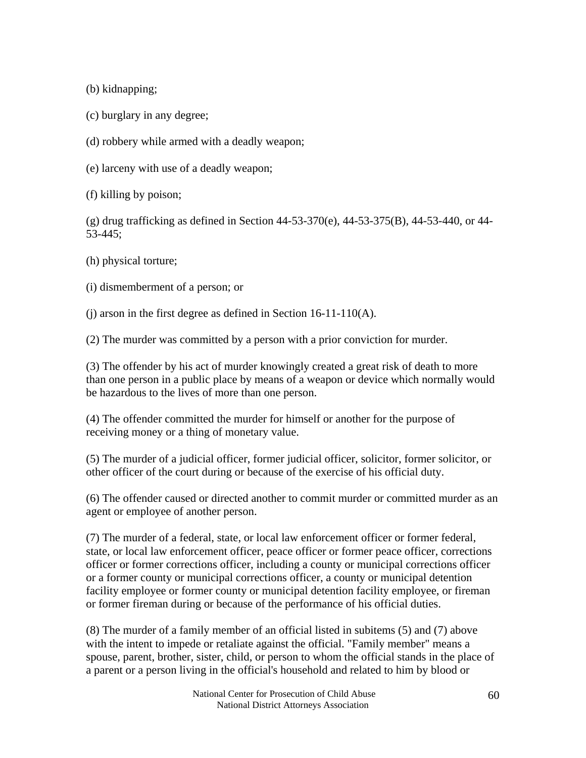(b) kidnapping;

(c) burglary in any degree;

(d) robbery while armed with a deadly weapon;

(e) larceny with use of a deadly weapon;

(f) killing by poison;

(g) drug trafficking as defined in Section 44-53-370(e), 44-53-375(B), 44-53-440, or 44-53-445;

(h) physical torture;

(i) dismemberment of a person; or

(j) arson in the first degree as defined in Section 16-11-110(A).

(2) The murder was committed by a person with a prior conviction for murder.

(3) The offender by his act of murder knowingly created a great risk of death to more than one person in a public place by means of a weapon or device which normally would be hazardous to the lives of more than one person.

(4) The offender committed the murder for himself or another for the purpose of receiving money or a thing of monetary value.

(5) The murder of a judicial officer, former judicial officer, solicitor, former solicitor, or other officer of the court during or because of the exercise of his official duty.

(6) The offender caused or directed another to commit murder or committed murder as an agent or employee of another person.

(7) The murder of a federal, state, or local law enforcement officer or former federal, state, or local law enforcement officer, peace officer or former peace officer, corrections officer or former corrections officer, including a county or municipal corrections officer or a former county or municipal corrections officer, a county or municipal detention facility employee or former county or municipal detention facility employee, or fireman or former fireman during or because of the performance of his official duties.

(8) The murder of a family member of an official listed in subitems (5) and (7) above with the intent to impede or retaliate against the official. "Family member" means a spouse, parent, brother, sister, child, or person to whom the official stands in the place of a parent or a person living in the official's household and related to him by blood or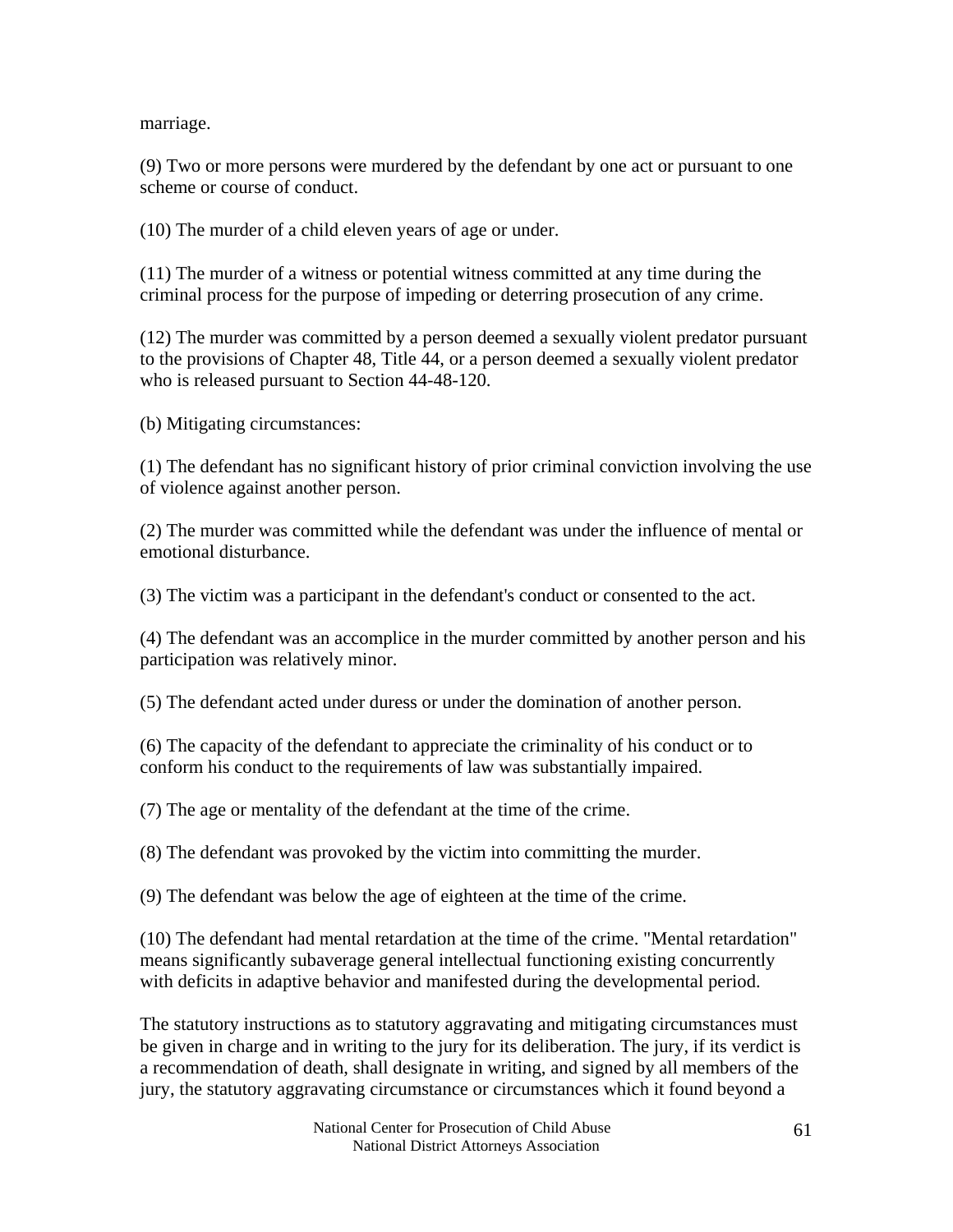marriage.

(9) Two or more persons were murdered by the defendant by one act or pursuant to one scheme or course of conduct.

(10) The murder of a child eleven years of age or under.

(11) The murder of a witness or potential witness committed at any time during the criminal process for the purpose of impeding or deterring prosecution of any crime.

(12) The murder was committed by a person deemed a sexually violent predator pursuant to the provisions of Chapter 48, Title 44, or a person deemed a sexually violent predator who is released pursuant to Section 44-48-120.

(b) Mitigating circumstances:

(1) The defendant has no significant history of prior criminal conviction involving the use of violence against another person.

(2) The murder was committed while the defendant was under the influence of mental or emotional disturbance.

(3) The victim was a participant in the defendant's conduct or consented to the act.

(4) The defendant was an accomplice in the murder committed by another person and his participation was relatively minor.

(5) The defendant acted under duress or under the domination of another person.

(6) The capacity of the defendant to appreciate the criminality of his conduct or to conform his conduct to the requirements of law was substantially impaired.

(7) The age or mentality of the defendant at the time of the crime.

(8) The defendant was provoked by the victim into committing the murder.

(9) The defendant was below the age of eighteen at the time of the crime.

(10) The defendant had mental retardation at the time of the crime. "Mental retardation" means significantly subaverage general intellectual functioning existing concurrently with deficits in adaptive behavior and manifested during the developmental period.

The statutory instructions as to statutory aggravating and mitigating circumstances must be given in charge and in writing to the jury for its deliberation. The jury, if its verdict is a recommendation of death, shall designate in writing, and signed by all members of the jury, the statutory aggravating circumstance or circumstances which it found beyond a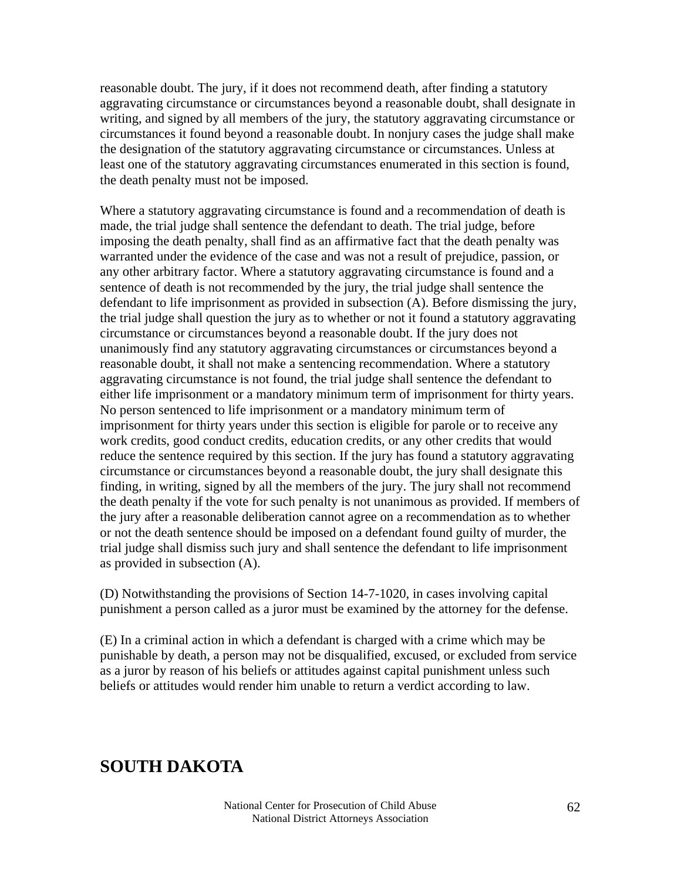reasonable doubt. The jury, if it does not recommend death, after finding a statutory aggravating circumstance or circumstances beyond a reasonable doubt, shall designate in writing, and signed by all members of the jury, the statutory aggravating circumstance or circumstances it found beyond a reasonable doubt. In nonjury cases the judge shall make the designation of the statutory aggravating circumstance or circumstances. Unless at least one of the statutory aggravating circumstances enumerated in this section is found, the death penalty must not be imposed.

Where a statutory aggravating circumstance is found and a recommendation of death is made, the trial judge shall sentence the defendant to death. The trial judge, before imposing the death penalty, shall find as an affirmative fact that the death penalty was warranted under the evidence of the case and was not a result of prejudice, passion, or any other arbitrary factor. Where a statutory aggravating circumstance is found and a sentence of death is not recommended by the jury, the trial judge shall sentence the defendant to life imprisonment as provided in subsection (A). Before dismissing the jury, the trial judge shall question the jury as to whether or not it found a statutory aggravating circumstance or circumstances beyond a reasonable doubt. If the jury does not unanimously find any statutory aggravating circumstances or circumstances beyond a reasonable doubt, it shall not make a sentencing recommendation. Where a statutory aggravating circumstance is not found, the trial judge shall sentence the defendant to either life imprisonment or a mandatory minimum term of imprisonment for thirty years. No person sentenced to life imprisonment or a mandatory minimum term of imprisonment for thirty years under this section is eligible for parole or to receive any work credits, good conduct credits, education credits, or any other credits that would reduce the sentence required by this section. If the jury has found a statutory aggravating circumstance or circumstances beyond a reasonable doubt, the jury shall designate this finding, in writing, signed by all the members of the jury. The jury shall not recommend the death penalty if the vote for such penalty is not unanimous as provided. If members of the jury after a reasonable deliberation cannot agree on a recommendation as to whether or not the death sentence should be imposed on a defendant found guilty of murder, the trial judge shall dismiss such jury and shall sentence the defendant to life imprisonment as provided in subsection (A).

(D) Notwithstanding the provisions of Section 14-7-1020, in cases involving capital punishment a person called as a juror must be examined by the attorney for the defense.

(E) In a criminal action in which a defendant is charged with a crime which may be punishable by death, a person may not be disqualified, excused, or excluded from service as a juror by reason of his beliefs or attitudes against capital punishment unless such beliefs or attitudes would render him unable to return a verdict according to law.

## SOUTH DAKOTA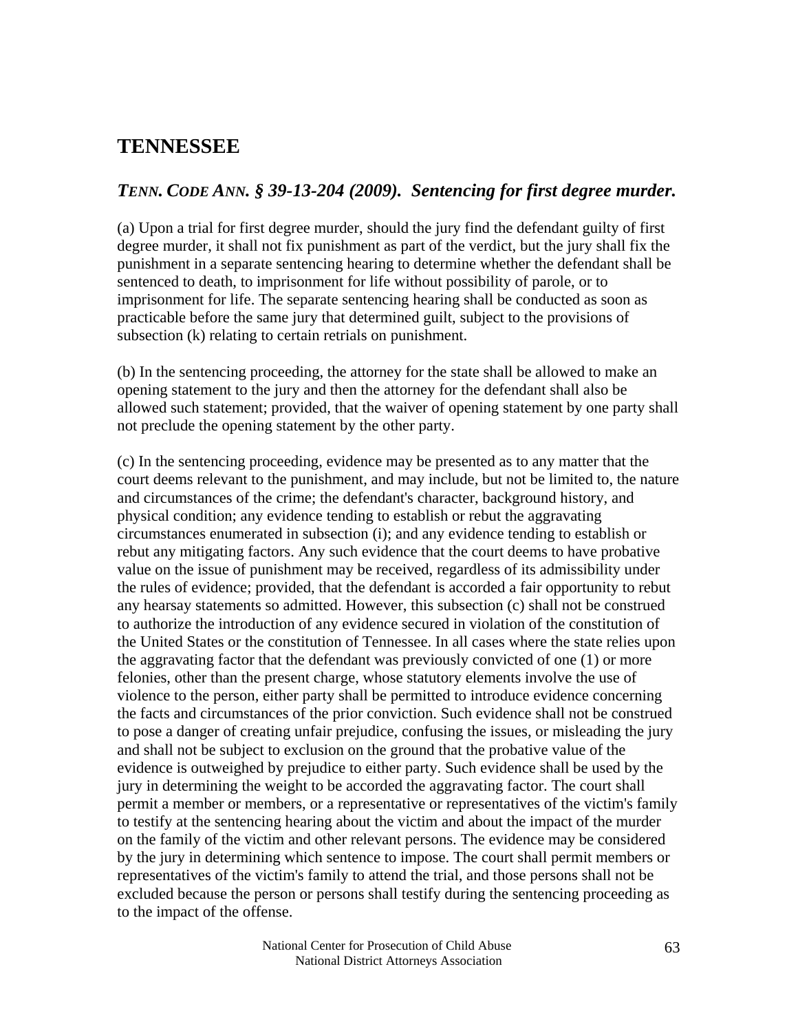## TENNESSEE

### *TENN. CODE ANN. § 39-13-204 (2009). Sentencing for first degree murder.*

(a) Upon a trial for first degree murder, should the jury find the defendant guilty of first degree murder, it shall not fix punishment as part of the verdict, but the jury shall fix the punishment in a separate sentencing hearing to determine whether the defendant shall be sentenced to death, to imprisonment for life without possibility of parole, or to imprisonment for life. The separate sentencing hearing shall be conducted as soon as practicable before the same jury that determined guilt, subject to the provisions of subsection (k) relating to certain retrials on punishment.

(b) In the sentencing proceeding, the attorney for the state shall be allowed to make an opening statement to the jury and then the attorney for the defendant shall also be allowed such statement; provided, that the waiver of opening statement by one party shall not preclude the opening statement by the other party.

(c) In the sentencing proceeding, evidence may be presented as to any matter that the court deems relevant to the punishment, and may include, but not be limited to, the nature and circumstances of the crime; the defendant's character, background history, and physical condition; any evidence tending to establish or rebut the aggravating circumstances enumerated in subsection (i); and any evidence tending to establish or rebut any mitigating factors. Any such evidence that the court deems to have probative value on the issue of punishment may be received, regardless of its admissibility under the rules of evidence; provided, that the defendant is accorded a fair opportunity to rebut any hearsay statements so admitted. However, this subsection (c) shall not be construed to authorize the introduction of any evidence secured in violation of the constitution of the United States or the constitution of Tennessee. In all cases where the state relies upon the aggravating factor that the defendant was previously convicted of one (1) or more felonies, other than the present charge, whose statutory elements involve the use of violence to the person, either party shall be permitted to introduce evidence concerning the facts and circumstances of the prior conviction. Such evidence shall not be construed to pose a danger of creating unfair prejudice, confusing the issues, or misleading the jury and shall not be subject to exclusion on the ground that the probative value of the evidence is outweighed by prejudice to either party. Such evidence shall be used by the jury in determining the weight to be accorded the aggravating factor. The court shall permit a member or members, or a representative or representatives of the victim's family to testify at the sentencing hearing about the victim and about the impact of the murder on the family of the victim and other relevant persons. The evidence may be considered by the jury in determining which sentence to impose. The court shall permit members or representatives of the victim's family to attend the trial, and those persons shall not be excluded because the person or persons shall testify during the sentencing proceeding as to the impact of the offense.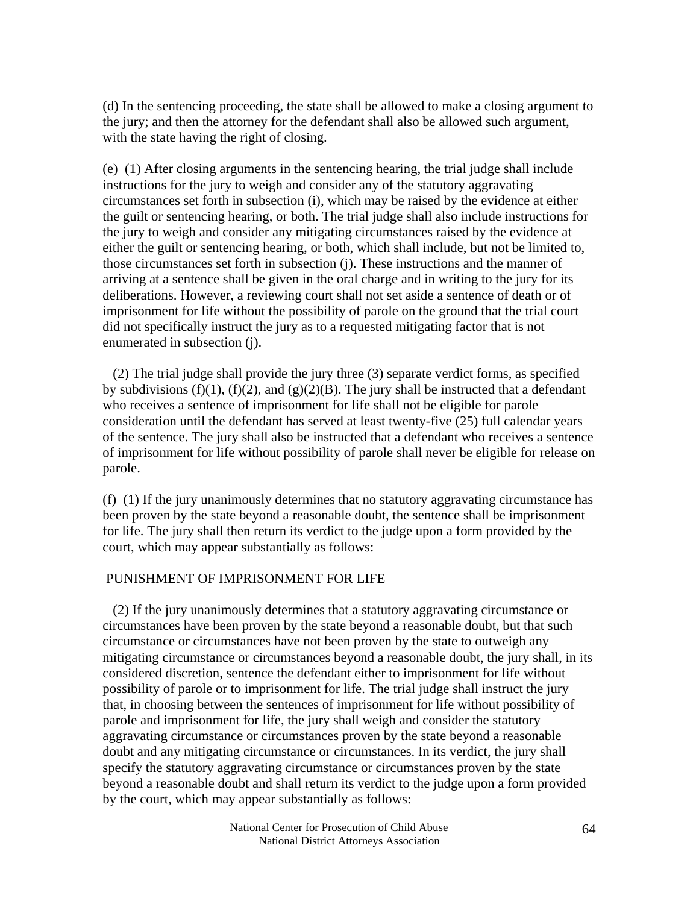(d) In the sentencing proceeding, the state shall be allowed to make a closing argument to the jury; and then the attorney for the defendant shall also be allowed such argument, with the state having the right of closing.

(e) (1) After closing arguments in the sentencing hearing, the trial judge shall include instructions for the jury to weigh and consider any of the statutory aggravating circumstances set forth in subsection (i), which may be raised by the evidence at either the guilt or sentencing hearing, or both. The trial judge shall also include instructions for the jury to weigh and consider any mitigating circumstances raised by the evidence at either the guilt or sentencing hearing, or both, which shall include, but not be limited to, those circumstances set forth in subsection (j). These instructions and the manner of arriving at a sentence shall be given in the oral charge and in writing to the jury for its deliberations. However, a reviewing court shall not set aside a sentence of death or of imprisonment for life without the possibility of parole on the ground that the trial court did not specifically instruct the jury as to a requested mitigating factor that is not enumerated in subsection (j).

(2) The trial judge shall provide the jury three (3) separate verdict forms, as specified by subdivisions (f)(1), (f)(2), and (g)(2)(B). The jury shall be instructed that a defendant who receives a sentence of imprisonment for life shall not be eligible for parole consideration until the defendant has served at least twenty-five (25) full calendar years of the sentence. The jury shall also be instructed that a defendant who receives a sentence of imprisonment for life without possibility of parole shall never be eligible for release on parole.

(f) (1) If the jury unanimously determines that no statutory aggravating circumstance has been proven by the state beyond a reasonable doubt, the sentence shall be imprisonment for life. The jury shall then return its verdict to the judge upon a form provided by the court, which may appear substantially as follows:

PUNISHMENT OF IMPRISONMENT FOR LIFE

(2) If the jury unanimously determines that a statutory aggravating circumstance or circumstances have been proven by the state beyond a reasonable doubt, but that such circumstance or circumstances have not been proven by the state to outweigh any mitigating circumstance or circumstances beyond a reasonable doubt, the jury shall, in its considered discretion, sentence the defendant either to imprisonment for life without possibility of parole or to imprisonment for life. The trial judge shall instruct the jury that, in choosing between the sentences of imprisonment for life without possibility of parole and imprisonment for life, the jury shall weigh and consider the statutory aggravating circumstance or circumstances proven by the state beyond a reasonable doubt and any mitigating circumstance or circumstances. In its verdict, the jury shall specify the statutory aggravating circumstance or circumstances proven by the state beyond a reasonable doubt and shall return its verdict to the judge upon a form provided by the court, which may appear substantially as follows: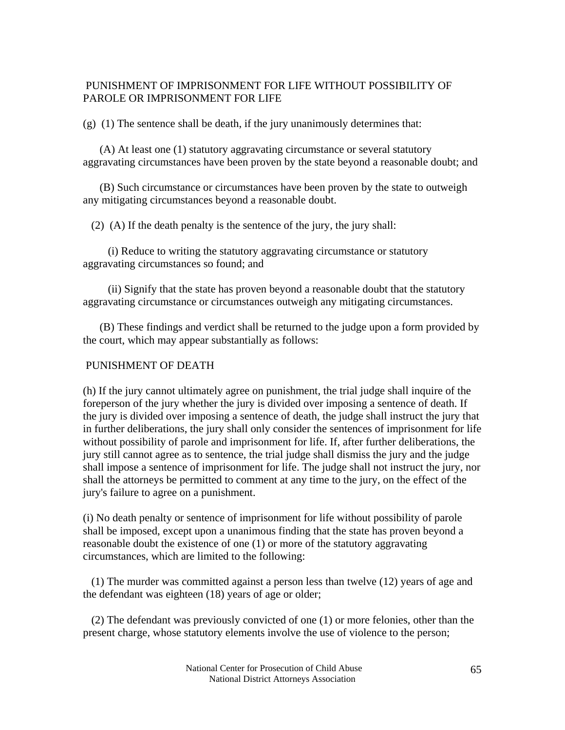PUNISHMENT OF IMPRISONMENT FOR LIFE WITHOUT POSSIBILITY OF PAROLE OR IMPRISONMENT FOR LIFE

(g) (1) The sentence shall be death, if the jury unanimously determines that:

(A) At least one (1) statutory aggravating circumstance or several statutory aggravating circumstances have been proven by the state beyond a reasonable doubt; and

(B) Such circumstance or circumstances have been proven by the state to outweigh any mitigating circumstances beyond a reasonable doubt.

(2) (A) If the death penalty is the sentence of the jury, the jury shall:

(i) Reduce to writing the statutory aggravating circumstance or statutory aggravating circumstances so found; and

(ii) Signify that the state has proven beyond a reasonable doubt that the statutory aggravating circumstance or circumstances outweigh any mitigating circumstances.

(B) These findings and verdict shall be returned to the judge upon a form provided by the court, which may appear substantially as follows:

PUNISHMENT OF DEATH

(h) If the jury cannot ultimately agree on punishment, the trial judge shall inquire of the foreperson of the jury whether the jury is divided over imposing a sentence of death. If the jury is divided over imposing a sentence of death, the judge shall instruct the jury that in further deliberations, the jury shall only consider the sentences of imprisonment for life without possibility of parole and imprisonment for life. If, after further deliberations, the jury still cannot agree as to sentence, the trial judge shall dismiss the jury and the judge shall impose a sentence of imprisonment for life. The judge shall not instruct the jury, nor shall the attorneys be permitted to comment at any time to the jury, on the effect of the jury's failure to agree on a punishment.

(i) No death penalty or sentence of imprisonment for life without possibility of parole shall be imposed, except upon a unanimous finding that the state has proven beyond a reasonable doubt the existence of one (1) or more of the statutory aggravating circumstances, which are limited to the following:

(1) The murder was committed against a person less than twelve (12) years of age and the defendant was eighteen (18) years of age or older;

(2) The defendant was previously convicted of one (1) or more felonies, other than the present charge, whose statutory elements involve the use of violence to the person;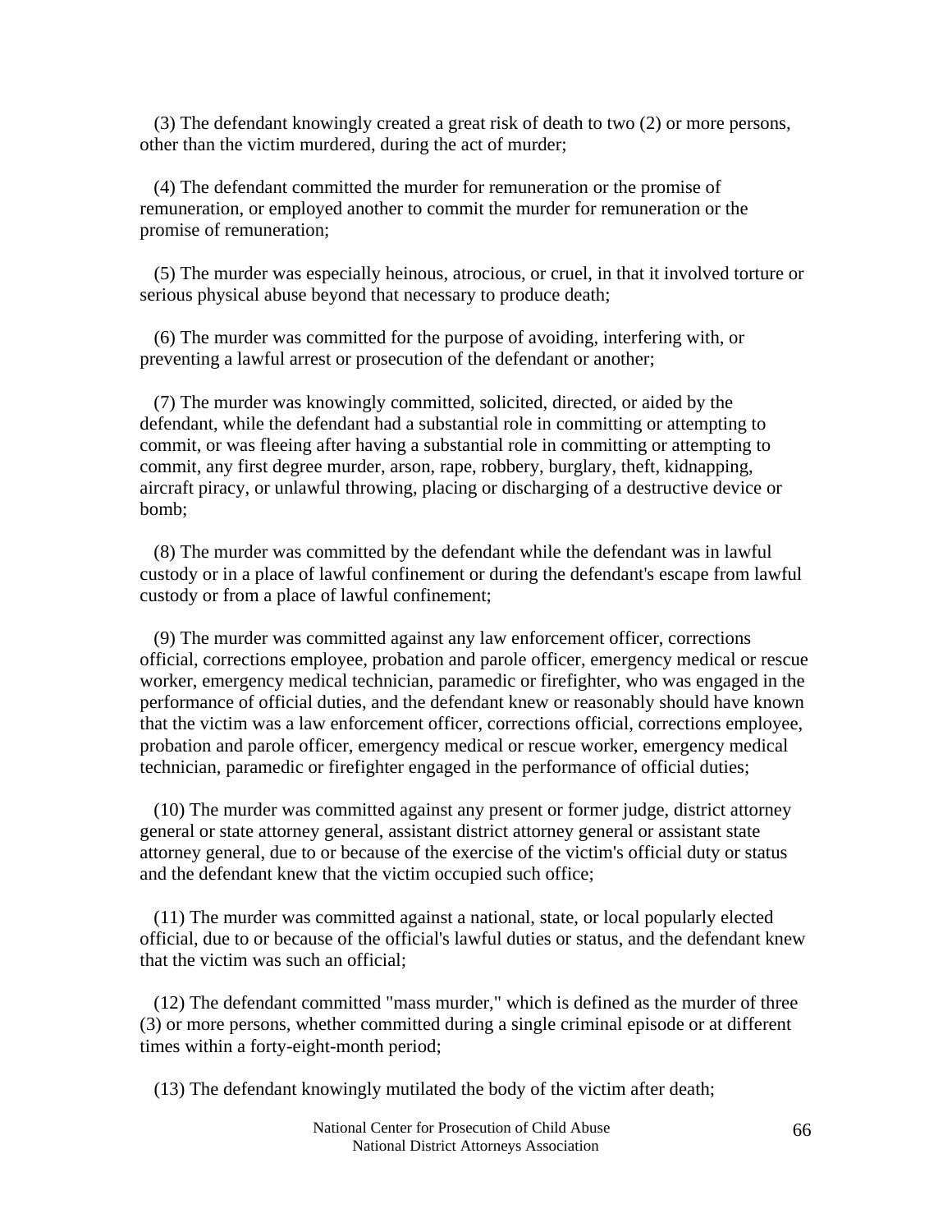(3) The defendant knowingly created a great risk of death to two (2) or more persons, other than the victim murdered, during the act of murder;

(4) The defendant committed the murder for remuneration or the promise of remuneration, or employed another to commit the murder for remuneration or the promise of remuneration;

(5) The murder was especially heinous, atrocious, or cruel, in that it involved torture or serious physical abuse beyond that necessary to produce death;

(6) The murder was committed for the purpose of avoiding, interfering with, or preventing a lawful arrest or prosecution of the defendant or another;

(7) The murder was knowingly committed, solicited, directed, or aided by the defendant, while the defendant had a substantial role in committing or attempting to commit, or was fleeing after having a substantial role in committing or attempting to commit, any first degree murder, arson, rape, robbery, burglary, theft, kidnapping, aircraft piracy, or unlawful throwing, placing or discharging of a destructive device or bomb;

(8) The murder was committed by the defendant while the defendant was in lawful custody or in a place of lawful confinement or during the defendant's escape from lawful custody or from a place of lawful confinement;

(9) The murder was committed against any law enforcement officer, corrections official, corrections employee, probation and parole officer, emergency medical or rescue worker, emergency medical technician, paramedic or firefighter, who was engaged in the performance of official duties, and the defendant knew or reasonably should have known that the victim was a law enforcement officer, corrections official, corrections employee, probation and parole officer, emergency medical or rescue worker, emergency medical technician, paramedic or firefighter engaged in the performance of official duties;

(10) The murder was committed against any present or former judge, district attorney general or state attorney general, assistant district attorney general or assistant state attorney general, due to or because of the exercise of the victim's official duty or status and the defendant knew that the victim occupied such office;

(11) The murder was committed against a national, state, or local popularly elected official, due to or because of the official's lawful duties or status, and the defendant knew that the victim was such an official;

(12) The defendant committed "mass murder," which is defined as the murder of three (3) or more persons, whether committed during a single criminal episode or at different times within a forty-eight-month period;

(13) The defendant knowingly mutilated the body of the victim after death;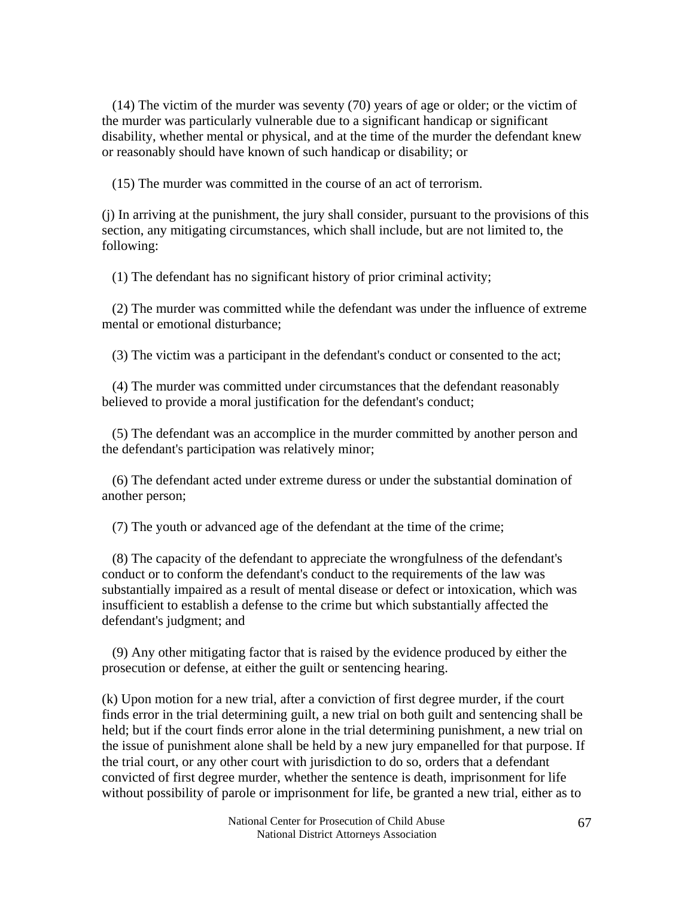(14) The victim of the murder was seventy (70) years of age or older; or the victim of the murder was particularly vulnerable due to a significant handicap or significant disability, whether mental or physical, and at the time of the murder the defendant knew or reasonably should have known of such handicap or disability; or

(15) The murder was committed in the course of an act of terrorism.

(j) In arriving at the punishment, the jury shall consider, pursuant to the provisions of this section, any mitigating circumstances, which shall include, but are not limited to, the following:

(1) The defendant has no significant history of prior criminal activity;

(2) The murder was committed while the defendant was under the influence of extreme mental or emotional disturbance;

(3) The victim was a participant in the defendant's conduct or consented to the act;

(4) The murder was committed under circumstances that the defendant reasonably believed to provide a moral justification for the defendant's conduct;

(5) The defendant was an accomplice in the murder committed by another person and the defendant's participation was relatively minor;

(6) The defendant acted under extreme duress or under the substantial domination of another person;

(7) The youth or advanced age of the defendant at the time of the crime;

(8) The capacity of the defendant to appreciate the wrongfulness of the defendant's conduct or to conform the defendant's conduct to the requirements of the law was substantially impaired as a result of mental disease or defect or intoxication, which was insufficient to establish a defense to the crime but which substantially affected the defendant's judgment; and

(9) Any other mitigating factor that is raised by the evidence produced by either the prosecution or defense, at either the guilt or sentencing hearing.

(k) Upon motion for a new trial, after a conviction of first degree murder, if the court finds error in the trial determining guilt, a new trial on both guilt and sentencing shall be held; but if the court finds error alone in the trial determining punishment, a new trial on the issue of punishment alone shall be held by a new jury empanelled for that purpose. If the trial court, or any other court with jurisdiction to do so, orders that a defendant convicted of first degree murder, whether the sentence is death, imprisonment for life without possibility of parole or imprisonment for life, be granted a new trial, either as to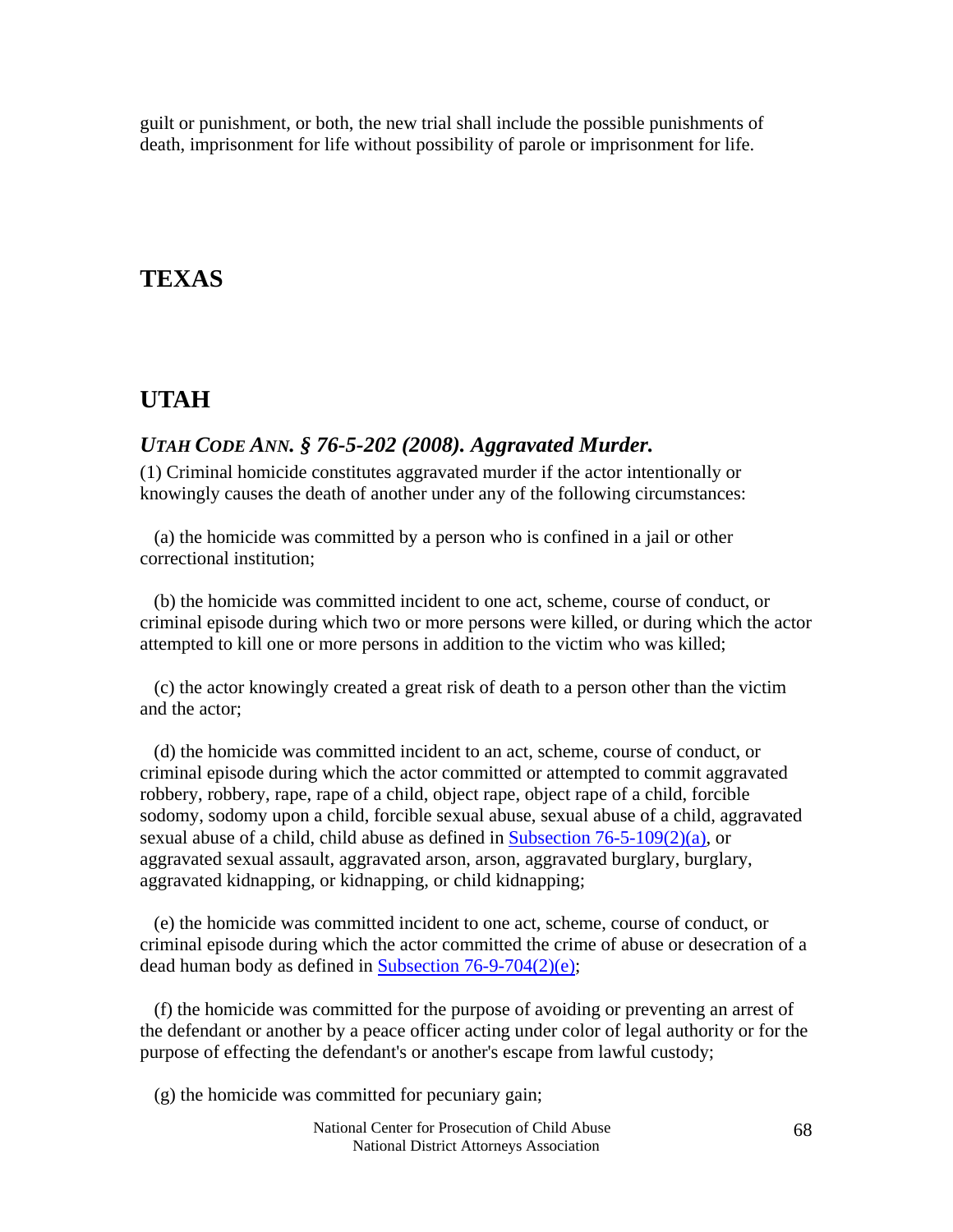guilt or punishment, or both, the new trial shall include the possible punishments of death, imprisonment for life without possibility of parole or imprisonment for life.

## TEXAS

## UTAH

### *UTAH CODE ANN. § 76-5-202 (2008). Aggravated Murder.*

(1) Criminal homicide constitutes aggravated murder if the actor intentionally or knowingly causes the death of another under any of the following circumstances:

(a) the homicide was committed by a person who is confined in a jail or other correctional institution;

(b) the homicide was committed incident to one act, scheme, course of conduct, or criminal episode during which two or more persons were killed, or during which the actor attempted to kill one or more persons in addition to the victim who was killed;

(c) the actor knowingly created a great risk of death to a person other than the victim and the actor;

(d) the homicide was committed incident to an act, scheme, course of conduct, or criminal episode during which the actor committed or attempted to commit aggravated robbery, robbery, rape, rape of a child, object rape, object rape of a child, forcible sodomy, sodomy upon a child, forcible sexual abuse, sexual abuse of a child, aggravated sexual abuse of a child, child abuse as defined in Subsection 76-5-109(2)(a), or aggravated sexual assault, aggravated arson, arson, aggravated burglary, burglary, aggravated kidnapping, or kidnapping, or child kidnapping;

(e) the homicide was committed incident to one act, scheme, course of conduct, or criminal episode during which the actor committed the crime of abuse or desecration of a dead human body as defined in Subsection 76-9-704(2)(e);

(f) the homicide was committed for the purpose of avoiding or preventing an arrest of the defendant or another by a peace officer acting under color of legal authority or for the purpose of effecting the defendant's or another's escape from lawful custody;

(g) the homicide was committed for pecuniary gain;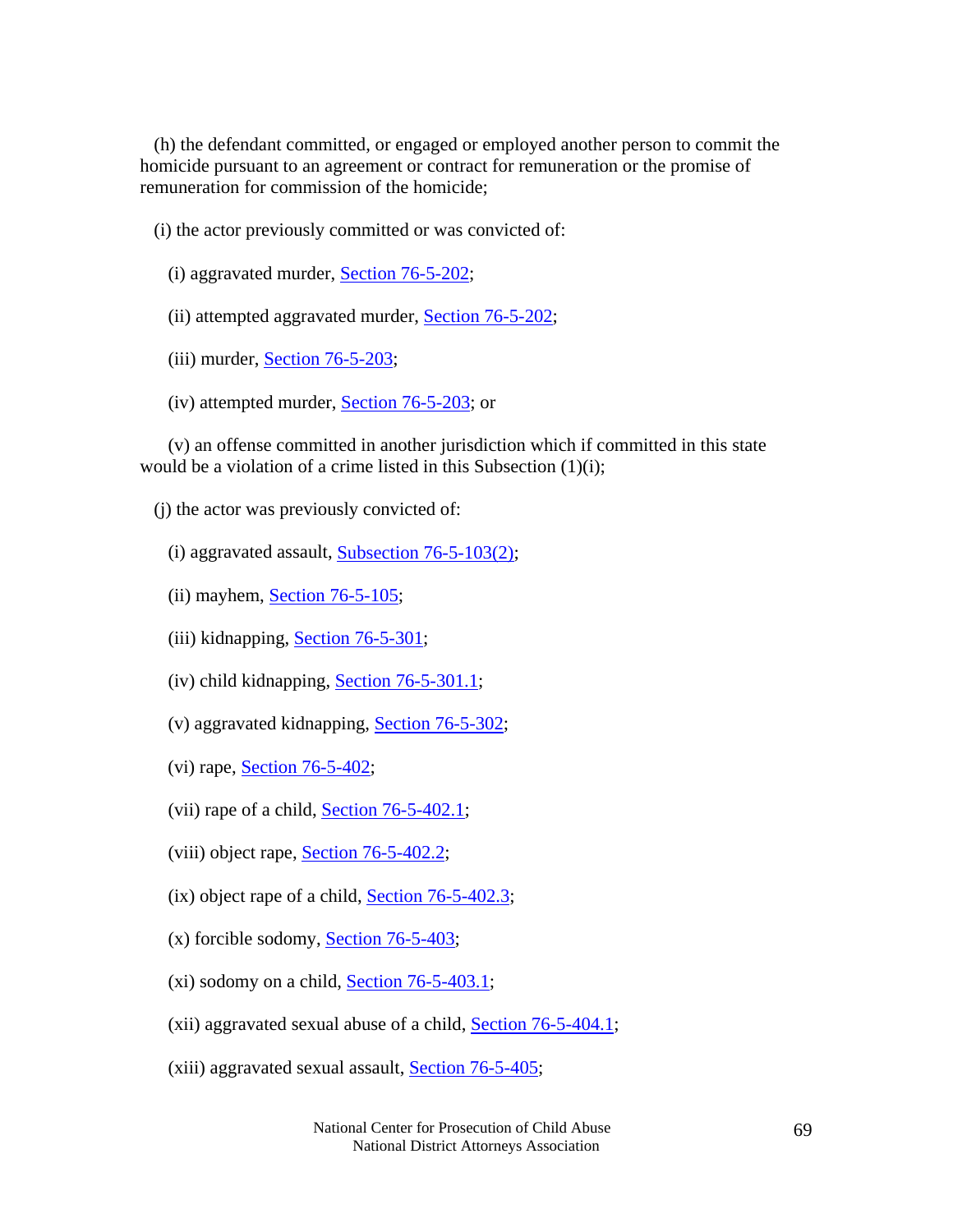(h) the defendant committed, or engaged or employed another person to commit the homicide pursuant to an agreement or contract for remuneration or the promise of remuneration for commission of the homicide;

(i) the actor previously committed or was convicted of:

(i) aggravated murder, Section 76-5-202;

(ii) attempted aggravated murder, Section 76-5-202;

(iii) murder, Section 76-5-203;

(iv) attempted murder, Section 76-5-203; or

(v) an offense committed in another jurisdiction which if committed in this state would be a violation of a crime listed in this Subsection (1)(i);

(j) the actor was previously convicted of:

(i) aggravated assault, Subsection 76-5-103(2);

(ii) mayhem, Section 76-5-105;

(iii) kidnapping, Section 76-5-301;

(iv) child kidnapping, Section 76-5-301.1;

(v) aggravated kidnapping, Section 76-5-302;

(vi) rape, Section 76-5-402;

(vii) rape of a child, Section 76-5-402.1;

(viii) object rape, Section 76-5-402.2;

(ix) object rape of a child, Section 76-5-402.3;

(x) forcible sodomy, Section 76-5-403;

(xi) sodomy on a child, Section 76-5-403.1;

(xii) aggravated sexual abuse of a child, Section 76-5-404.1;

(xiii) aggravated sexual assault, Section 76-5-405;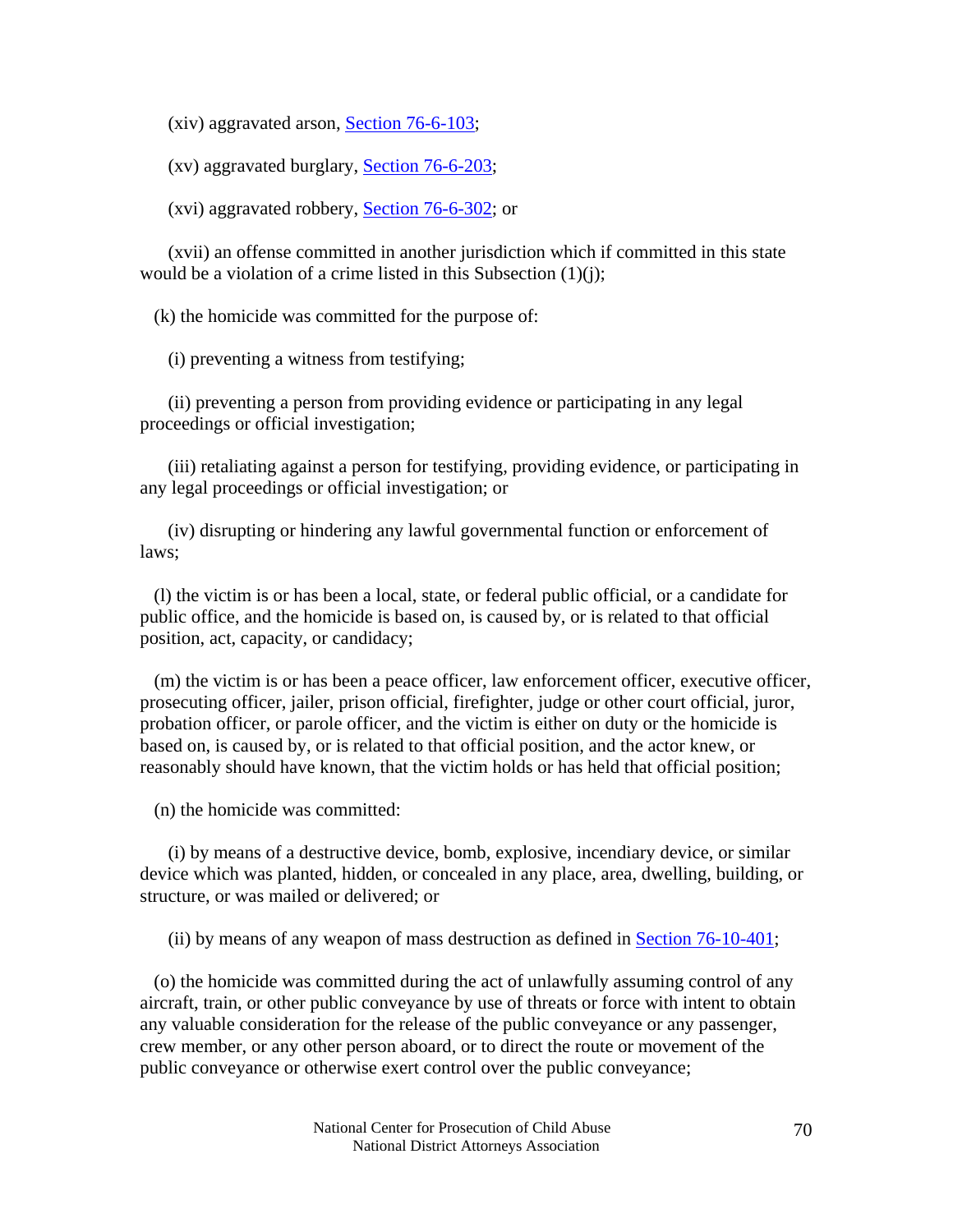(xiv) aggravated arson, Section 76-6-103;

(xv) aggravated burglary, Section 76-6-203;

(xvi) aggravated robbery, Section 76-6-302; or

(xvii) an offense committed in another jurisdiction which if committed in this state would be a violation of a crime listed in this Subsection (1)(j);

(k) the homicide was committed for the purpose of:

(i) preventing a witness from testifying;

(ii) preventing a person from providing evidence or participating in any legal proceedings or official investigation;

(iii) retaliating against a person for testifying, providing evidence, or participating in any legal proceedings or official investigation; or

(iv) disrupting or hindering any lawful governmental function or enforcement of laws;

(l) the victim is or has been a local, state, or federal public official, or a candidate for public office, and the homicide is based on, is caused by, or is related to that official position, act, capacity, or candidacy;

(m) the victim is or has been a peace officer, law enforcement officer, executive officer, prosecuting officer, jailer, prison official, firefighter, judge or other court official, juror, probation officer, or parole officer, and the victim is either on duty or the homicide is based on, is caused by, or is related to that official position, and the actor knew, or reasonably should have known, that the victim holds or has held that official position;

(n) the homicide was committed:

(i) by means of a destructive device, bomb, explosive, incendiary device, or similar device which was planted, hidden, or concealed in any place, area, dwelling, building, or structure, or was mailed or delivered; or

(ii) by means of any weapon of mass destruction as defined in Section 76-10-401;

(o) the homicide was committed during the act of unlawfully assuming control of any aircraft, train, or other public conveyance by use of threats or force with intent to obtain any valuable consideration for the release of the public conveyance or any passenger, crew member, or any other person aboard, or to direct the route or movement of the public conveyance or otherwise exert control over the public conveyance;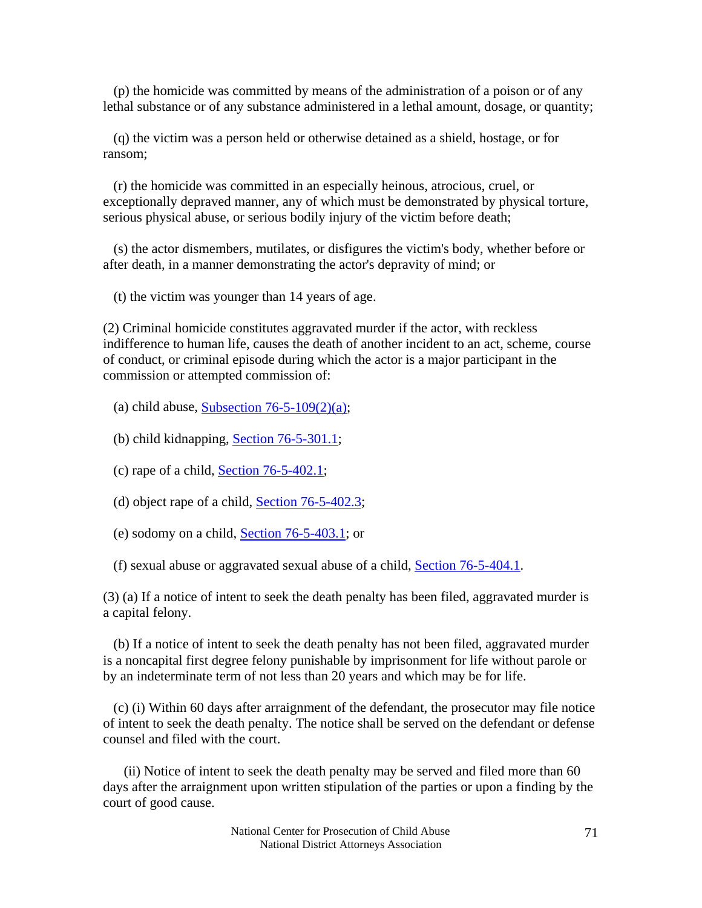(p) the homicide was committed by means of the administration of a poison or of any lethal substance or of any substance administered in a lethal amount, dosage, or quantity;

(q) the victim was a person held or otherwise detained as a shield, hostage, or for ransom;

(r) the homicide was committed in an especially heinous, atrocious, cruel, or exceptionally depraved manner, any of which must be demonstrated by physical torture, serious physical abuse, or serious bodily injury of the victim before death;

(s) the actor dismembers, mutilates, or disfigures the victim's body, whether before or after death, in a manner demonstrating the actor's depravity of mind; or

(t) the victim was younger than 14 years of age.

(2) Criminal homicide constitutes aggravated murder if the actor, with reckless indifference to human life, causes the death of another incident to an act, scheme, course of conduct, or criminal episode during which the actor is a major participant in the commission or attempted commission of:

(a) child abuse, Subsection 76-5-109(2)(a);

(b) child kidnapping, Section 76-5-301.1;

(c) rape of a child, Section 76-5-402.1;

(d) object rape of a child, Section 76-5-402.3;

(e) sodomy on a child, Section 76-5-403.1; or

(f) sexual abuse or aggravated sexual abuse of a child, Section 76-5-404.1.

(3) (a) If a notice of intent to seek the death penalty has been filed, aggravated murder is a capital felony.

(b) If a notice of intent to seek the death penalty has not been filed, aggravated murder is a noncapital first degree felony punishable by imprisonment for life without parole or by an indeterminate term of not less than 20 years and which may be for life.

(c) (i) Within 60 days after arraignment of the defendant, the prosecutor may file notice of intent to seek the death penalty. The notice shall be served on the defendant or defense counsel and filed with the court.

(ii) Notice of intent to seek the death penalty may be served and filed more than 60 days after the arraignment upon written stipulation of the parties or upon a finding by the court of good cause.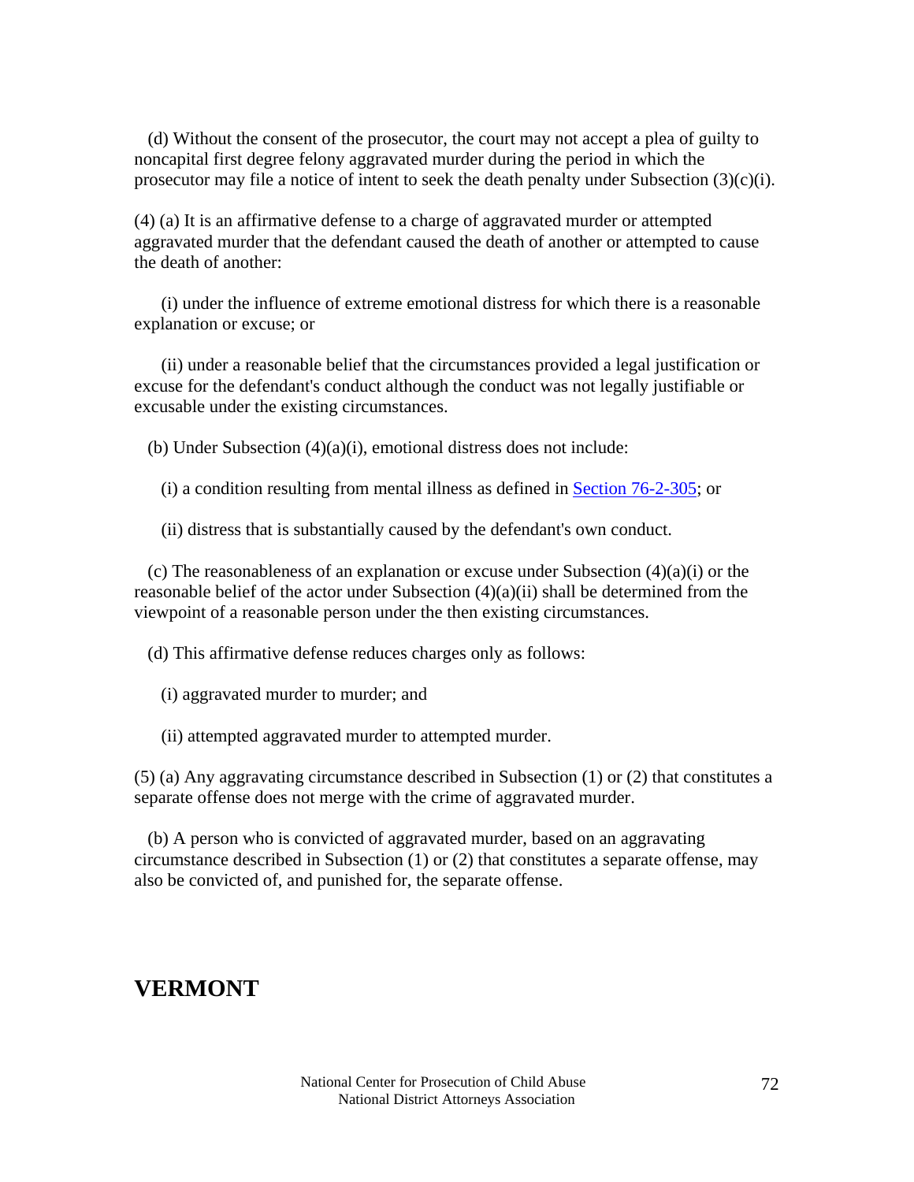(d) Without the consent of the prosecutor, the court may not accept a plea of guilty to noncapital first degree felony aggravated murder during the period in which the prosecutor may file a notice of intent to seek the death penalty under Subsection (3)(c)(i).

(4) (a) It is an affirmative defense to a charge of aggravated murder or attempted aggravated murder that the defendant caused the death of another or attempted to cause the death of another:

(i) under the influence of extreme emotional distress for which there is a reasonable explanation or excuse; or

(ii) under a reasonable belief that the circumstances provided a legal justification or excuse for the defendant's conduct although the conduct was not legally justifiable or excusable under the existing circumstances.

(b) Under Subsection (4)(a)(i), emotional distress does not include:

(i) a condition resulting from mental illness as defined in Section 76-2-305; or

(ii) distress that is substantially caused by the defendant's own conduct.

(c) The reasonableness of an explanation or excuse under Subsection (4)(a)(i) or the reasonable belief of the actor under Subsection (4)(a)(ii) shall be determined from the viewpoint of a reasonable person under the then existing circumstances.

(d) This affirmative defense reduces charges only as follows:

(i) aggravated murder to murder; and

(ii) attempted aggravated murder to attempted murder.

(5) (a) Any aggravating circumstance described in Subsection (1) or (2) that constitutes a separate offense does not merge with the crime of aggravated murder.

(b) A person who is convicted of aggravated murder, based on an aggravating circumstance described in Subsection (1) or (2) that constitutes a separate offense, may also be convicted of, and punished for, the separate offense.

## VERMONT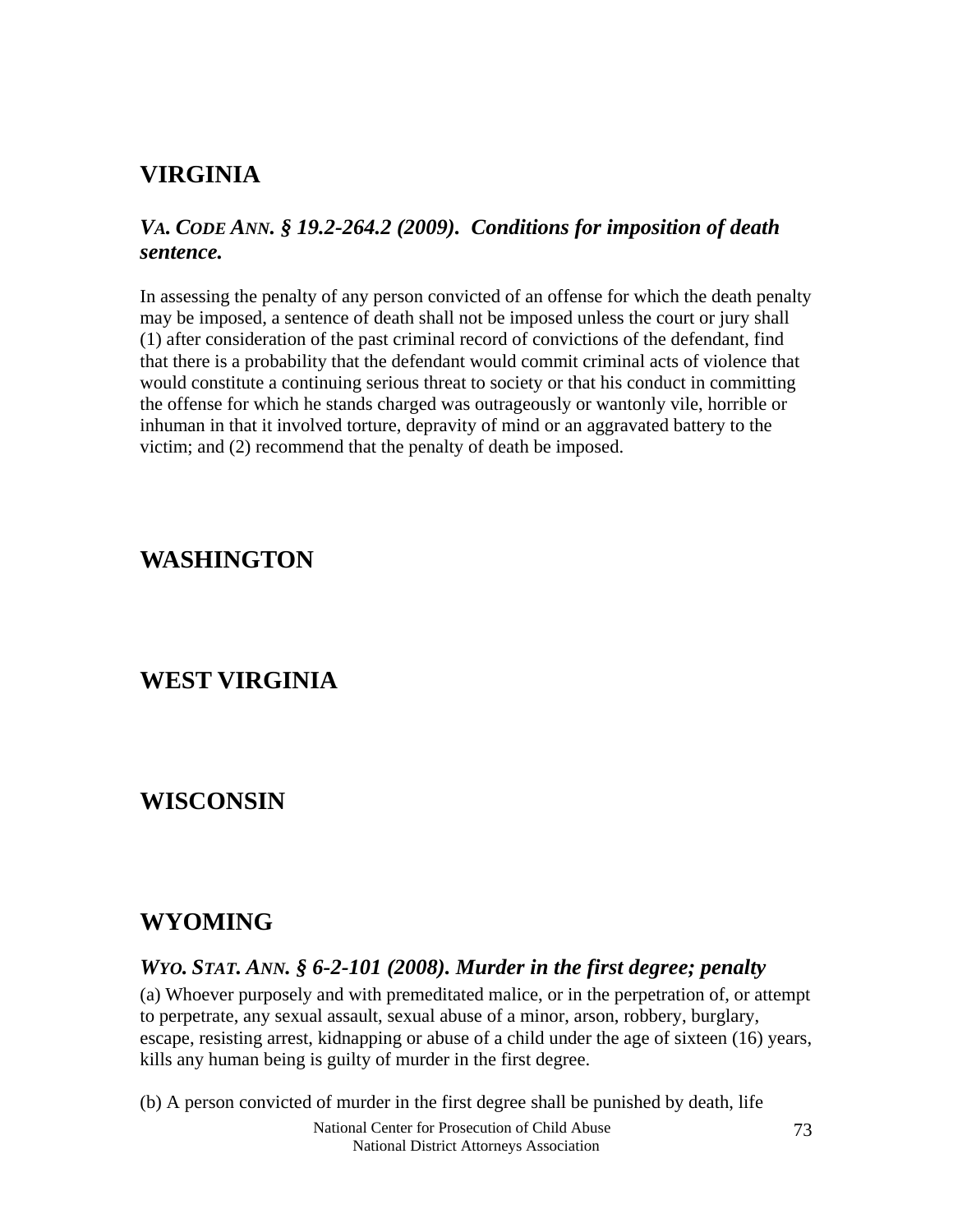## VIRGINIA

### *VA. CODE ANN. § 19.2-264.2 (2009). Conditions for imposition of death sentence.*

In assessing the penalty of any person convicted of an offense for which the death penalty may be imposed, a sentence of death shall not be imposed unless the court or jury shall (1) after consideration of the past criminal record of convictions of the defendant, find that there is a probability that the defendant would commit criminal acts of violence that would constitute a continuing serious threat to society or that his conduct in committing the offense for which he stands charged was outrageously or wantonly vile, horrible or inhuman in that it involved torture, depravity of mind or an aggravated battery to the victim; and (2) recommend that the penalty of death be imposed.

## WASHINGTON

## WEST VIRGINIA

## WISCONSIN

## WYOMING

### *WYO. STAT. ANN. § 6-2-101 (2008). Murder in the first degree; penalty*

(a) Whoever purposely and with premeditated malice, or in the perpetration of, or attempt to perpetrate, any sexual assault, sexual abuse of a minor, arson, robbery, burglary, escape, resisting arrest, kidnapping or abuse of a child under the age of sixteen (16) years, kills any human being is guilty of murder in the first degree.

(b) A person convicted of murder in the first degree shall be punished by death, life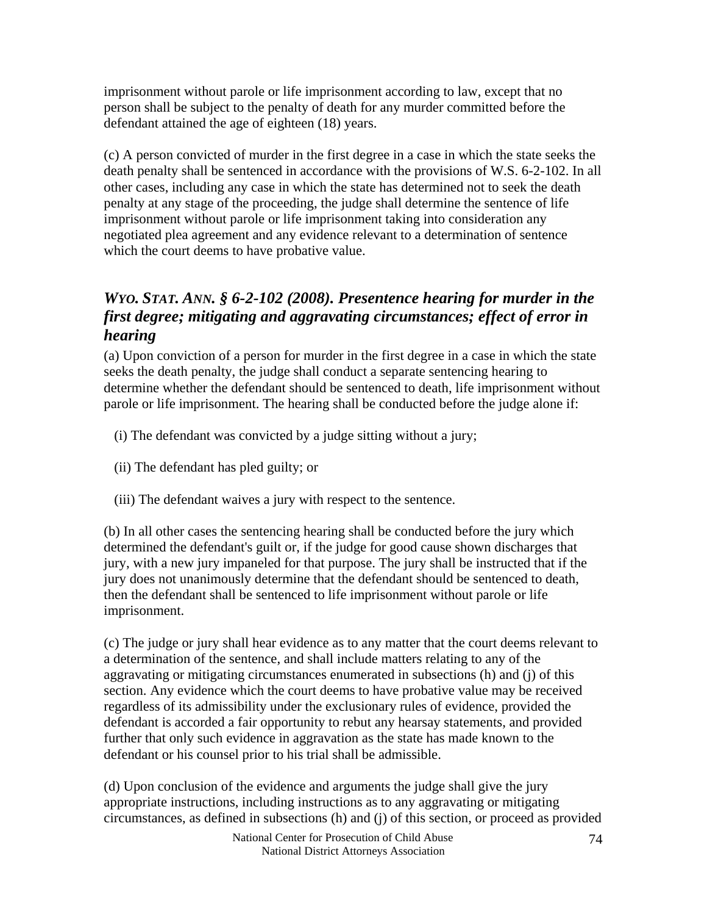imprisonment without parole or life imprisonment according to law, except that no person shall be subject to the penalty of death for any murder committed before the defendant attained the age of eighteen (18) years.

(c) A person convicted of murder in the first degree in a case in which the state seeks the death penalty shall be sentenced in accordance with the provisions of W.S. 6-2-102. In all other cases, including any case in which the state has determined not to seek the death penalty at any stage of the proceeding, the judge shall determine the sentence of life imprisonment without parole or life imprisonment taking into consideration any negotiated plea agreement and any evidence relevant to a determination of sentence which the court deems to have probative value.

### *WYO. STAT. ANN. § 6-2-102 (2008). Presentence hearing for murder in the first degree; mitigating and aggravating circumstances; effect of error in hearing*

(a) Upon conviction of a person for murder in the first degree in a case in which the state seeks the death penalty, the judge shall conduct a separate sentencing hearing to determine whether the defendant should be sentenced to death, life imprisonment without parole or life imprisonment. The hearing shall be conducted before the judge alone if:

(i) The defendant was convicted by a judge sitting without a jury;

(ii) The defendant has pled guilty; or

(iii) The defendant waives a jury with respect to the sentence.

(b) In all other cases the sentencing hearing shall be conducted before the jury which determined the defendant's guilt or, if the judge for good cause shown discharges that jury, with a new jury impaneled for that purpose. The jury shall be instructed that if the jury does not unanimously determine that the defendant should be sentenced to death, then the defendant shall be sentenced to life imprisonment without parole or life imprisonment.

(c) The judge or jury shall hear evidence as to any matter that the court deems relevant to a determination of the sentence, and shall include matters relating to any of the aggravating or mitigating circumstances enumerated in subsections (h) and (j) of this section. Any evidence which the court deems to have probative value may be received regardless of its admissibility under the exclusionary rules of evidence, provided the defendant is accorded a fair opportunity to rebut any hearsay statements, and provided further that only such evidence in aggravation as the state has made known to the defendant or his counsel prior to his trial shall be admissible.

(d) Upon conclusion of the evidence and arguments the judge shall give the jury appropriate instructions, including instructions as to any aggravating or mitigating circumstances, as defined in subsections (h) and (j) of this section, or proceed as provided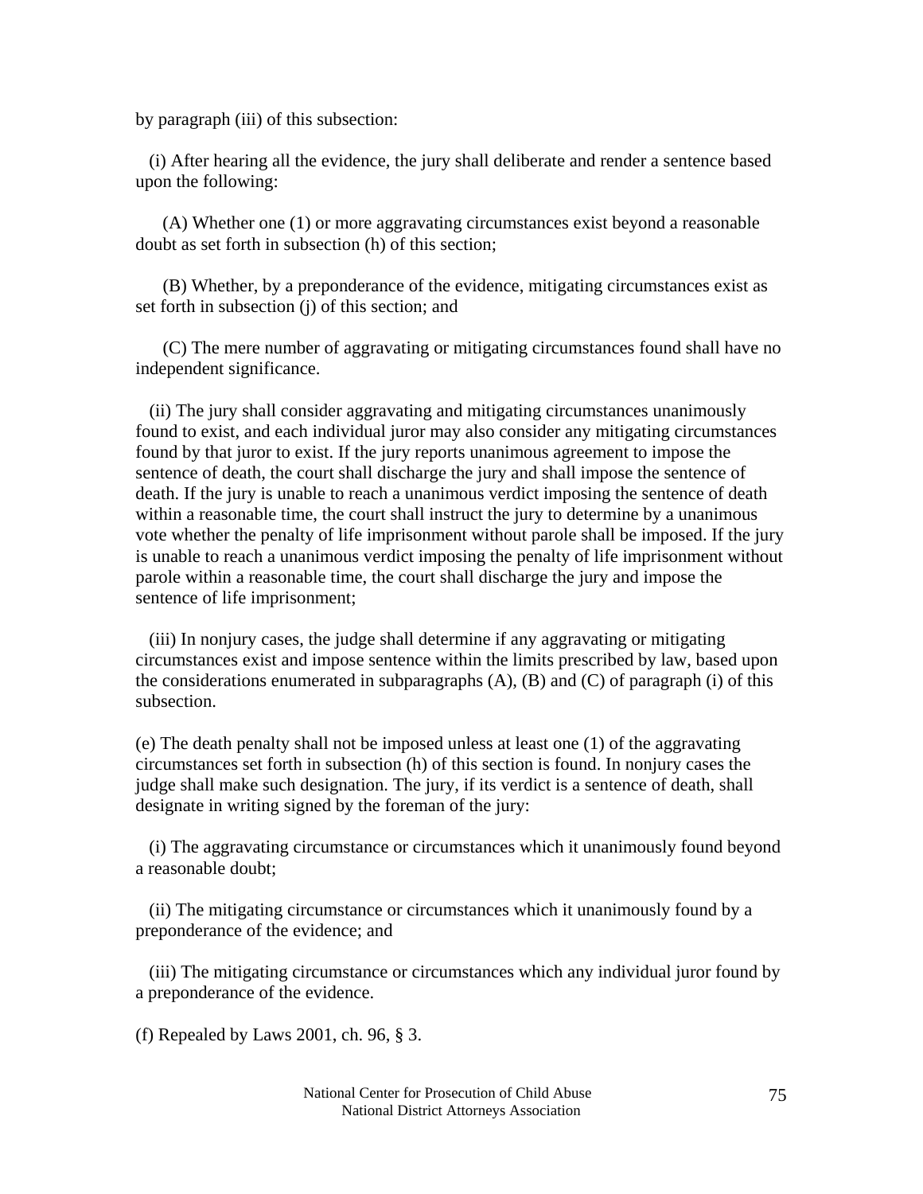by paragraph (iii) of this subsection:

(i) After hearing all the evidence, the jury shall deliberate and render a sentence based upon the following:

(A) Whether one (1) or more aggravating circumstances exist beyond a reasonable doubt as set forth in subsection (h) of this section;

(B) Whether, by a preponderance of the evidence, mitigating circumstances exist as set forth in subsection (j) of this section; and

(C) The mere number of aggravating or mitigating circumstances found shall have no independent significance.

(ii) The jury shall consider aggravating and mitigating circumstances unanimously found to exist, and each individual juror may also consider any mitigating circumstances found by that juror to exist. If the jury reports unanimous agreement to impose the sentence of death, the court shall discharge the jury and shall impose the sentence of death. If the jury is unable to reach a unanimous verdict imposing the sentence of death within a reasonable time, the court shall instruct the jury to determine by a unanimous vote whether the penalty of life imprisonment without parole shall be imposed. If the jury is unable to reach a unanimous verdict imposing the penalty of life imprisonment without parole within a reasonable time, the court shall discharge the jury and impose the sentence of life imprisonment;

(iii) In nonjury cases, the judge shall determine if any aggravating or mitigating circumstances exist and impose sentence within the limits prescribed by law, based upon the considerations enumerated in subparagraphs (A), (B) and (C) of paragraph (i) of this subsection.

(e) The death penalty shall not be imposed unless at least one (1) of the aggravating circumstances set forth in subsection (h) of this section is found. In nonjury cases the judge shall make such designation. The jury, if its verdict is a sentence of death, shall designate in writing signed by the foreman of the jury:

(i) The aggravating circumstance or circumstances which it unanimously found beyond a reasonable doubt;

(ii) The mitigating circumstance or circumstances which it unanimously found by a preponderance of the evidence; and

(iii) The mitigating circumstance or circumstances which any individual juror found by a preponderance of the evidence.

(f) Repealed by Laws 2001, ch. 96, § 3.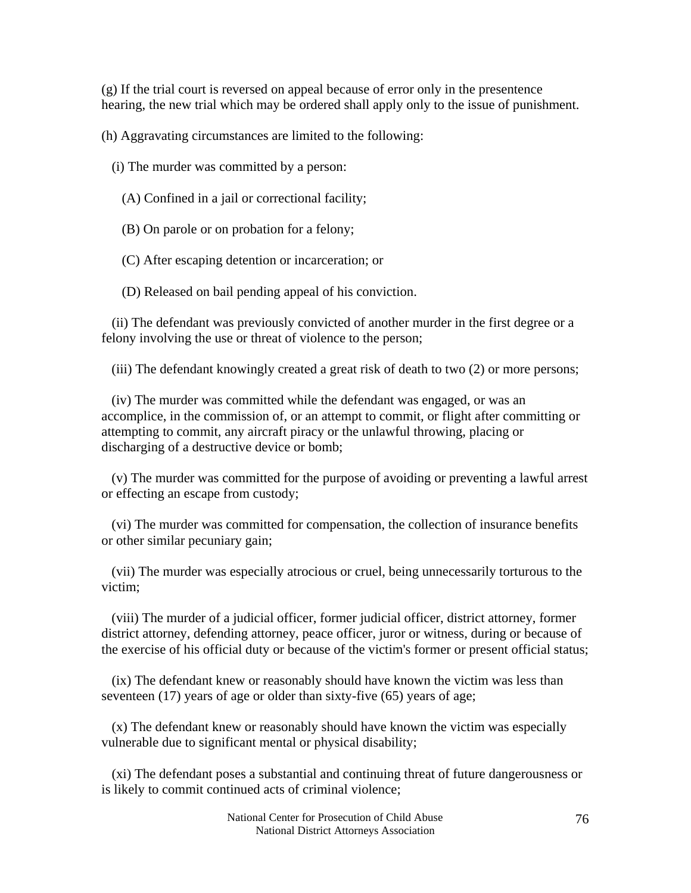(g) If the trial court is reversed on appeal because of error only in the presentence hearing, the new trial which may be ordered shall apply only to the issue of punishment.

(h) Aggravating circumstances are limited to the following:

(i) The murder was committed by a person:

(A) Confined in a jail or correctional facility;

(B) On parole or on probation for a felony;

(C) After escaping detention or incarceration; or

(D) Released on bail pending appeal of his conviction.

(ii) The defendant was previously convicted of another murder in the first degree or a felony involving the use or threat of violence to the person;

(iii) The defendant knowingly created a great risk of death to two (2) or more persons;

(iv) The murder was committed while the defendant was engaged, or was an accomplice, in the commission of, or an attempt to commit, or flight after committing or attempting to commit, any aircraft piracy or the unlawful throwing, placing or discharging of a destructive device or bomb;

(v) The murder was committed for the purpose of avoiding or preventing a lawful arrest or effecting an escape from custody;

(vi) The murder was committed for compensation, the collection of insurance benefits or other similar pecuniary gain;

(vii) The murder was especially atrocious or cruel, being unnecessarily torturous to the victim;

(viii) The murder of a judicial officer, former judicial officer, district attorney, former district attorney, defending attorney, peace officer, juror or witness, during or because of the exercise of his official duty or because of the victim's former or present official status;

(ix) The defendant knew or reasonably should have known the victim was less than seventeen (17) years of age or older than sixty-five (65) years of age;

(x) The defendant knew or reasonably should have known the victim was especially vulnerable due to significant mental or physical disability;

(xi) The defendant poses a substantial and continuing threat of future dangerousness or is likely to commit continued acts of criminal violence;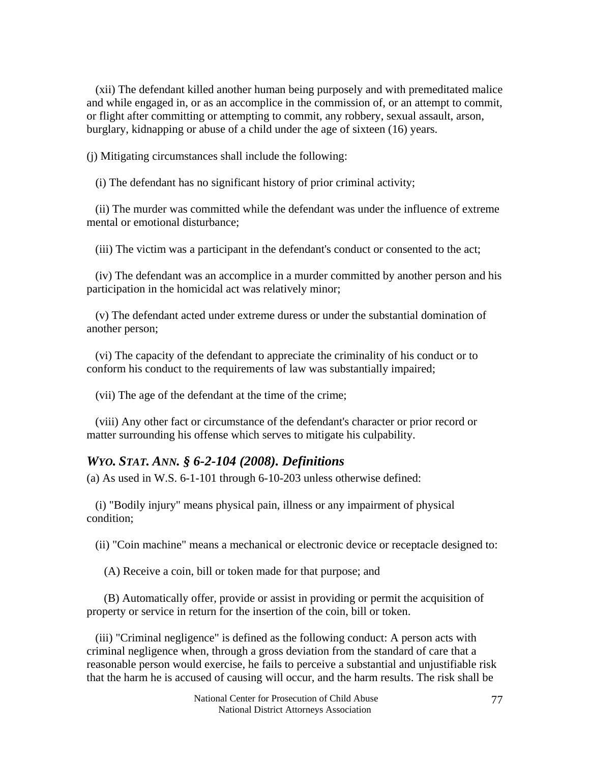(xii) The defendant killed another human being purposely and with premeditated malice and while engaged in, or as an accomplice in the commission of, or an attempt to commit, or flight after committing or attempting to commit, any robbery, sexual assault, arson, burglary, kidnapping or abuse of a child under the age of sixteen (16) years.

(j) Mitigating circumstances shall include the following:

(i) The defendant has no significant history of prior criminal activity;

(ii) The murder was committed while the defendant was under the influence of extreme mental or emotional disturbance;

(iii) The victim was a participant in the defendant's conduct or consented to the act;

(iv) The defendant was an accomplice in a murder committed by another person and his participation in the homicidal act was relatively minor;

(v) The defendant acted under extreme duress or under the substantial domination of another person;

(vi) The capacity of the defendant to appreciate the criminality of his conduct or to conform his conduct to the requirements of law was substantially impaired;

(vii) The age of the defendant at the time of the crime;

(viii) Any other fact or circumstance of the defendant's character or prior record or matter surrounding his offense which serves to mitigate his culpability.

### *WYO. STAT. ANN. § 6-2-104 (2008). Definitions*

(a) As used in W.S. 6-1-101 through 6-10-203 unless otherwise defined:

(i) "Bodily injury" means physical pain, illness or any impairment of physical condition;

(ii) "Coin machine" means a mechanical or electronic device or receptacle designed to:

(A) Receive a coin, bill or token made for that purpose; and

(B) Automatically offer, provide or assist in providing or permit the acquisition of property or service in return for the insertion of the coin, bill or token.

(iii) "Criminal negligence" is defined as the following conduct: A person acts with criminal negligence when, through a gross deviation from the standard of care that a reasonable person would exercise, he fails to perceive a substantial and unjustifiable risk that the harm he is accused of causing will occur, and the harm results. The risk shall be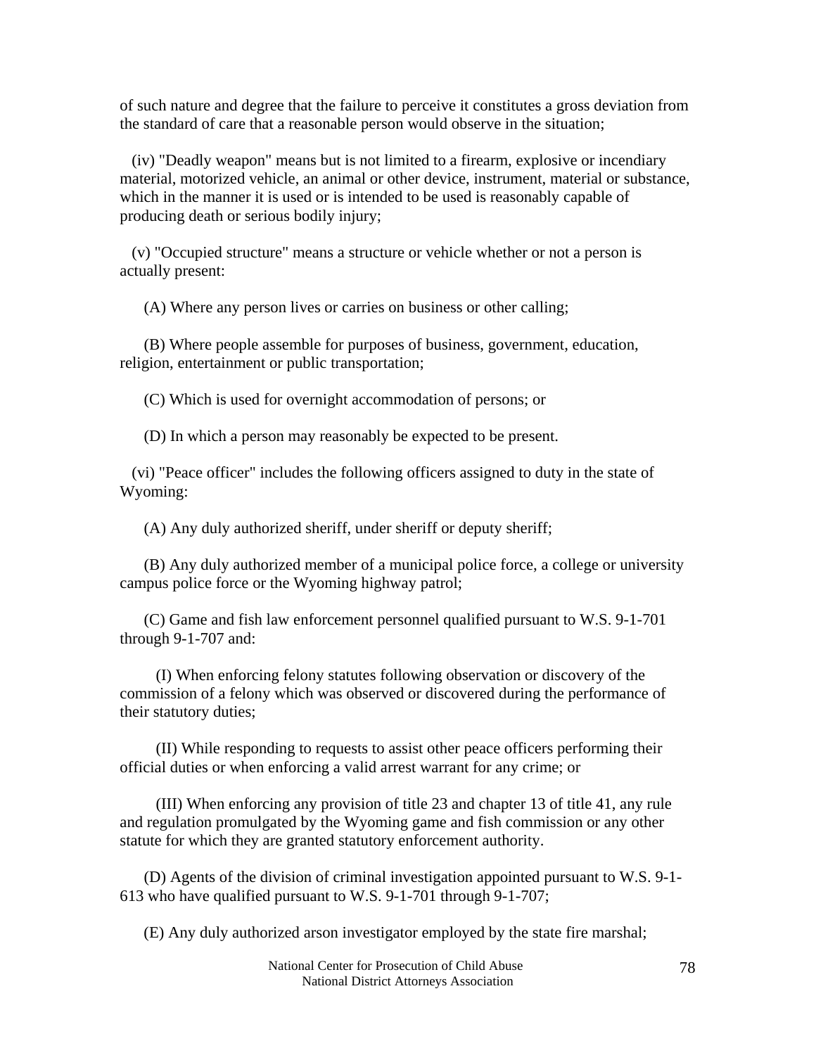of such nature and degree that the failure to perceive it constitutes a gross deviation from the standard of care that a reasonable person would observe in the situation;

(iv) "Deadly weapon" means but is not limited to a firearm, explosive or incendiary material, motorized vehicle, an animal or other device, instrument, material or substance, which in the manner it is used or is intended to be used is reasonably capable of producing death or serious bodily injury;

(v) "Occupied structure" means a structure or vehicle whether or not a person is actually present:

(A) Where any person lives or carries on business or other calling;

(B) Where people assemble for purposes of business, government, education, religion, entertainment or public transportation;

(C) Which is used for overnight accommodation of persons; or

(D) In which a person may reasonably be expected to be present.

(vi) "Peace officer" includes the following officers assigned to duty in the state of Wyoming:

(A) Any duly authorized sheriff, under sheriff or deputy sheriff;

(B) Any duly authorized member of a municipal police force, a college or university campus police force or the Wyoming highway patrol;

(C) Game and fish law enforcement personnel qualified pursuant to W.S. 9-1-701 through 9-1-707 and:

(I) When enforcing felony statutes following observation or discovery of the commission of a felony which was observed or discovered during the performance of their statutory duties;

(II) While responding to requests to assist other peace officers performing their official duties or when enforcing a valid arrest warrant for any crime; or

(III) When enforcing any provision of title 23 and chapter 13 of title 41, any rule and regulation promulgated by the Wyoming game and fish commission or any other statute for which they are granted statutory enforcement authority.

(D) Agents of the division of criminal investigation appointed pursuant to W.S. 9-1-613 who have qualified pursuant to W.S. 9-1-701 through 9-1-707;

(E) Any duly authorized arson investigator employed by the state fire marshal;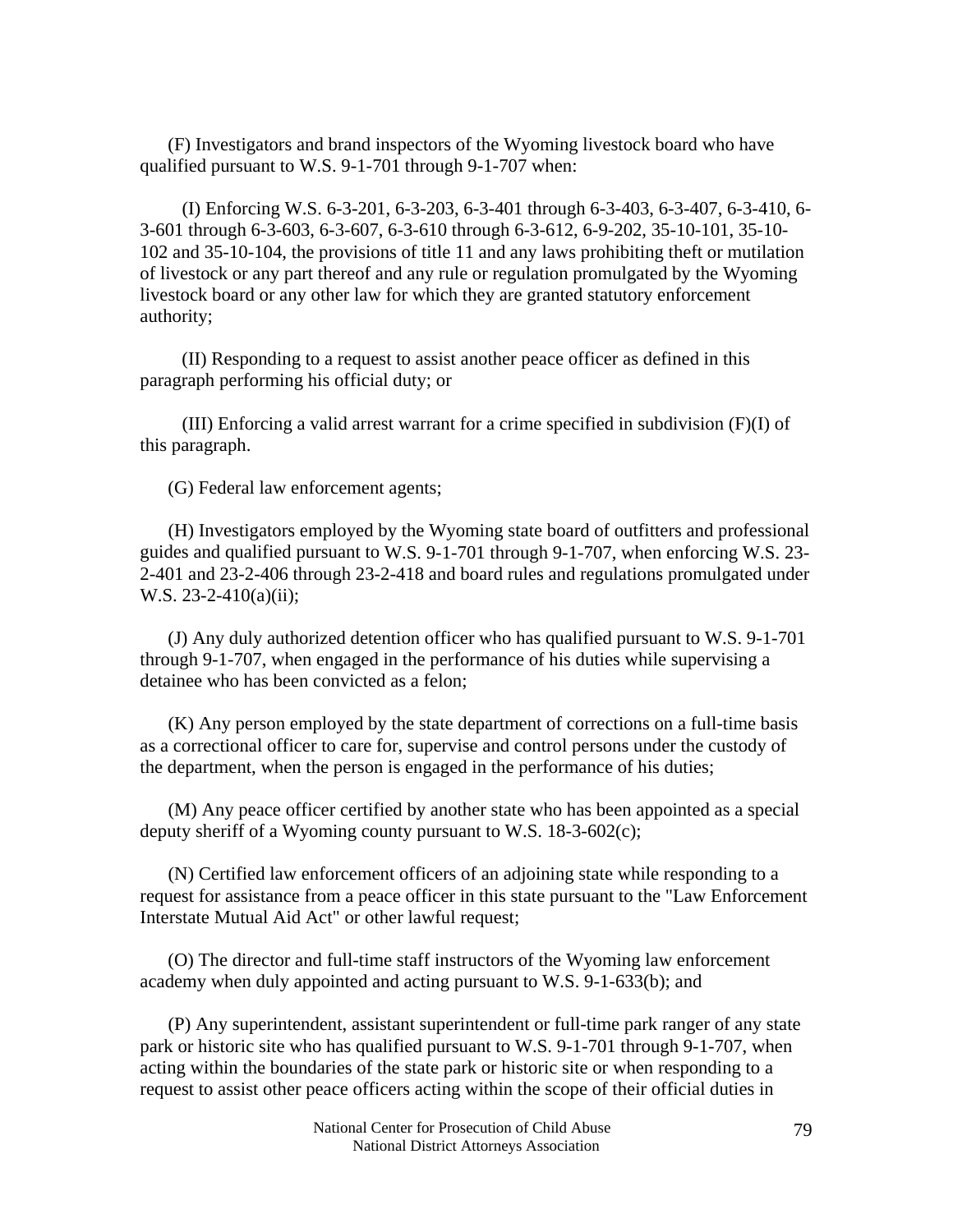(F) Investigators and brand inspectors of the Wyoming livestock board who have qualified pursuant to W.S. 9-1-701 through 9-1-707 when:

(I) Enforcing W.S. 6-3-201, 6-3-203, 6-3-401 through 6-3-403, 6-3-407, 6-3-410, 6-3-601 through 6-3-603, 6-3-607, 6-3-610 through 6-3-612, 6-9-202, 35-10-101, 35-10-102 and 35-10-104, the provisions of title 11 and any laws prohibiting theft or mutilation of livestock or any part thereof and any rule or regulation promulgated by the Wyoming livestock board or any other law for which they are granted statutory enforcement authority;

(II) Responding to a request to assist another peace officer as defined in this paragraph performing his official duty; or

(III) Enforcing a valid arrest warrant for a crime specified in subdivision (F)(I) of this paragraph.

(G) Federal law enforcement agents;

(H) Investigators employed by the Wyoming state board of outfitters and professional guides and qualified pursuant to W.S. 9-1-701 through 9-1-707, when enforcing W.S. 23-2-401 and 23-2-406 through 23-2-418 and board rules and regulations promulgated under W.S. 23-2-410(a)(ii);

(J) Any duly authorized detention officer who has qualified pursuant to W.S. 9-1-701 through 9-1-707, when engaged in the performance of his duties while supervising a detainee who has been convicted as a felon;

(K) Any person employed by the state department of corrections on a full-time basis as a correctional officer to care for, supervise and control persons under the custody of the department, when the person is engaged in the performance of his duties;

(M) Any peace officer certified by another state who has been appointed as a special deputy sheriff of a Wyoming county pursuant to W.S. 18-3-602(c);

(N) Certified law enforcement officers of an adjoining state while responding to a request for assistance from a peace officer in this state pursuant to the "Law Enforcement Interstate Mutual Aid Act" or other lawful request;

(O) The director and full-time staff instructors of the Wyoming law enforcement academy when duly appointed and acting pursuant to W.S. 9-1-633(b); and

(P) Any superintendent, assistant superintendent or full-time park ranger of any state park or historic site who has qualified pursuant to W.S. 9-1-701 through 9-1-707, when acting within the boundaries of the state park or historic site or when responding to a request to assist other peace officers acting within the scope of their official duties in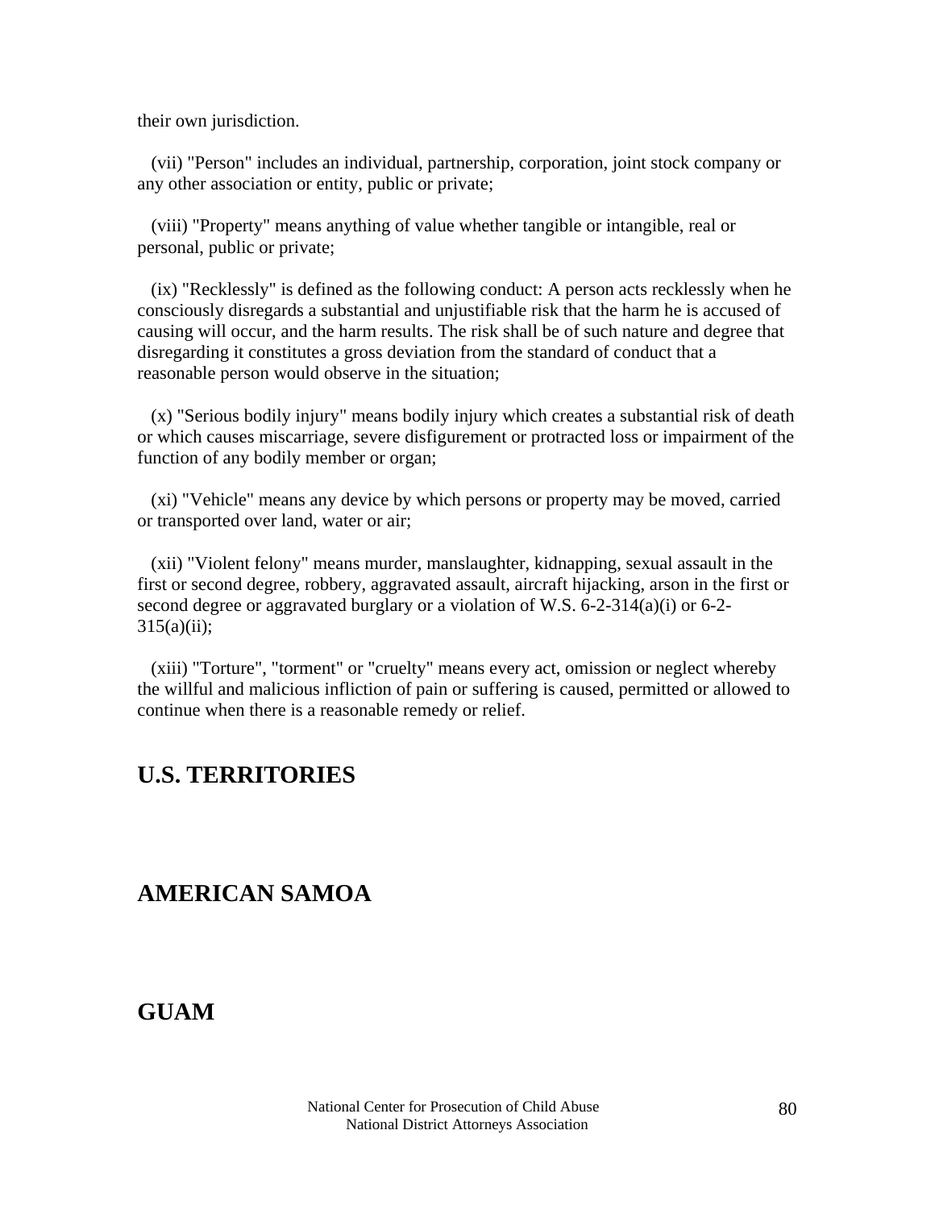their own jurisdiction.

(vii) "Person" includes an individual, partnership, corporation, joint stock company or any other association or entity, public or private;

(viii) "Property" means anything of value whether tangible or intangible, real or personal, public or private;

(ix) "Recklessly" is defined as the following conduct: A person acts recklessly when he consciously disregards a substantial and unjustifiable risk that the harm he is accused of causing will occur, and the harm results. The risk shall be of such nature and degree that disregarding it constitutes a gross deviation from the standard of conduct that a reasonable person would observe in the situation;

(x) "Serious bodily injury" means bodily injury which creates a substantial risk of death or which causes miscarriage, severe disfigurement or protracted loss or impairment of the function of any bodily member or organ;

(xi) "Vehicle" means any device by which persons or property may be moved, carried or transported over land, water or air;

(xii) "Violent felony" means murder, manslaughter, kidnapping, sexual assault in the first or second degree, robbery, aggravated assault, aircraft hijacking, arson in the first or second degree or aggravated burglary or a violation of W.S. 6-2-314(a)(i) or 6-2-315(a)(ii);

(xiii) "Torture", "torment" or "cruelty" means every act, omission or neglect whereby the willful and malicious infliction of pain or suffering is caused, permitted or allowed to continue when there is a reasonable remedy or relief.

## U.S. TERRITORIES

## AMERICAN SAMOA

## GUAM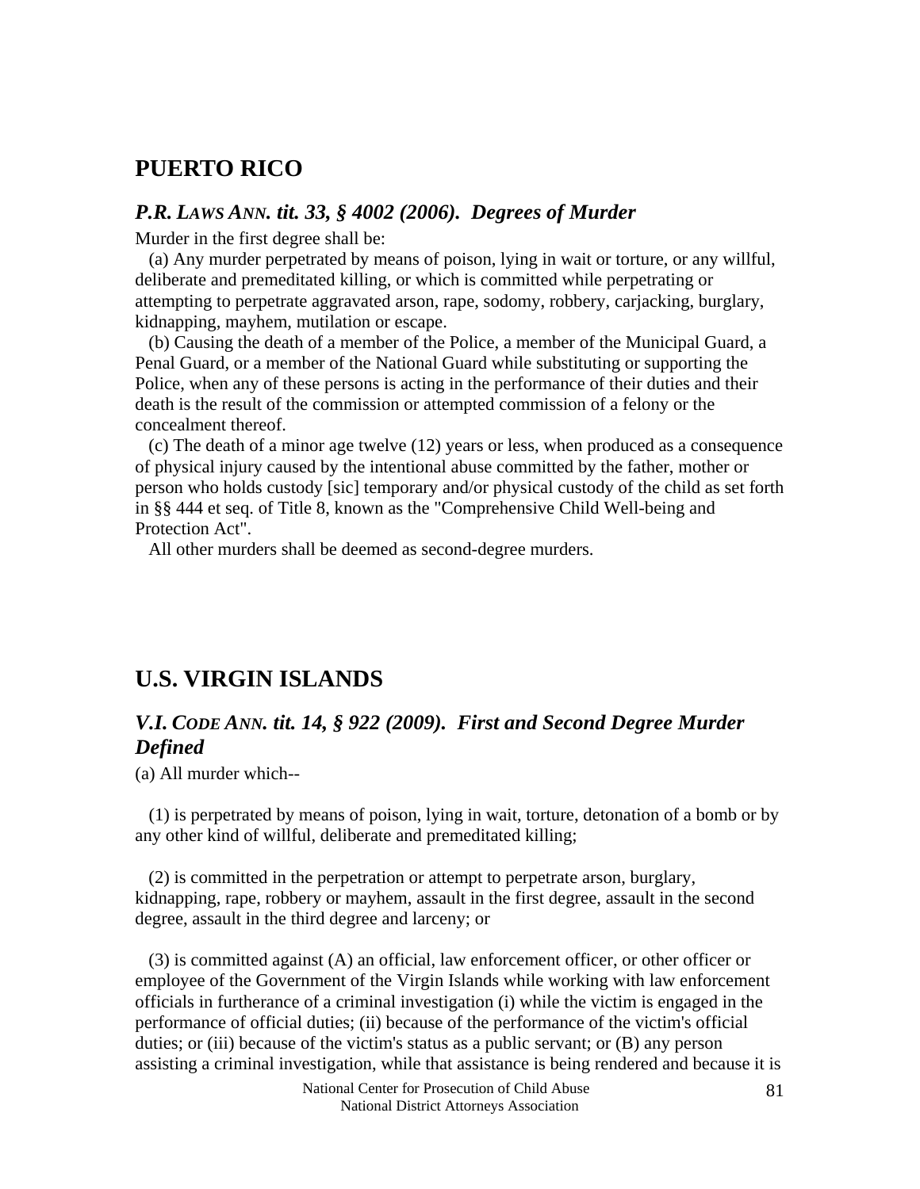## PUERTO RICO

### *P.R. LAWS ANN. tit. 33, § 4002 (2006). Degrees of Murder*

Murder in the first degree shall be:

(a) Any murder perpetrated by means of poison, lying in wait or torture, or any willful, deliberate and premeditated killing, or which is committed while perpetrating or attempting to perpetrate aggravated arson, rape, sodomy, robbery, carjacking, burglary, kidnapping, mayhem, mutilation or escape.

(b) Causing the death of a member of the Police, a member of the Municipal Guard, a Penal Guard, or a member of the National Guard while substituting or supporting the Police, when any of these persons is acting in the performance of their duties and their death is the result of the commission or attempted commission of a felony or the concealment thereof.

(c) The death of a minor age twelve (12) years or less, when produced as a consequence of physical injury caused by the intentional abuse committed by the father, mother or person who holds custody [sic] temporary and/or physical custody of the child as set forth in §§ 444 et seq. of Title 8, known as the "Comprehensive Child Well-being and Protection Act".

All other murders shall be deemed as second-degree murders.

## U.S. VIRGIN ISLANDS

### *V.I. CODE ANN. tit. 14, § 922 (2009). First and Second Degree Murder Defined*

(a) All murder which--

(1) is perpetrated by means of poison, lying in wait, torture, detonation of a bomb or by any other kind of willful, deliberate and premeditated killing;

(2) is committed in the perpetration or attempt to perpetrate arson, burglary, kidnapping, rape, robbery or mayhem, assault in the first degree, assault in the second degree, assault in the third degree and larceny; or

(3) is committed against (A) an official, law enforcement officer, or other officer or employee of the Government of the Virgin Islands while working with law enforcement officials in furtherance of a criminal investigation (i) while the victim is engaged in the performance of official duties; (ii) because of the performance of the victim's official duties; or (iii) because of the victim's status as a public servant; or (B) any person assisting a criminal investigation, while that assistance is being rendered and because it is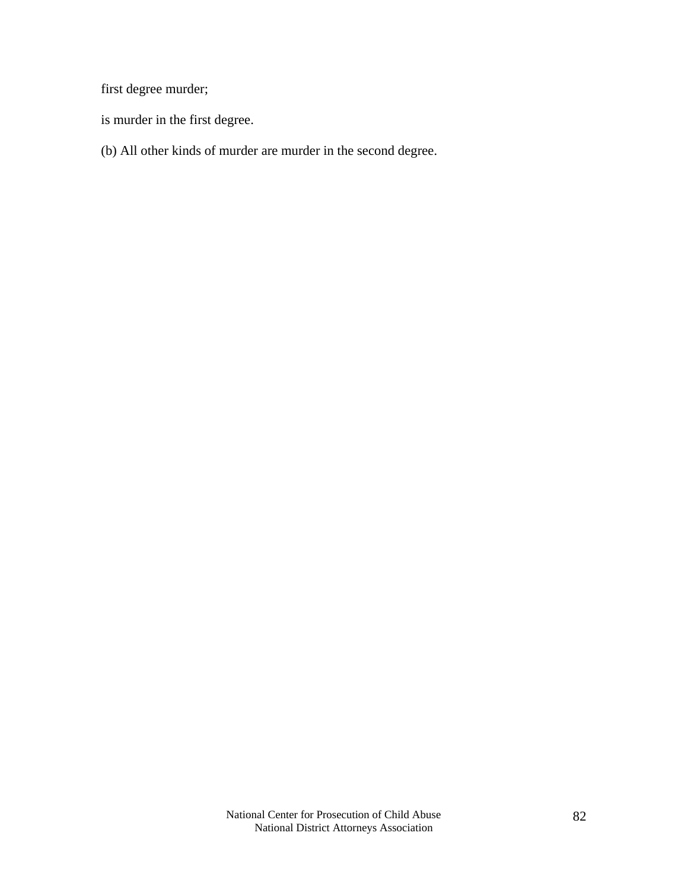first degree murder;

is murder in the first degree.

(b) All other kinds of murder are murder in the second degree.